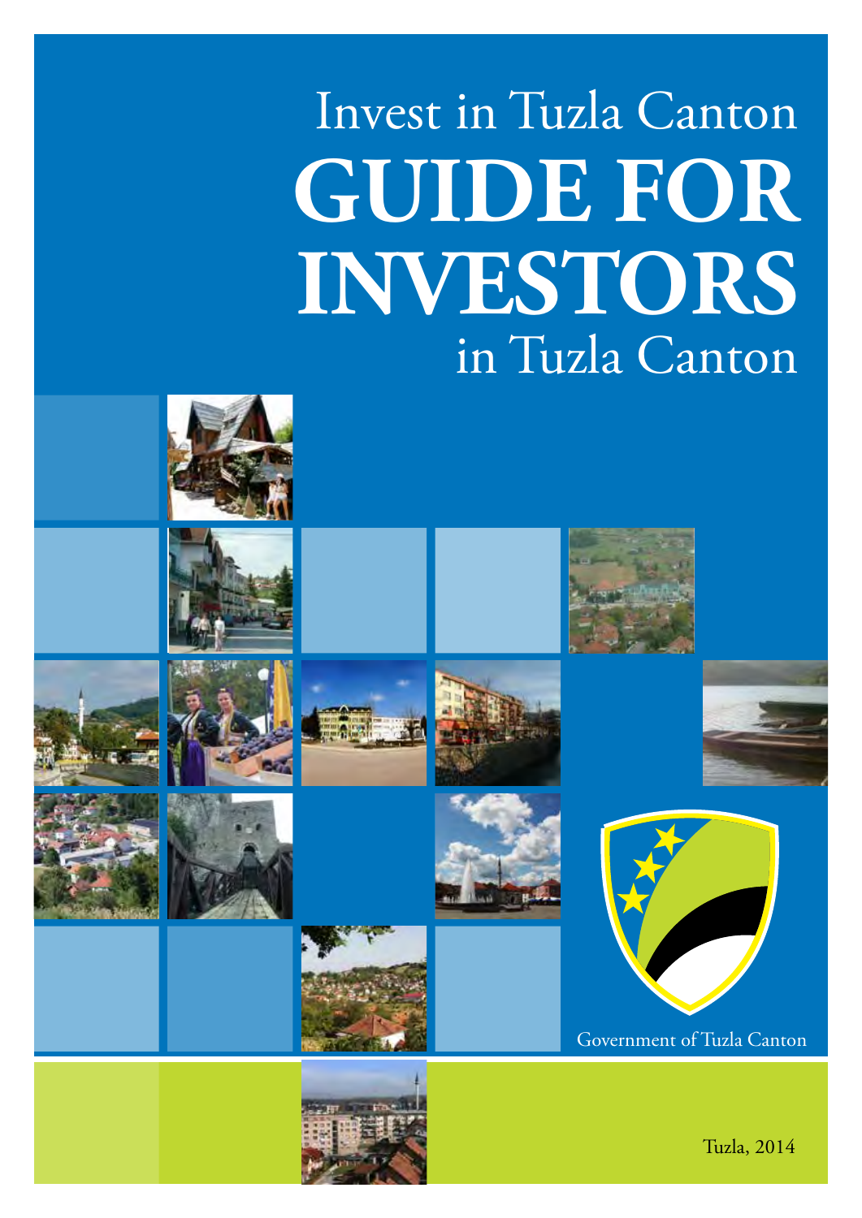Invest in Tuzla Canton

# GUIDE FOR INVESTORS

in Tuzla Canton

Government of Tuzla Canton

Tuzla, 2014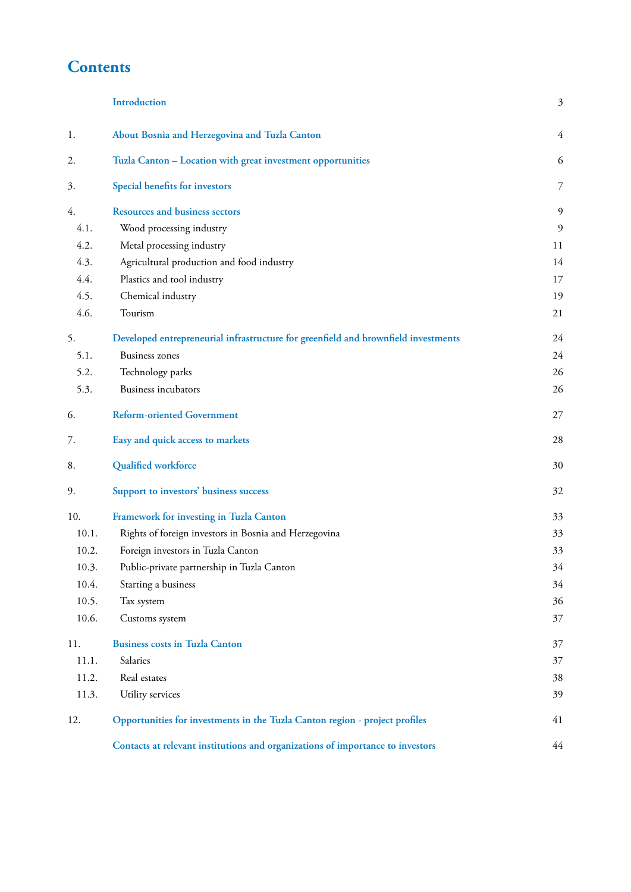# Contents

| | | |
|---|---|---|
| | Introduction | 3 |
| 1. | About Bosnia and Herzegovina and Tuzla Canton | 4 |
| 2. | Tuzla Canton – Location with great investment opportunities | 6 |
| 3. | Special benefits for investors | 7 |
| 4. | Resources and business sectors | 9 |
| 4.1. | Wood processing industry | 9 |
| 4.2. | Metal processing industry | 11 |
| 4.3. | Agricultural production and food industry | 14 |
| 4.4. | Plastics and tool industry | 17 |
| 4.5. | Chemical industry | 19 |
| 4.6. | Tourism | 21 |
| 5. | Developed entrepreneurial infrastructure for greenfield and brownfield investments | 24 |
| 5.1. | Business zones | 24 |
| 5.2. | Technology parks | 26 |
| 5.3. | Business incubators | 26 |
| 6. | Reform-oriented Government | 27 |
| 7. | Easy and quick access to markets | 28 |
| 8. | Qualified workforce | 30 |
| 9. | Support to investors' business success | 32 |
| 10. | Framework for investing in Tuzla Canton | 33 |
| 10.1. | Rights of foreign investors in Bosnia and Herzegovina | 33 |
| 10.2. | Foreign investors in Tuzla Canton | 33 |
| 10.3. | Public-private partnership in Tuzla Canton | 34 |
| 10.4. | Starting a business | 34 |
| 10.5. | Tax system | 36 |
| 10.6. | Customs system | 37 |
| 11. | Business costs in Tuzla Canton | 37 |
| 11.1. | Salaries | 37 |
| 11.2. | Real estates | 38 |
| 11.3. | Utility services | 39 |
| 12. | Opportunities for investments in the Tuzla Canton region - project profiles | 41 |
| | Contacts at relevant institutions and organizations of importance to investors | 44 |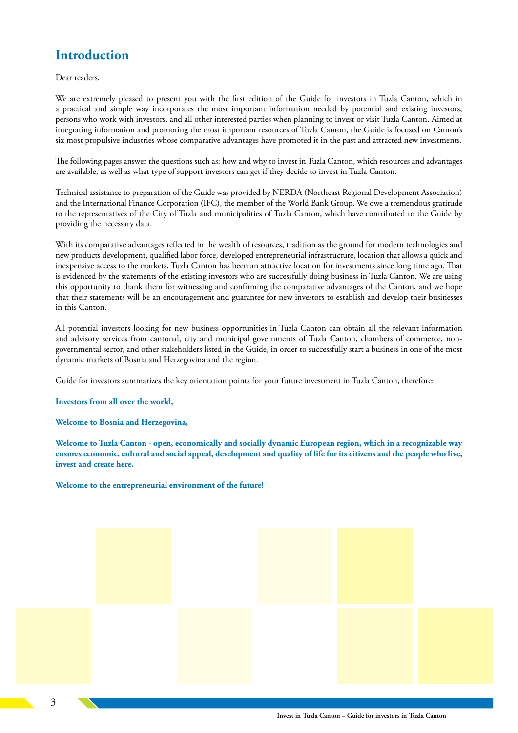# Introduction

Dear readers,

We are extremely pleased to present you with the first edition of the Guide for investors in Tuzla Canton, which in a practical and simple way incorporates the most important information needed by potential and existing investors, persons who work with investors, and all other interested parties when planning to invest or visit Tuzla Canton. Aimed at integrating information and promoting the most important resources of Tuzla Canton, the Guide is focused on Canton's six most propulsive industries whose comparative advantages have promoted it in the past and attracted new investments.

The following pages answer the questions such as: how and why to invest in Tuzla Canton, which resources and advantages are available, as well as what type of support investors can get if they decide to invest in Tuzla Canton.

Technical assistance to preparation of the Guide was provided by NERDA (Northeast Regional Development Association) and the International Finance Corporation (IFC), the member of the World Bank Group. We owe a tremendous gratitude to the representatives of the City of Tuzla and municipalities of Tuzla Canton, which have contributed to the Guide by providing the necessary data.

With its comparative advantages reflected in the wealth of resources, tradition as the ground for modern technologies and new products development, qualified labor force, developed entrepreneurial infrastructure, location that allows a quick and inexpensive access to the markets, Tuzla Canton has been an attractive location for investments since long time ago. That is evidenced by the statements of the existing investors who are successfully doing business in Tuzla Canton. We are using this opportunity to thank them for witnessing and confirming the comparative advantages of the Canton, and we hope that their statements will be an encouragement and guarantee for new investors to establish and develop their businesses in this Canton.

All potential investors looking for new business opportunities in Tuzla Canton can obtain all the relevant information and advisory services from cantonal, city and municipal governments of Tuzla Canton, chambers of commerce, non-governmental sector, and other stakeholders listed in the Guide, in order to successfully start a business in one of the most dynamic markets of Bosnia and Herzegovina and the region.

Guide for investors summarizes the key orientation points for your future investment in Tuzla Canton, therefore:

**Investors from all over the world,**

**Welcome to Bosnia and Herzegovina,**

**Welcome to Tuzla Canton - open, economically and socially dynamic European region, which in a recognizable way ensures economic, cultural and social appeal, development and quality of life for its citizens and the people who live, invest and create here.**

**Welcome to the entrepreneurial environment of the future!**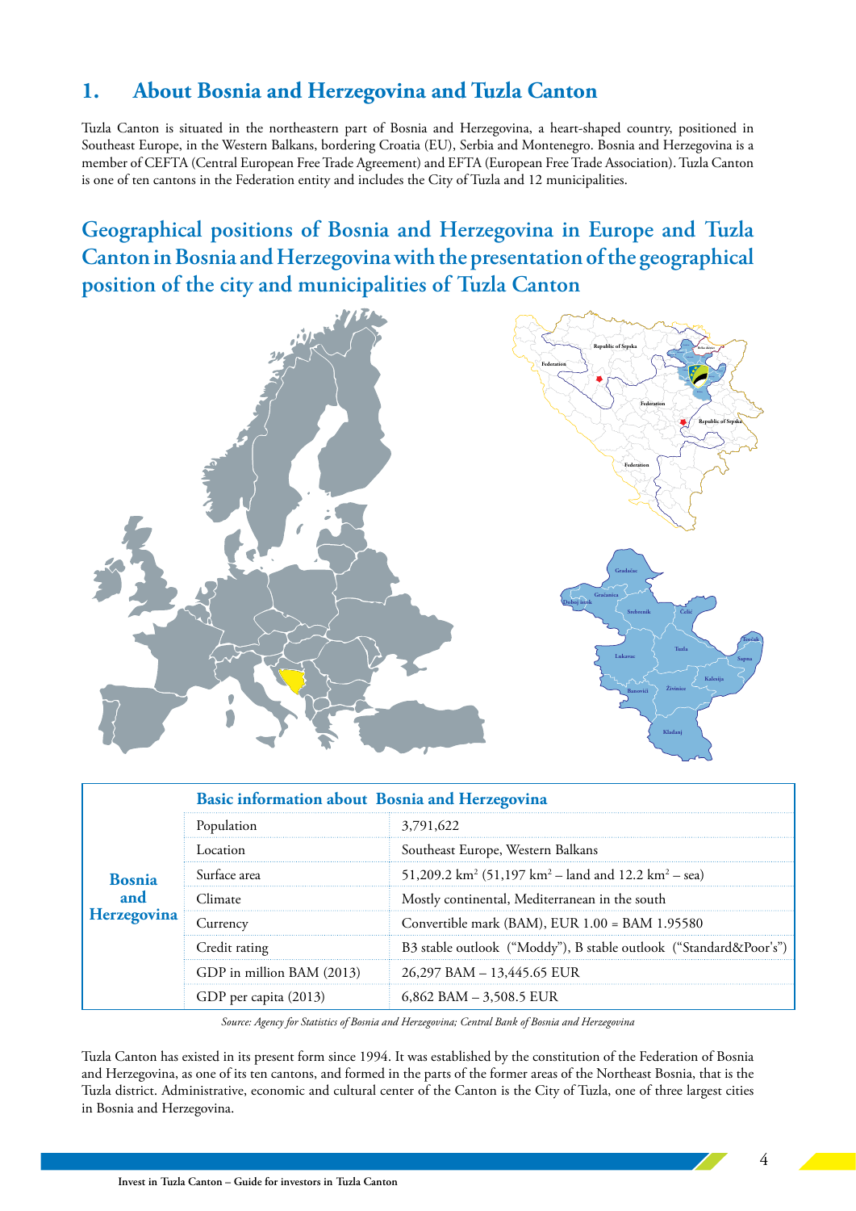## 1. About Bosnia and Herzegovina and Tuzla Canton

Tuzla Canton is situated in the northeastern part of Bosnia and Herzegovina, a heart-shaped country, positioned in Southeast Europe, in the Western Balkans, bordering Croatia (EU), Serbia and Montenegro. Bosnia and Herzegovina is a member of CEFTA (Central European Free Trade Agreement) and EFTA (European Free Trade Association). Tuzla Canton is one of ten cantons in the Federation entity and includes the City of Tuzla and 12 municipalities.

### Geographical positions of Bosnia and Herzegovina in Europe and Tuzla Canton in Bosnia and Herzegovina with the presentation of the geographical position of the city and municipalities of Tuzla Canton

| | Basic information about Bosnia and Herzegovina | |
|---|---|---|
| **Bosnia and Herzegovina** | Population | 3,791,622 |
| | Location | Southeast Europe, Western Balkans |
| | Surface area | 51,209.2 km$^2$ (51,197 km$^2$ – land and 12.2 km$^2$ – sea) |
| | Climate | Mostly continental, Mediterranean in the south |
| | Currency | Convertible mark (BAM), EUR 1.00 = BAM 1.95580 |
| | Credit rating | B3 stable outlook ("Moddy"), B stable outlook ("Standard&Poor's") |
| | GDP in million BAM (2013) | 26,297 BAM – 13,445.65 EUR |
| | GDP per capita (2013) | 6,862 BAM – 3,508.5 EUR |

*Source: Agency for Statistics of Bosnia and Herzegovina; Central Bank of Bosnia and Herzegovina*

Tuzla Canton has existed in its present form since 1994. It was established by the constitution of the Federation of Bosnia and Herzegovina, as one of its ten cantons, and formed in the parts of the former areas of the Northeast Bosnia, that is the Tuzla district. Administrative, economic and cultural center of the Canton is the City of Tuzla, one of three largest cities in Bosnia and Herzegovina.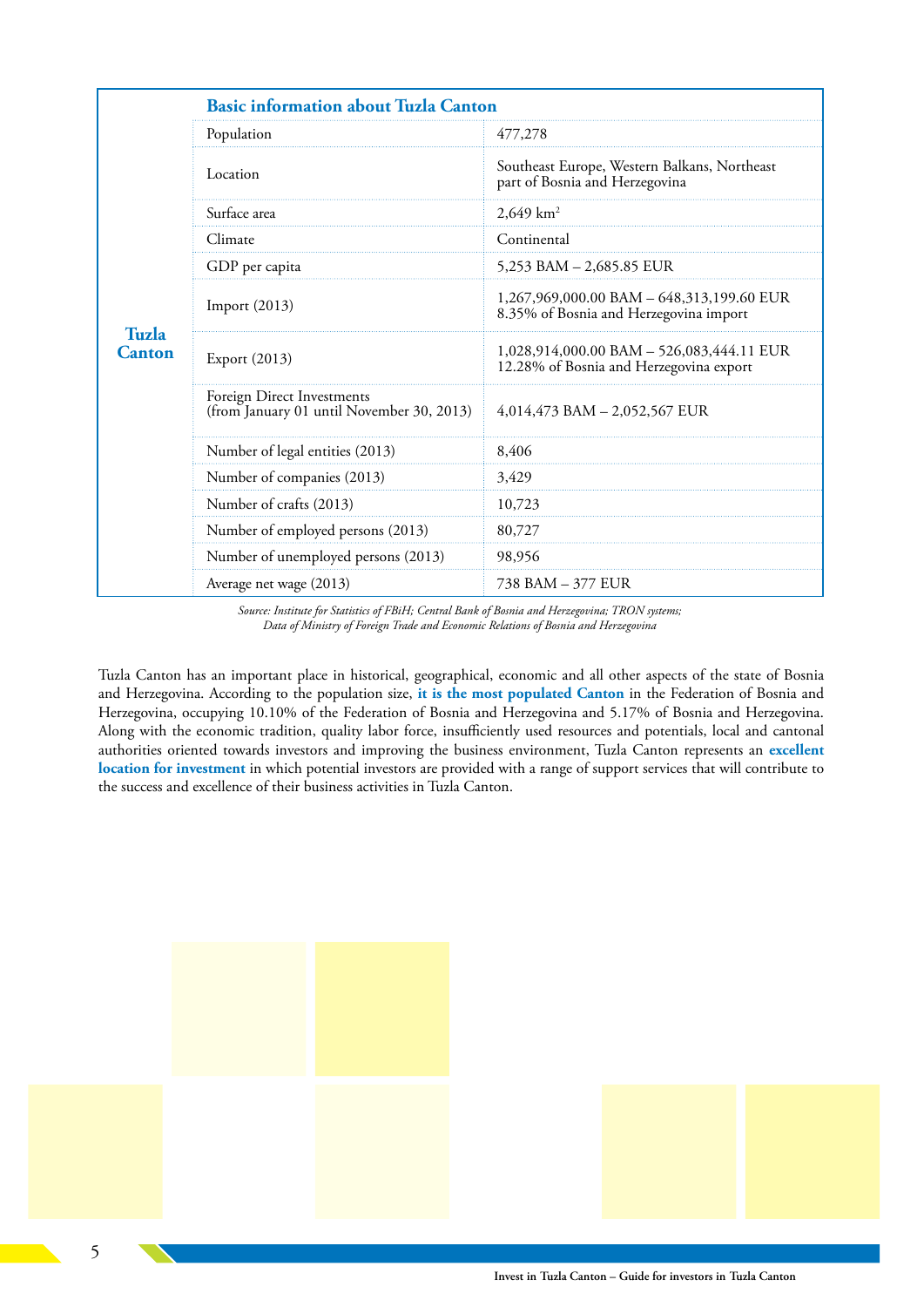## Basic information about Tuzla Canton

| Tuzla Canton | | |
|---|---|---|
| | Population | 477,278 |
| | Location | Southeast Europe, Western Balkans, Northeast part of Bosnia and Herzegovina |
| | Surface area | 2,649 km² |
| | Climate | Continental |
| | GDP per capita | 5,253 BAM – 2,685.85 EUR |
| | Import (2013) | 1,267,969,000.00 BAM – 648,313,199.60 EUR 8.35% of Bosnia and Herzegovina import |
| | Export (2013) | 1,028,914,000.00 BAM – 526,083,444.11 EUR 12.28% of Bosnia and Herzegovina export |
| | Foreign Direct Investments (from January 01 until November 30, 2013) | 4,014,473 BAM – 2,052,567 EUR |
| | Number of legal entities (2013) | 8,406 |
| | Number of companies (2013) | 3,429 |
| | Number of crafts (2013) | 10,723 |
| | Number of employed persons (2013) | 80,727 |
| | Number of unemployed persons (2013) | 98,956 |
| | Average net wage (2013) | 738 BAM – 377 EUR |

*Source: Institute for Statistics of FBiH; Central Bank of Bosnia and Herzegovina; TRON systems; Data of Ministry of Foreign Trade and Economic Relations of Bosnia and Herzegovina*

Tuzla Canton has an important place in historical, geographical, economic and all other aspects of the state of Bosnia and Herzegovina. According to the population size, **it is the most populated Canton** in the Federation of Bosnia and Herzegovina, occupying 10.10% of the Federation of Bosnia and Herzegovina and 5.17% of Bosnia and Herzegovina. Along with the economic tradition, quality labor force, insufficiently used resources and potentials, local and cantonal authorities oriented towards investors and improving the business environment, Tuzla Canton represents an **excellent location for investment** in which potential investors are provided with a range of support services that will contribute to the success and excellence of their business activities in Tuzla Canton.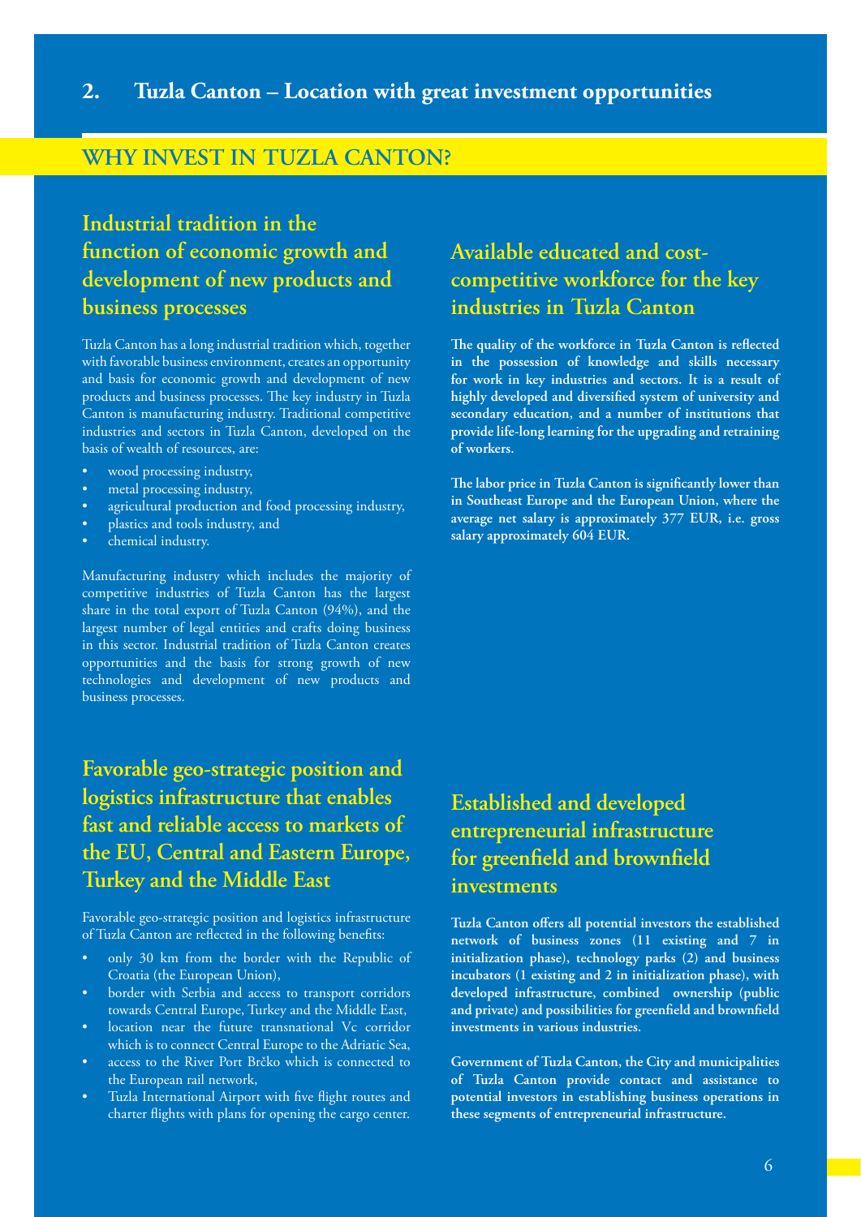## 2. Tuzla Canton – Location with great investment opportunities

## WHY INVEST IN TUZLA CANTON?

### Industrial tradition in the function of economic growth and development of new products and business processes

Tuzla Canton has a long industrial tradition which, together with favorable business environment, creates an opportunity and basis for economic growth and development of new products and business processes. The key industry in Tuzla Canton is manufacturing industry. Traditional competitive industries and sectors in Tuzla Canton, developed on the basis of wealth of resources, are:

- wood processing industry,
- metal processing industry,
- agricultural production and food processing industry,
- plastics and tools industry, and
- chemical industry.

Manufacturing industry which includes the majority of competitive industries of Tuzla Canton has the largest share in the total export of Tuzla Canton (94%), and the largest number of legal entities and crafts doing business in this sector. Industrial tradition of Tuzla Canton creates opportunities and the basis for strong growth of new technologies and development of new products and business processes.

### Available educated and cost-competitive workforce for the key industries in Tuzla Canton

**The quality of the workforce in Tuzla Canton is reflected in the possession of knowledge and skills necessary for work in key industries and sectors. It is a result of highly developed and diversified system of university and secondary education, and a number of institutions that provide life-long learning for the upgrading and retraining of workers.**

**The labor price in Tuzla Canton is significantly lower than in Southeast Europe and the European Union, where the average net salary is approximately 377 EUR, i.e. gross salary approximately 604 EUR.**

### Favorable geo-strategic position and logistics infrastructure that enables fast and reliable access to markets of the EU, Central and Eastern Europe, Turkey and the Middle East

Favorable geo-strategic position and logistics infrastructure of Tuzla Canton are reflected in the following benefits:

- only 30 km from the border with the Republic of Croatia (the European Union),
- border with Serbia and access to transport corridors towards Central Europe, Turkey and the Middle East,
- location near the future transnational Vc corridor which is to connect Central Europe to the Adriatic Sea,
- access to the River Port Brčko which is connected to the European rail network,
- Tuzla International Airport with five flight routes and charter flights with plans for opening the cargo center.

### Established and developed entrepreneurial infrastructure for greenfield and brownfield investments

**Tuzla Canton offers all potential investors the established network of business zones (11 existing and 7 in initialization phase), technology parks (2) and business incubators (1 existing and 2 in initialization phase), with developed infrastructure, combined ownership (public and private) and possibilities for greenfield and brownfield investments in various industries.**

**Government of Tuzla Canton, the City and municipalities of Tuzla Canton provide contact and assistance to potential investors in establishing business operations in these segments of entrepreneurial infrastructure.**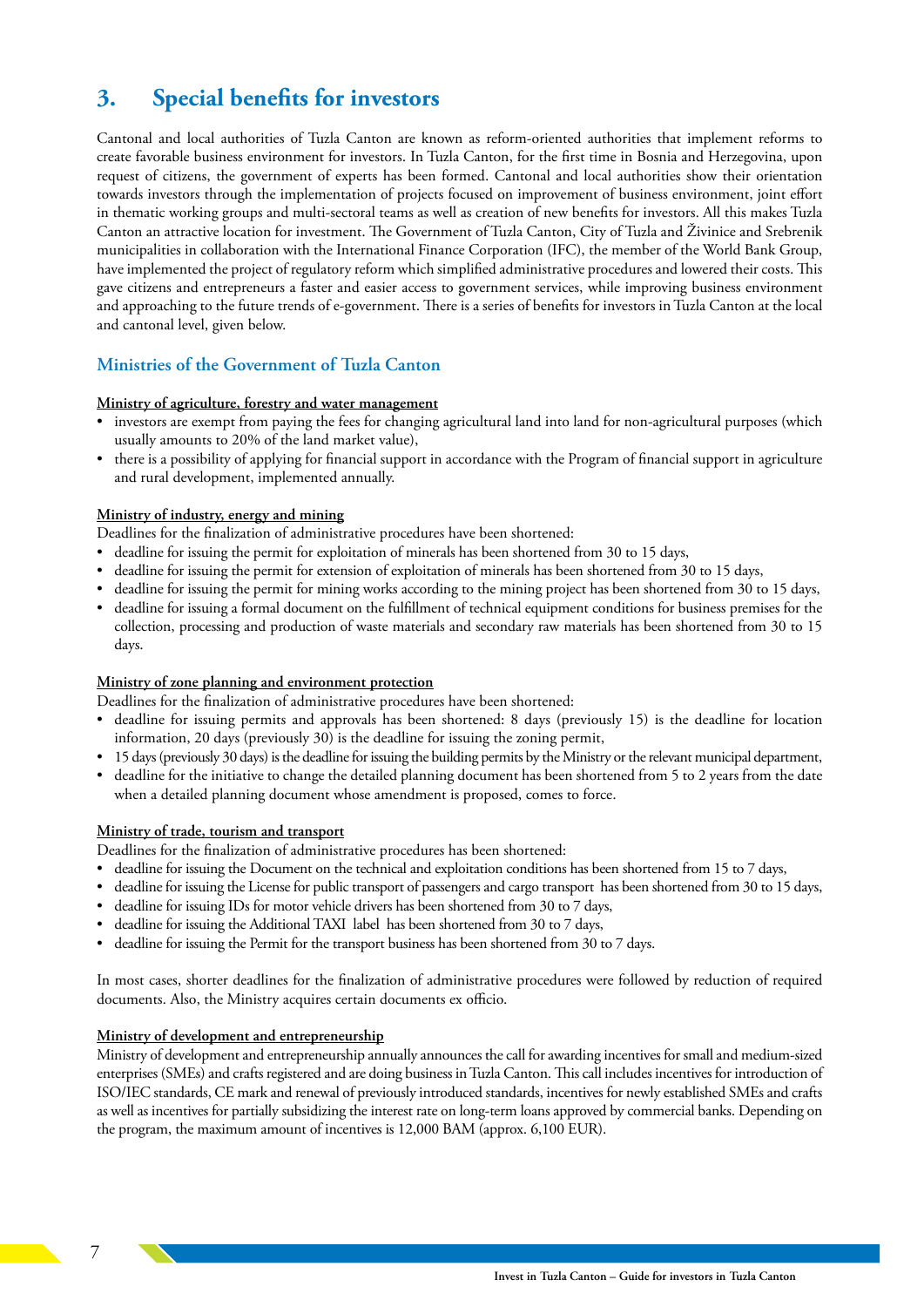## 3. Special benefits for investors

Cantonal and local authorities of Tuzla Canton are known as reform-oriented authorities that implement reforms to create favorable business environment for investors. In Tuzla Canton, for the first time in Bosnia and Herzegovina, upon request of citizens, the government of experts has been formed. Cantonal and local authorities show their orientation towards investors through the implementation of projects focused on improvement of business environment, joint effort in thematic working groups and multi-sectoral teams as well as creation of new benefits for investors. All this makes Tuzla Canton an attractive location for investment. The Government of Tuzla Canton, City of Tuzla and Živinice and Srebrenik municipalities in collaboration with the International Finance Corporation (IFC), the member of the World Bank Group, have implemented the project of regulatory reform which simplified administrative procedures and lowered their costs. This gave citizens and entrepreneurs a faster and easier access to government services, while improving business environment and approaching to the future trends of e-government. There is a series of benefits for investors in Tuzla Canton at the local and cantonal level, given below.

### Ministries of the Government of Tuzla Canton

**Ministry of agriculture, forestry and water management**

- investors are exempt from paying the fees for changing agricultural land into land for non-agricultural purposes (which usually amounts to 20% of the land market value),
- there is a possibility of applying for financial support in accordance with the Program of financial support in agriculture and rural development, implemented annually.

**Ministry of industry, energy and mining**

Deadlines for the finalization of administrative procedures have been shortened:

- deadline for issuing the permit for exploitation of minerals has been shortened from 30 to 15 days,
- deadline for issuing the permit for extension of exploitation of minerals has been shortened from 30 to 15 days,
- deadline for issuing the permit for mining works according to the mining project has been shortened from 30 to 15 days,
- deadline for issuing a formal document on the fulfillment of technical equipment conditions for business premises for the collection, processing and production of waste materials and secondary raw materials has been shortened from 30 to 15 days.

**Ministry of zone planning and environment protection**

Deadlines for the finalization of administrative procedures have been shortened:

- deadline for issuing permits and approvals has been shortened: 8 days (previously 15) is the deadline for location information, 20 days (previously 30) is the deadline for issuing the zoning permit,
- 15 days (previously 30 days) is the deadline for issuing the building permits by the Ministry or the relevant municipal department,
- deadline for the initiative to change the detailed planning document has been shortened from 5 to 2 years from the date when a detailed planning document whose amendment is proposed, comes to force.

**Ministry of trade, tourism and transport**

Deadlines for the finalization of administrative procedures has been shortened:

- deadline for issuing the Document on the technical and exploitation conditions has been shortened from 15 to 7 days,
- deadline for issuing the License for public transport of passengers and cargo transport has been shortened from 30 to 15 days,
- deadline for issuing IDs for motor vehicle drivers has been shortened from 30 to 7 days,
- deadline for issuing the Additional TAXI label has been shortened from 30 to 7 days,
- deadline for issuing the Permit for the transport business has been shortened from 30 to 7 days.

In most cases, shorter deadlines for the finalization of administrative procedures were followed by reduction of required documents. Also, the Ministry acquires certain documents ex officio.

**Ministry of development and entrepreneurship**

Ministry of development and entrepreneurship annually announces the call for awarding incentives for small and medium-sized enterprises (SMEs) and crafts registered and are doing business in Tuzla Canton. This call includes incentives for introduction of ISO/IEC standards, CE mark and renewal of previously introduced standards, incentives for newly established SMEs and crafts as well as incentives for partially subsidizing the interest rate on long-term loans approved by commercial banks. Depending on the program, the maximum amount of incentives is 12,000 BAM (approx. 6,100 EUR).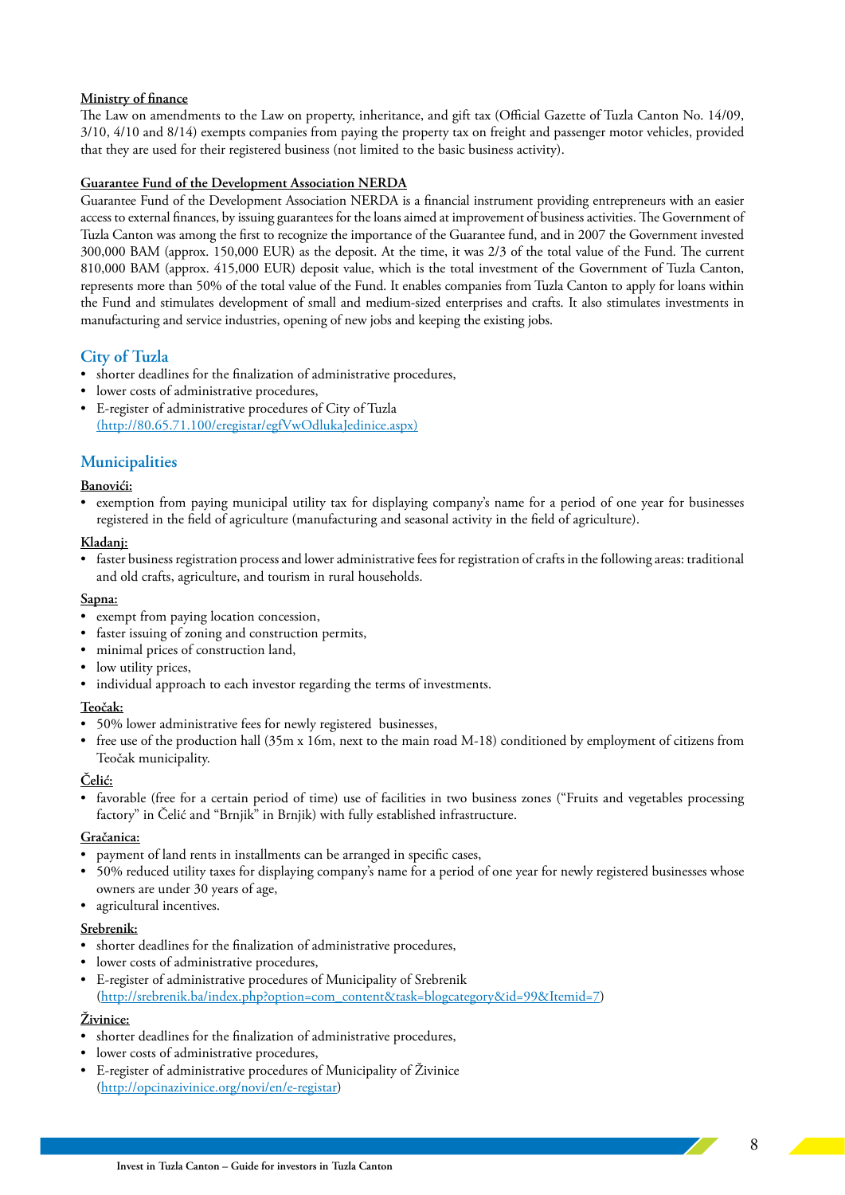**Ministry of finance**

The Law on amendments to the Law on property, inheritance, and gift tax (Official Gazette of Tuzla Canton No. 14/09, 3/10, 4/10 and 8/14) exempts companies from paying the property tax on freight and passenger motor vehicles, provided that they are used for their registered business (not limited to the basic business activity).

**Guarantee Fund of the Development Association NERDA**

Guarantee Fund of the Development Association NERDA is a financial instrument providing entrepreneurs with an easier access to external finances, by issuing guarantees for the loans aimed at improvement of business activities. The Government of Tuzla Canton was among the first to recognize the importance of the Guarantee fund, and in 2007 the Government invested 300,000 BAM (approx. 150,000 EUR) as the deposit. At the time, it was 2/3 of the total value of the Fund. The current 810,000 BAM (approx. 415,000 EUR) deposit value, which is the total investment of the Government of Tuzla Canton, represents more than 50% of the total value of the Fund. It enables companies from Tuzla Canton to apply for loans within the Fund and stimulates development of small and medium-sized enterprises and crafts. It also stimulates investments in manufacturing and service industries, opening of new jobs and keeping the existing jobs.

## City of Tuzla

- shorter deadlines for the finalization of administrative procedures,
- lower costs of administrative procedures,
- E-register of administrative procedures of City of Tuzla (http://80.65.71.100/eregistar/egfVwOdlukaJedinice.aspx)

## Municipalities

**Banovići:**

- exemption from paying municipal utility tax for displaying company's name for a period of one year for businesses registered in the field of agriculture (manufacturing and seasonal activity in the field of agriculture).

**Kladanj:**

- faster business registration process and lower administrative fees for registration of crafts in the following areas: traditional and old crafts, agriculture, and tourism in rural households.

**Sapna:**

- exempt from paying location concession,
- faster issuing of zoning and construction permits,
- minimal prices of construction land,
- low utility prices,
- individual approach to each investor regarding the terms of investments.

**Teočak:**

- 50% lower administrative fees for newly registered businesses,
- free use of the production hall (35m x 16m, next to the main road M-18) conditioned by employment of citizens from Teočak municipality.

**Čelić:**

- favorable (free for a certain period of time) use of facilities in two business zones ("Fruits and vegetables processing factory" in Čelić and "Brnjik" in Brnjik) with fully established infrastructure.

**Gračanica:**

- payment of land rents in installments can be arranged in specific cases,
- 50% reduced utility taxes for displaying company's name for a period of one year for newly registered businesses whose owners are under 30 years of age,
- agricultural incentives.

**Srebrenik:**

- shorter deadlines for the finalization of administrative procedures,
- lower costs of administrative procedures,
- E-register of administrative procedures of Municipality of Srebrenik (http://srebrenik.ba/index.php?option=com_content&task=blogcategory&id=99&Itemid=7)

**Živinice:**

- shorter deadlines for the finalization of administrative procedures,
- lower costs of administrative procedures,
- E-register of administrative procedures of Municipality of Živinice (http://opcinazivinice.org/novi/en/e-registar)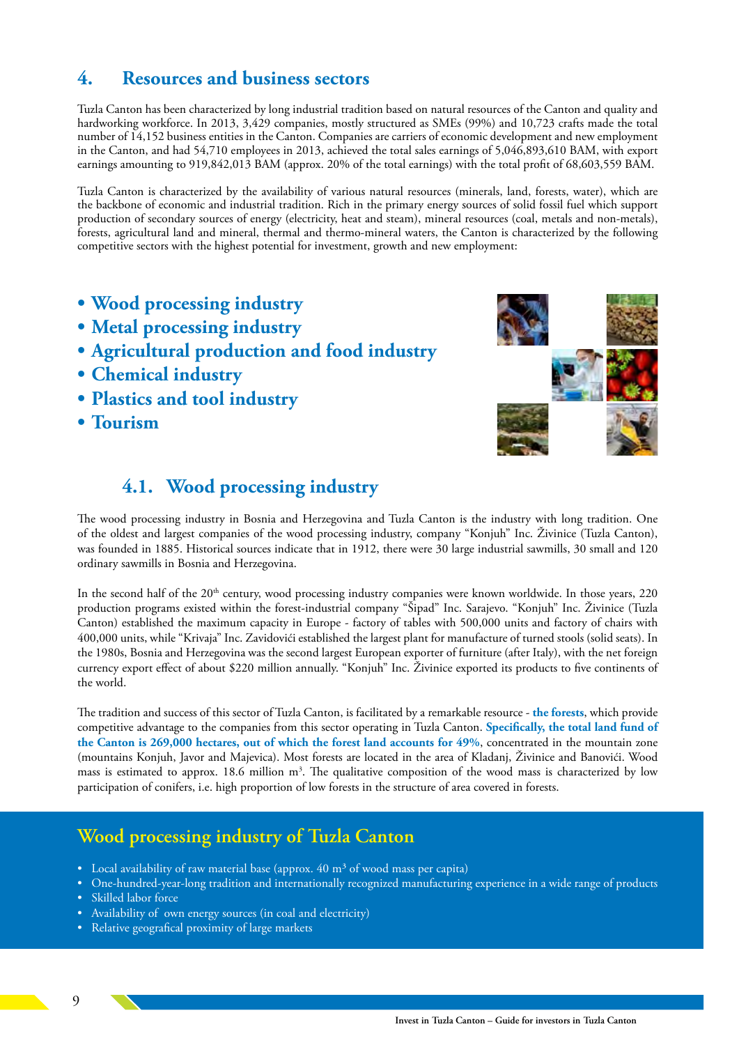## 4. Resources and business sectors

Tuzla Canton has been characterized by long industrial tradition based on natural resources of the Canton and quality and hardworking workforce. In 2013, 3,429 companies, mostly structured as SMEs (99%) and 10,723 crafts made the total number of 14,152 business entities in the Canton. Companies are carriers of economic development and new employment in the Canton, and had 54,710 employees in 2013, achieved the total sales earnings of 5,046,893,610 BAM, with export earnings amounting to 919,842,013 BAM (approx. 20% of the total earnings) with the total profit of 68,603,559 BAM.

Tuzla Canton is characterized by the availability of various natural resources (minerals, land, forests, water), which are the backbone of economic and industrial tradition. Rich in the primary energy sources of solid fossil fuel which support production of secondary sources of energy (electricity, heat and steam), mineral resources (coal, metals and non-metals), forests, agricultural land and mineral, thermal and thermo-mineral waters, the Canton is characterized by the following competitive sectors with the highest potential for investment, growth and new employment:

- **Wood processing industry**
- **Metal processing industry**
- **Agricultural production and food industry**
- **Chemical industry**
- **Plastics and tool industry**
- **Tourism**

### 4.1. Wood processing industry

The wood processing industry in Bosnia and Herzegovina and Tuzla Canton is the industry with long tradition. One of the oldest and largest companies of the wood processing industry, company "Konjuh" Inc. Živinice (Tuzla Canton), was founded in 1885. Historical sources indicate that in 1912, there were 30 large industrial sawmills, 30 small and 120 ordinary sawmills in Bosnia and Herzegovina.

In the second half of the 20th century, wood processing industry companies were known worldwide. In those years, 220 production programs existed within the forest-industrial company "Šipad" Inc. Sarajevo. "Konjuh" Inc. Živinice (Tuzla Canton) established the maximum capacity in Europe - factory of tables with 500,000 units and factory of chairs with 400,000 units, while "Krivaja" Inc. Zavidovići established the largest plant for manufacture of turned stools (solid seats). In the 1980s, Bosnia and Herzegovina was the second largest European exporter of furniture (after Italy), with the net foreign currency export effect of about $220 million annually. "Konjuh" Inc. Živinice exported its products to five continents of the world.

The tradition and success of this sector of Tuzla Canton, is facilitated by a remarkable resource - **the forests**, which provide competitive advantage to the companies from this sector operating in Tuzla Canton. **Specifically, the total land fund of the Canton is 269,000 hectares, out of which the forest land accounts for 49%**, concentrated in the mountain zone (mountains Konjuh, Javor and Majevica). Most forests are located in the area of Kladanj, Živinice and Banovići. Wood mass is estimated to approx. 18.6 million m$^3$. The qualitative composition of the wood mass is characterized by low participation of conifers, i.e. high proportion of low forests in the structure of area covered in forests.

### Wood processing industry of Tuzla Canton

- Local availability of raw material base (approx. 40 m$^3$ of wood mass per capita)
- One-hundred-year-long tradition and internationally recognized manufacturing experience in a wide range of products
- Skilled labor force
- Availability of own energy sources (in coal and electricity)
- Relative geografical proximity of large markets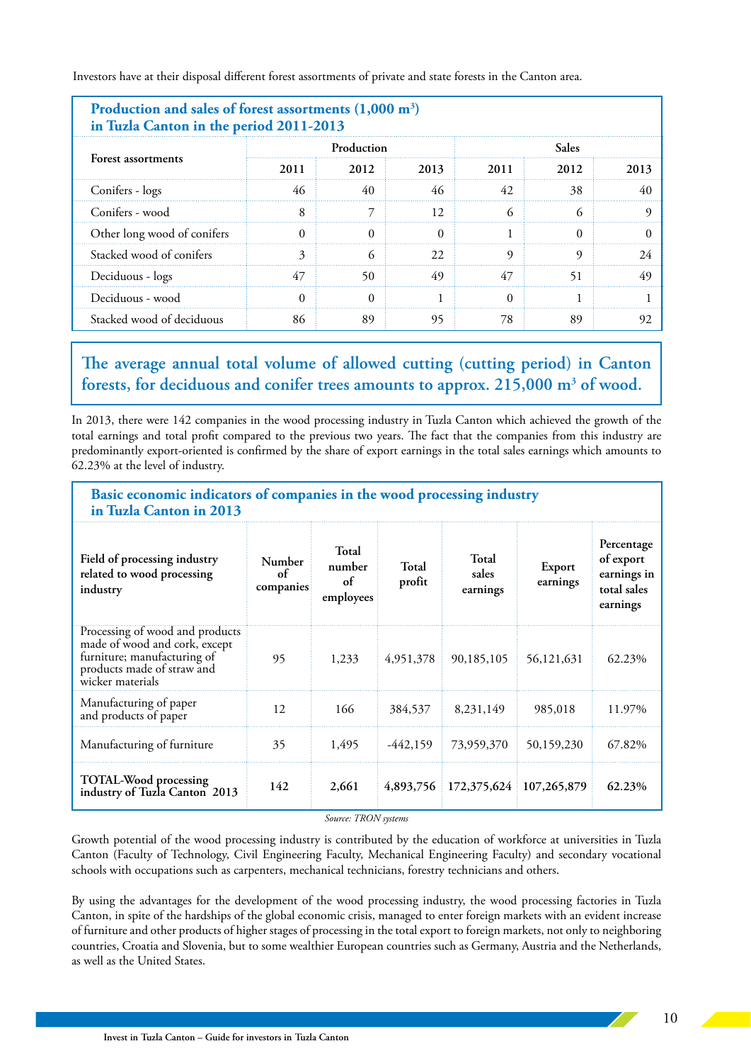Investors have at their disposal different forest assortments of private and state forests in the Canton area.

**Production and sales of forest assortments (1,000 m$^3$) in Tuzla Canton in the period 2011-2013**

| Forest assortments | Production | | | Sales | | |
|---|---|---|---|---|---|---|
| | 2011 | 2012 | 2013 | 2011 | 2012 | 2013 |
| Conifers - logs | 46 | 40 | 46 | 42 | 38 | 40 |
| Conifers - wood | 8 | 7 | 12 | 6 | 6 | 9 |
| Other long wood of conifers | 0 | 0 | 0 | 1 | 0 | 0 |
| Stacked wood of conifers | 3 | 6 | 22 | 9 | 9 | 24 |
| Deciduous - logs | 47 | 50 | 49 | 47 | 51 | 49 |
| Deciduous - wood | 0 | 0 | 1 | 0 | 1 | 1 |
| Stacked wood of deciduous | 86 | 89 | 95 | 78 | 89 | 92 |

**The average annual total volume of allowed cutting (cutting period) in Canton forests, for deciduous and conifer trees amounts to approx. 215,000 m$^3$ of wood.**

In 2013, there were 142 companies in the wood processing industry in Tuzla Canton which achieved the growth of the total earnings and total profit compared to the previous two years. The fact that the companies from this industry are predominantly export-oriented is confirmed by the share of export earnings in the total sales earnings which amounts to 62.23% at the level of industry.

**Basic economic indicators of companies in the wood processing industry in Tuzla Canton in 2013**

| Field of processing industry related to wood processing industry | Number of companies | Total number of employees | Total profit | Total sales earnings | Export earnings | Percentage of export earnings in total sales earnings |
|---|---|---|---|---|---|---|
| Processing of wood and products made of wood and cork, except furniture; manufacturing of products made of straw and wicker materials | 95 | 1,233 | 4,951,378 | 90,185,105 | 56,121,631 | 62.23% |
| Manufacturing of paper and products of paper | 12 | 166 | 384,537 | 8,231,149 | 985,018 | 11.97% |
| Manufacturing of furniture | 35 | 1,495 | -442,159 | 73,959,370 | 50,159,230 | 67.82% |
| **TOTAL-Wood processing industry of Tuzla Canton 2013** | **142** | **2,661** | **4,893,756** | **172,375,624** | **107,265,879** | **62.23%** |

*Source: TRON systems*

Growth potential of the wood processing industry is contributed by the education of workforce at universities in Tuzla Canton (Faculty of Technology, Civil Engineering Faculty, Mechanical Engineering Faculty) and secondary vocational schools with occupations such as carpenters, mechanical technicians, forestry technicians and others.

By using the advantages for the development of the wood processing industry, the wood processing factories in Tuzla Canton, in spite of the hardships of the global economic crisis, managed to enter foreign markets with an evident increase of furniture and other products of higher stages of processing in the total export to foreign markets, not only to neighboring countries, Croatia and Slovenia, but to some wealthier European countries such as Germany, Austria and the Netherlands, as well as the United States.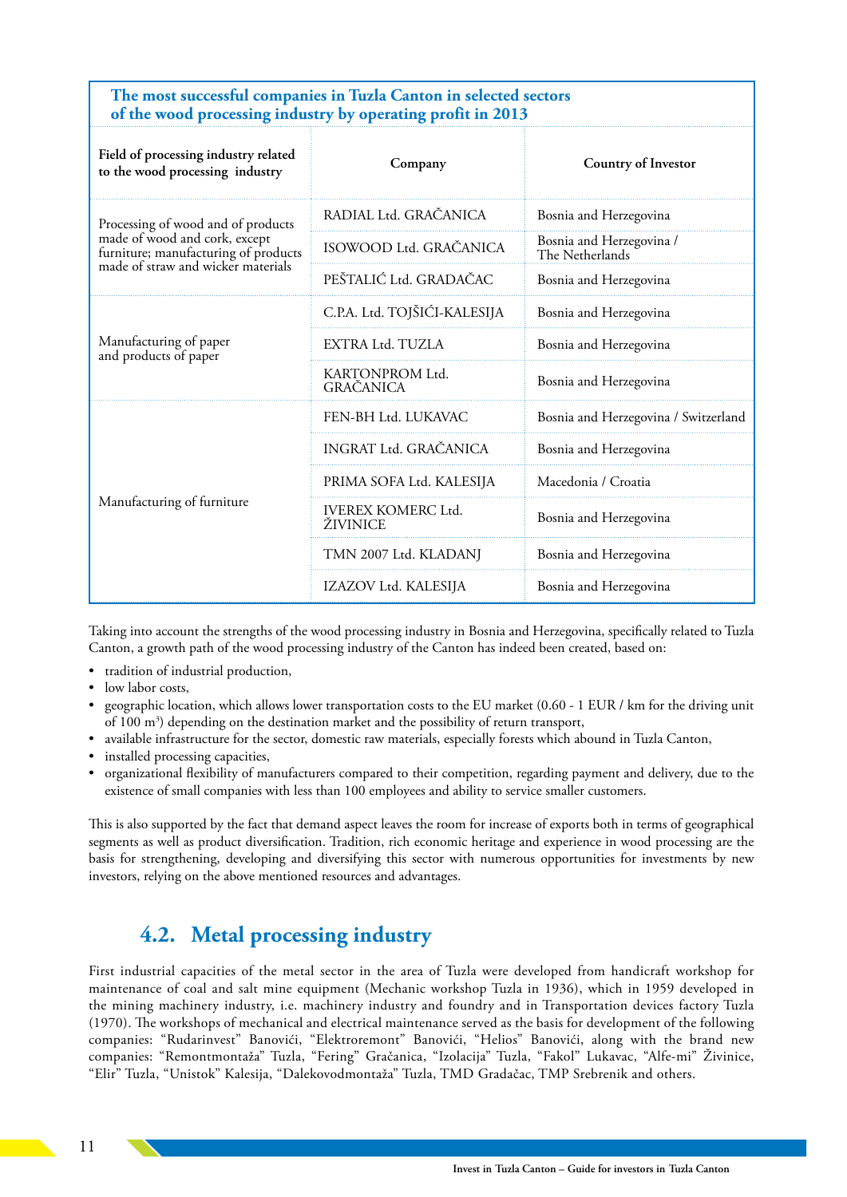**The most successful companies in Tuzla Canton in selected sectors of the wood processing industry by operating profit in 2013**

| Field of processing industry related to the wood processing industry | Company | Country of Investor |
|---|---|---|
| Processing of wood and of products made of wood and cork, except furniture; manufacturing of products made of straw and wicker materials | RADIAL Ltd. GRAČANICA | Bosnia and Herzegovina |
| | ISOWOOD Ltd. GRAČANICA | Bosnia and Herzegovina / The Netherlands |
| | PEŠTALIĆ Ltd. GRADAČAC | Bosnia and Herzegovina |
| Manufacturing of paper and products of paper | C.P.A. Ltd. TOJŠIĆI-KALESIJA | Bosnia and Herzegovina |
| | EXTRA Ltd. TUZLA | Bosnia and Herzegovina |
| | KARTONPROM Ltd. GRAČANICA | Bosnia and Herzegovina |
| Manufacturing of furniture | FEN-BH Ltd. LUKAVAC | Bosnia and Herzegovina / Switzerland |
| | INGRAT Ltd. GRAČANICA | Bosnia and Herzegovina |
| | PRIMA SOFA Ltd. KALESIJA | Macedonia / Croatia |
| | IVEREX KOMERC Ltd. ŽIVINICE | Bosnia and Herzegovina |
| | TMN 2007 Ltd. KLADANJ | Bosnia and Herzegovina |
| | IZAZOV Ltd. KALESIJA | Bosnia and Herzegovina |

Taking into account the strengths of the wood processing industry in Bosnia and Herzegovina, specifically related to Tuzla Canton, a growth path of the wood processing industry of the Canton has indeed been created, based on:

- tradition of industrial production,
- low labor costs,
- geographic location, which allows lower transportation costs to the EU market (0.60 - 1 EUR / km for the driving unit of 100 $m^3$) depending on the destination market and the possibility of return transport,
- available infrastructure for the sector, domestic raw materials, especially forests which abound in Tuzla Canton,
- installed processing capacities,
- organizational flexibility of manufacturers compared to their competition, regarding payment and delivery, due to the existence of small companies with less than 100 employees and ability to service smaller customers.

This is also supported by the fact that demand aspect leaves the room for increase of exports both in terms of geographical segments as well as product diversification. Tradition, rich economic heritage and experience in wood processing are the basis for strengthening, developing and diversifying this sector with numerous opportunities for investments by new investors, relying on the above mentioned resources and advantages.

## 4.2. Metal processing industry

First industrial capacities of the metal sector in the area of Tuzla were developed from handicraft workshop for maintenance of coal and salt mine equipment (Mechanic workshop Tuzla in 1936), which in 1959 developed in the mining machinery industry, i.e. machinery industry and foundry and in Transportation devices factory Tuzla (1970). The workshops of mechanical and electrical maintenance served as the basis for development of the following companies: “Rudarinvest” Banovići, “Elektroremont” Banovići, “Helios” Banovići, along with the brand new companies: “Remontmontaža” Tuzla, “Fering” Gračanica, “Izolacija” Tuzla, “Fakol” Lukavac, “Alfe-mi” Živinice, “Elir” Tuzla, “Unistok” Kalesija, “Dalekovodmontaža” Tuzla, TMD Gradačac, TMP Srebrenik and others.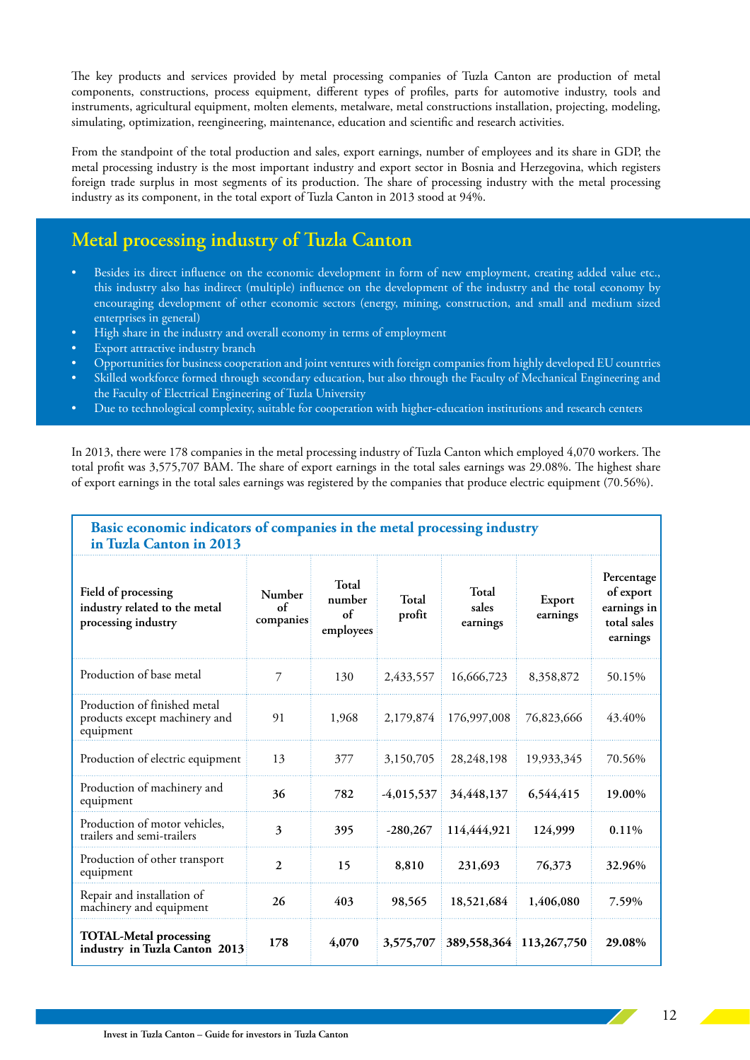The key products and services provided by metal processing companies of Tuzla Canton are production of metal components, constructions, process equipment, different types of profiles, parts for automotive industry, tools and instruments, agricultural equipment, molten elements, metalware, metal constructions installation, projecting, modeling, simulating, optimization, reengineering, maintenance, education and scientific and research activities.

From the standpoint of the total production and sales, export earnings, number of employees and its share in GDP, the metal processing industry is the most important industry and export sector in Bosnia and Herzegovina, which registers foreign trade surplus in most segments of its production. The share of processing industry with the metal processing industry as its component, in the total export of Tuzla Canton in 2013 stood at 94%.

## Metal processing industry of Tuzla Canton

- Besides its direct influence on the economic development in form of new employment, creating added value etc., this industry also has indirect (multiple) influence on the development of the industry and the total economy by encouraging development of other economic sectors (energy, mining, construction, and small and medium sized enterprises in general)
- High share in the industry and overall economy in terms of employment
- Export attractive industry branch
- Opportunities for business cooperation and joint ventures with foreign companies from highly developed EU countries
- Skilled workforce formed through secondary education, but also through the Faculty of Mechanical Engineering and the Faculty of Electrical Engineering of Tuzla University
- Due to technological complexity, suitable for cooperation with higher-education institutions and research centers

In 2013, there were 178 companies in the metal processing industry of Tuzla Canton which employed 4,070 workers. The total profit was 3,575,707 BAM. The share of export earnings in the total sales earnings was 29.08%. The highest share of export earnings in the total sales earnings was registered by the companies that produce electric equipment (70.56%).

**Basic economic indicators of companies in the metal processing industry in Tuzla Canton in 2013**

| Field of processing industry related to the metal processing industry | Number of companies | Total number of employees | Total profit | Total sales earnings | Export earnings | Percentage of export earnings in total sales earnings |
|---|---|---|---|---|---|---|
| Production of base metal | 7 | 130 | 2,433,557 | 16,666,723 | 8,358,872 | 50.15% |
| Production of finished metal products except machinery and equipment | 91 | 1,968 | 2,179,874 | 176,997,008 | 76,823,666 | 43.40% |
| Production of electric equipment | 13 | 377 | 3,150,705 | 28,248,198 | 19,933,345 | 70.56% |
| Production of machinery and equipment | 36 | 782 | -4,015,537 | 34,448,137 | 6,544,415 | 19.00% |
| Production of motor vehicles, trailers and semi-trailers | 3 | 395 | -280,267 | 114,444,921 | 124,999 | 0.11% |
| Production of other transport equipment | 2 | 15 | 8,810 | 231,693 | 76,373 | 32.96% |
| Repair and installation of machinery and equipment | 26 | 403 | 98,565 | 18,521,684 | 1,406,080 | 7.59% |
| **TOTAL-Metal processing industry in Tuzla Canton 2013** | **178** | **4,070** | **3,575,707** | **389,558,364** | **113,267,750** | **29.08%** |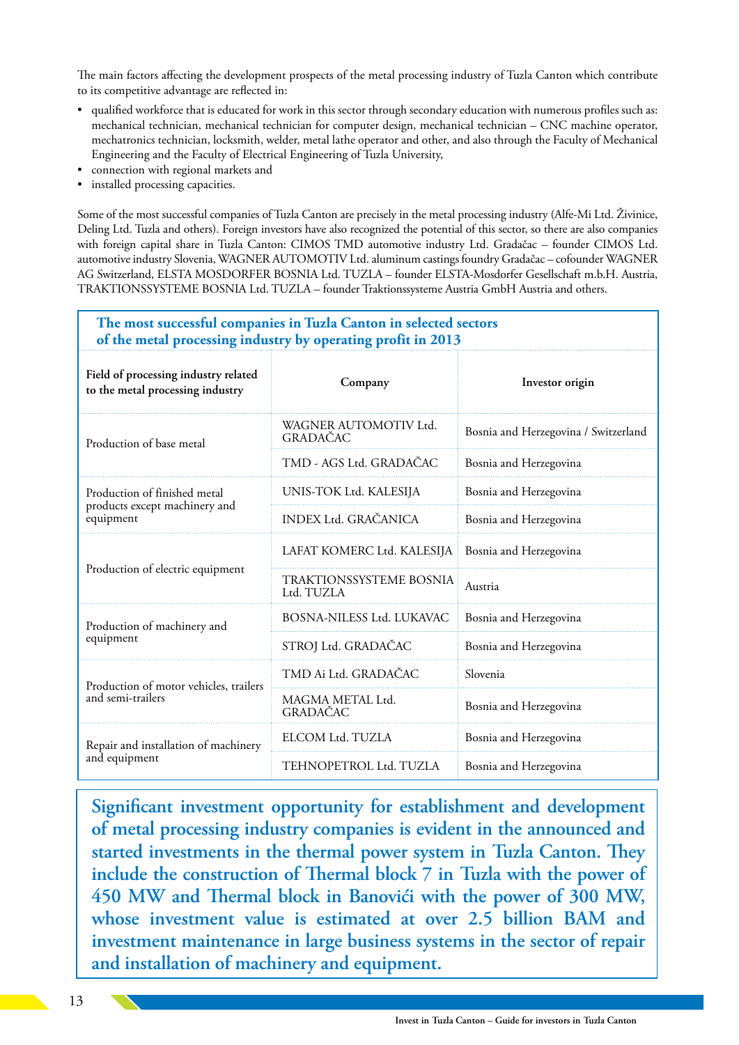The main factors affecting the development prospects of the metal processing industry of Tuzla Canton which contribute to its competitive advantage are reflected in:

- qualified workforce that is educated for work in this sector through secondary education with numerous profiles such as: mechanical technician, mechanical technician for computer design, mechanical technician – CNC machine operator, mechatronics technician, locksmith, welder, metal lathe operator and other, and also through the Faculty of Mechanical Engineering and the Faculty of Electrical Engineering of Tuzla University,
- connection with regional markets and
- installed processing capacities.

Some of the most successful companies of Tuzla Canton are precisely in the metal processing industry (Alfe-Mi Ltd. Živinice, Deling Ltd. Tuzla and others). Foreign investors have also recognized the potential of this sector, so there are also companies with foreign capital share in Tuzla Canton: CIMOS TMD automotive industry Ltd. Gradačac – founder CIMOS Ltd. automotive industry Slovenia, WAGNER AUTOMOTIV Ltd. aluminum castings foundry Gradačac – cofounder WAGNER AG Switzerland, ELSTA MOSDORFER BOSNIA Ltd. TUZLA – founder ELSTA-Mosdorfer Gesellschaft m.b.H. Austria, TRAKTIONSSYSTEME BOSNIA Ltd. TUZLA – founder Traktionssysteme Austria GmbH Austria and others.

**The most successful companies in Tuzla Canton in selected sectors of the metal processing industry by operating profit in 2013**

| Field of processing industry related to the metal processing industry | Company | Investor origin |
|---|---|---|
| Production of base metal | WAGNER AUTOMOTIV Ltd. GRADAČAC | Bosnia and Herzegovina / Switzerland |
| | TMD - AGS Ltd. GRADAČAC | Bosnia and Herzegovina |
| Production of finished metal products except machinery and equipment | UNIS-TOK Ltd. KALESIJA | Bosnia and Herzegovina |
| | INDEX Ltd. GRAČANICA | Bosnia and Herzegovina |
| Production of electric equipment | LAFAT KOMERC Ltd. KALESIJA | Bosnia and Herzegovina |
| | TRAKTIONSSYSTEME BOSNIA Ltd. TUZLA | Austria |
| Production of machinery and equipment | BOSNA-NILESS Ltd. LUKAVAC | Bosnia and Herzegovina |
| | STROJ Ltd. GRADAČAC | Bosnia and Herzegovina |
| Production of motor vehicles, trailers and semi-trailers | TMD Ai Ltd. GRADAČAC | Slovenia |
| | MAGMA METAL Ltd. GRADAČAC | Bosnia and Herzegovina |
| Repair and installation of machinery and equipment | ELCOM Ltd. TUZLA | Bosnia and Herzegovina |
| | TEHNOPETROL Ltd. TUZLA | Bosnia and Herzegovina |

**Significant investment opportunity for establishment and development of metal processing industry companies is evident in the announced and started investments in the thermal power system in Tuzla Canton. They include the construction of Thermal block 7 in Tuzla with the power of 450 MW and Thermal block in Banovići with the power of 300 MW, whose investment value is estimated at over 2.5 billion BAM and investment maintenance in large business systems in the sector of repair and installation of machinery and equipment.**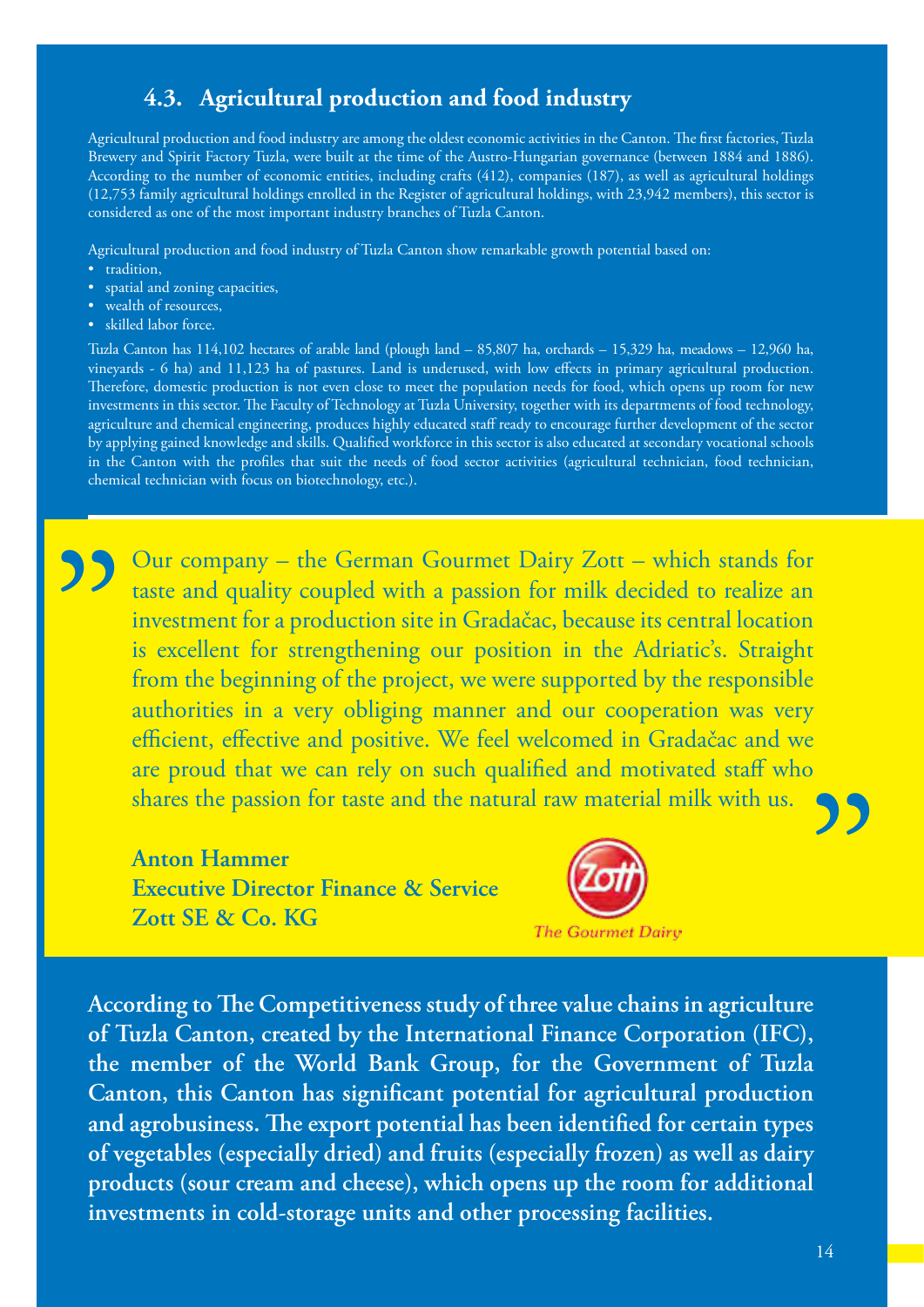## 4.3. Agricultural production and food industry

Agricultural production and food industry are among the oldest economic activities in the Canton. The first factories, Tuzla Brewery and Spirit Factory Tuzla, were built at the time of the Austro-Hungarian governance (between 1884 and 1886). According to the number of economic entities, including crafts (412), companies (187), as well as agricultural holdings (12,753 family agricultural holdings enrolled in the Register of agricultural holdings, with 23,942 members), this sector is considered as one of the most important industry branches of Tuzla Canton.

Agricultural production and food industry of Tuzla Canton show remarkable growth potential based on:

- tradition,
- spatial and zoning capacities,
- wealth of resources,
- skilled labor force.

Tuzla Canton has 114,102 hectares of arable land (plough land – 85,807 ha, orchards – 15,329 ha, meadows – 12,960 ha, vineyards - 6 ha) and 11,123 ha of pastures. Land is underused, with low effects in primary agricultural production. Therefore, domestic production is not even close to meet the population needs for food, which opens up room for new investments in this sector. The Faculty of Technology at Tuzla University, together with its departments of food technology, agriculture and chemical engineering, produces highly educated staff ready to encourage further development of the sector by applying gained knowledge and skills. Qualified workforce in this sector is also educated at secondary vocational schools in the Canton with the profiles that suit the needs of food sector activities (agricultural technician, food technician, chemical technician with focus on biotechnology, etc.).

> "Our company – the German Gourmet Dairy Zott – which stands for taste and quality coupled with a passion for milk decided to realize an investment for a production site in Gradačac, because its central location is excellent for strengthening our position in the Adriatic's. Straight from the beginning of the project, we were supported by the responsible authorities in a very obliging manner and our cooperation was very efficient, effective and positive. We feel welcomed in Gradačac and we are proud that we can rely on such qualified and motivated staff who shares the passion for taste and the natural raw material milk with us."
>
> **Anton Hammer**
> **Executive Director Finance & Service**
> **Zott SE & Co. KG**

Zott – The Gourmet Dairy

**According to The Competitiveness study of three value chains in agriculture of Tuzla Canton, created by the International Finance Corporation (IFC), the member of the World Bank Group, for the Government of Tuzla Canton, this Canton has significant potential for agricultural production and agrobusiness. The export potential has been identified for certain types of vegetables (especially dried) and fruits (especially frozen) as well as dairy products (sour cream and cheese), which opens up the room for additional investments in cold-storage units and other processing facilities.**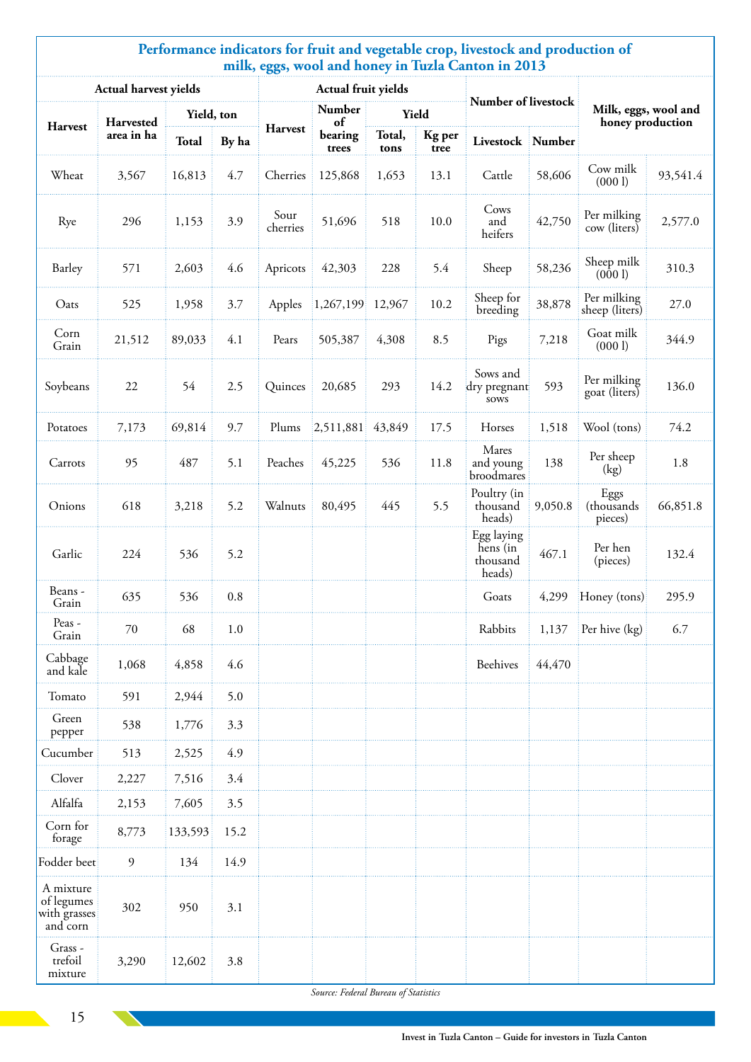## Performance indicators for fruit and vegetable crop, livestock and production of milk, eggs, wool and honey in Tuzla Canton in 2013

| Actual harvest yields | | | | Actual fruit yields | | | | Number of livestock | | Milk, eggs, wool and honey production | |
|---|---|---|---|---|---|---|---|---|---|---|---|
| Harvest | Harvested area in ha | Yield, ton | | Harvest | Number of bearing trees | Yield | | Livestock | Number | | |
| | | Total | By ha | | | Total, tons | Kg per tree | | | | |
| Wheat | 3,567 | 16,813 | 4.7 | Cherries | 125,868 | 1,653 | 13.1 | Cattle | 58,606 | Cow milk (000 l) | 93,541.4 |
| Rye | 296 | 1,153 | 3.9 | Sour cherries | 51,696 | 518 | 10.0 | Cows and heifers | 42,750 | Per milking cow (liters) | 2,577.0 |
| Barley | 571 | 2,603 | 4.6 | Apricots | 42,303 | 228 | 5.4 | Sheep | 58,236 | Sheep milk (000 l) | 310.3 |
| Oats | 525 | 1,958 | 3.7 | Apples | 1,267,199 | 12,967 | 10.2 | Sheep for breeding | 38,878 | Per milking sheep (liters) | 27.0 |
| Corn Grain | 21,512 | 89,033 | 4.1 | Pears | 505,387 | 4,308 | 8.5 | Pigs | 7,218 | Goat milk (000 l) | 344.9 |
| Soybeans | 22 | 54 | 2.5 | Quinces | 20,685 | 293 | 14.2 | Sows and dry pregnant sows | 593 | Per milking goat (liters) | 136.0 |
| Potatoes | 7,173 | 69,814 | 9.7 | Plums | 2,511,881 | 43,849 | 17.5 | Horses | 1,518 | Wool (tons) | 74.2 |
| Carrots | 95 | 487 | 5.1 | Peaches | 45,225 | 536 | 11.8 | Mares and young broodmares | 138 | Per sheep (kg) | 1.8 |
| Onions | 618 | 3,218 | 5.2 | Walnuts | 80,495 | 445 | 5.5 | Poultry (in thousand heads) | 9,050.8 | Eggs (thousands pieces) | 66,851.8 |
| Garlic | 224 | 536 | 5.2 | | | | | Egg laying hens (in thousand heads) | 467.1 | Per hen (pieces) | 132.4 |
| Beans - Grain | 635 | 536 | 0.8 | | | | | Goats | 4,299 | Honey (tons) | 295.9 |
| Peas - Grain | 70 | 68 | 1.0 | | | | | Rabbits | 1,137 | Per hive (kg) | 6.7 |
| Cabbage and kale | 1,068 | 4,858 | 4.6 | | | | | Beehives | 44,470 | | |
| Tomato | 591 | 2,944 | 5.0 | | | | | | | | |
| Green pepper | 538 | 1,776 | 3.3 | | | | | | | | |
| Cucumber | 513 | 2,525 | 4.9 | | | | | | | | |
| Clover | 2,227 | 7,516 | 3.4 | | | | | | | | |
| Alfalfa | 2,153 | 7,605 | 3.5 | | | | | | | | |
| Corn for forage | 8,773 | 133,593 | 15.2 | | | | | | | | |
| Fodder beet | 9 | 134 | 14.9 | | | | | | | | |
| A mixture of legumes with grasses and corn | 302 | 950 | 3.1 | | | | | | | | |
| Grass - trefoil mixture | 3,290 | 12,602 | 3.8 | | | | | | | | |

*Source: Federal Bureau of Statistics*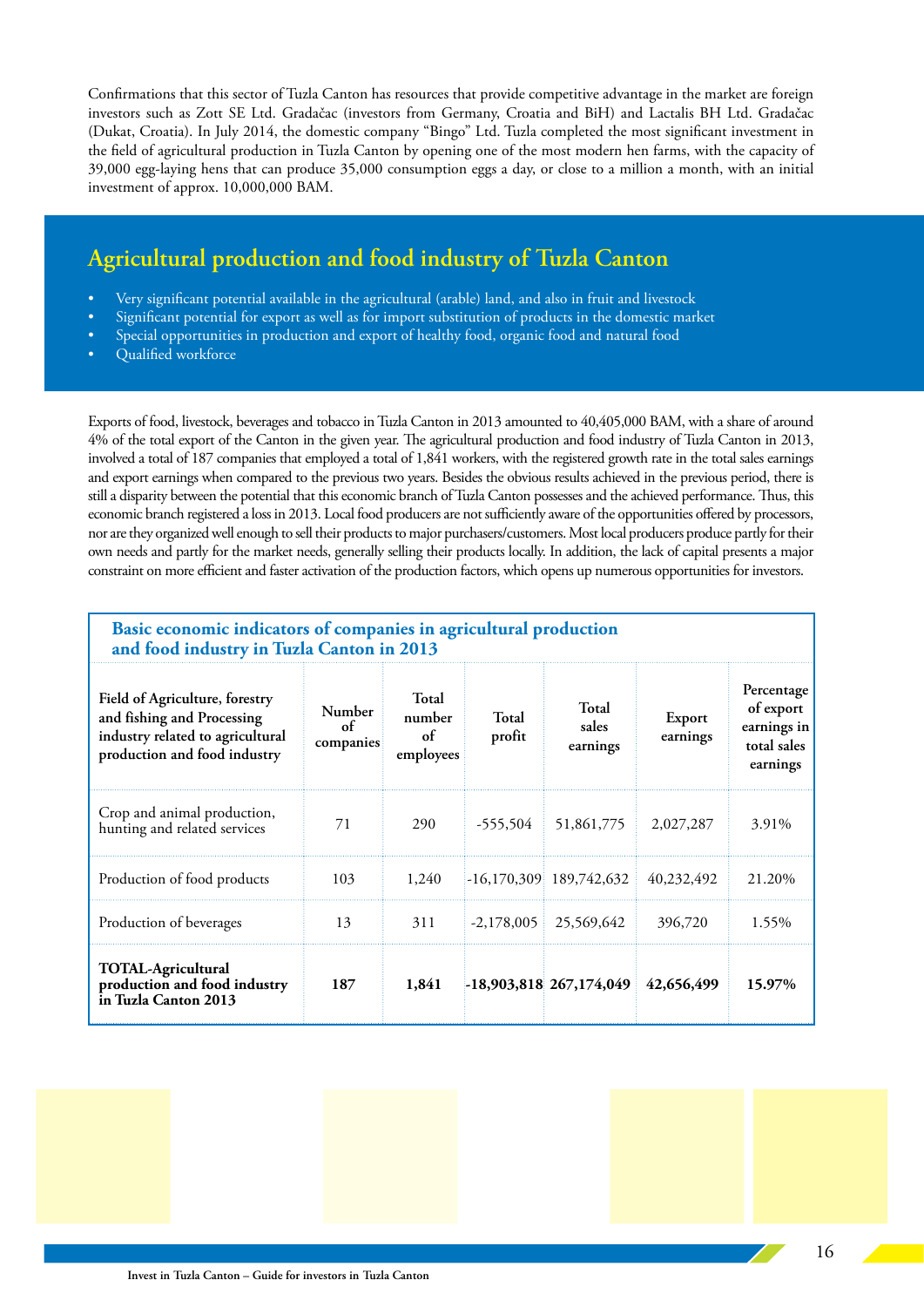Confirmations that this sector of Tuzla Canton has resources that provide competitive advantage in the market are foreign investors such as Zott SE Ltd. Gradačac (investors from Germany, Croatia and BiH) and Lactalis BH Ltd. Gradačac (Dukat, Croatia). In July 2014, the domestic company "Bingo" Ltd. Tuzla completed the most significant investment in the field of agricultural production in Tuzla Canton by opening one of the most modern hen farms, with the capacity of 39,000 egg-laying hens that can produce 35,000 consumption eggs a day, or close to a million a month, with an initial investment of approx. 10,000,000 BAM.

## Agricultural production and food industry of Tuzla Canton

- Very significant potential available in the agricultural (arable) land, and also in fruit and livestock
- Significant potential for export as well as for import substitution of products in the domestic market
- Special opportunities in production and export of healthy food, organic food and natural food
- Qualified workforce

Exports of food, livestock, beverages and tobacco in Tuzla Canton in 2013 amounted to 40,405,000 BAM, with a share of around 4% of the total export of the Canton in the given year. The agricultural production and food industry of Tuzla Canton in 2013, involved a total of 187 companies that employed a total of 1,841 workers, with the registered growth rate in the total sales earnings and export earnings when compared to the previous two years. Besides the obvious results achieved in the previous period, there is still a disparity between the potential that this economic branch of Tuzla Canton possesses and the achieved performance. Thus, this economic branch registered a loss in 2013. Local food producers are not sufficiently aware of the opportunities offered by processors, nor are they organized well enough to sell their products to major purchasers/customers. Most local producers produce partly for their own needs and partly for the market needs, generally selling their products locally. In addition, the lack of capital presents a major constraint on more efficient and faster activation of the production factors, which opens up numerous opportunities for investors.

**Basic economic indicators of companies in agricultural production and food industry in Tuzla Canton in 2013**

| Field of Agriculture, forestry and fishing and Processing industry related to agricultural production and food industry | Number of companies | Total number of employees | Total profit | Total sales earnings | Export earnings | Percentage of export earnings in total sales earnings |
|---|---|---|---|---|---|---|
| Crop and animal production, hunting and related services | 71 | 290 | -555,504 | 51,861,775 | 2,027,287 | 3.91% |
| Production of food products | 103 | 1,240 | -16,170,309 | 189,742,632 | 40,232,492 | 21.20% |
| Production of beverages | 13 | 311 | -2,178,005 | 25,569,642 | 396,720 | 1.55% |
| **TOTAL-Agricultural production and food industry in Tuzla Canton 2013** | **187** | **1,841** | **-18,903,818** | **267,174,049** | **42,656,499** | **15.97%** |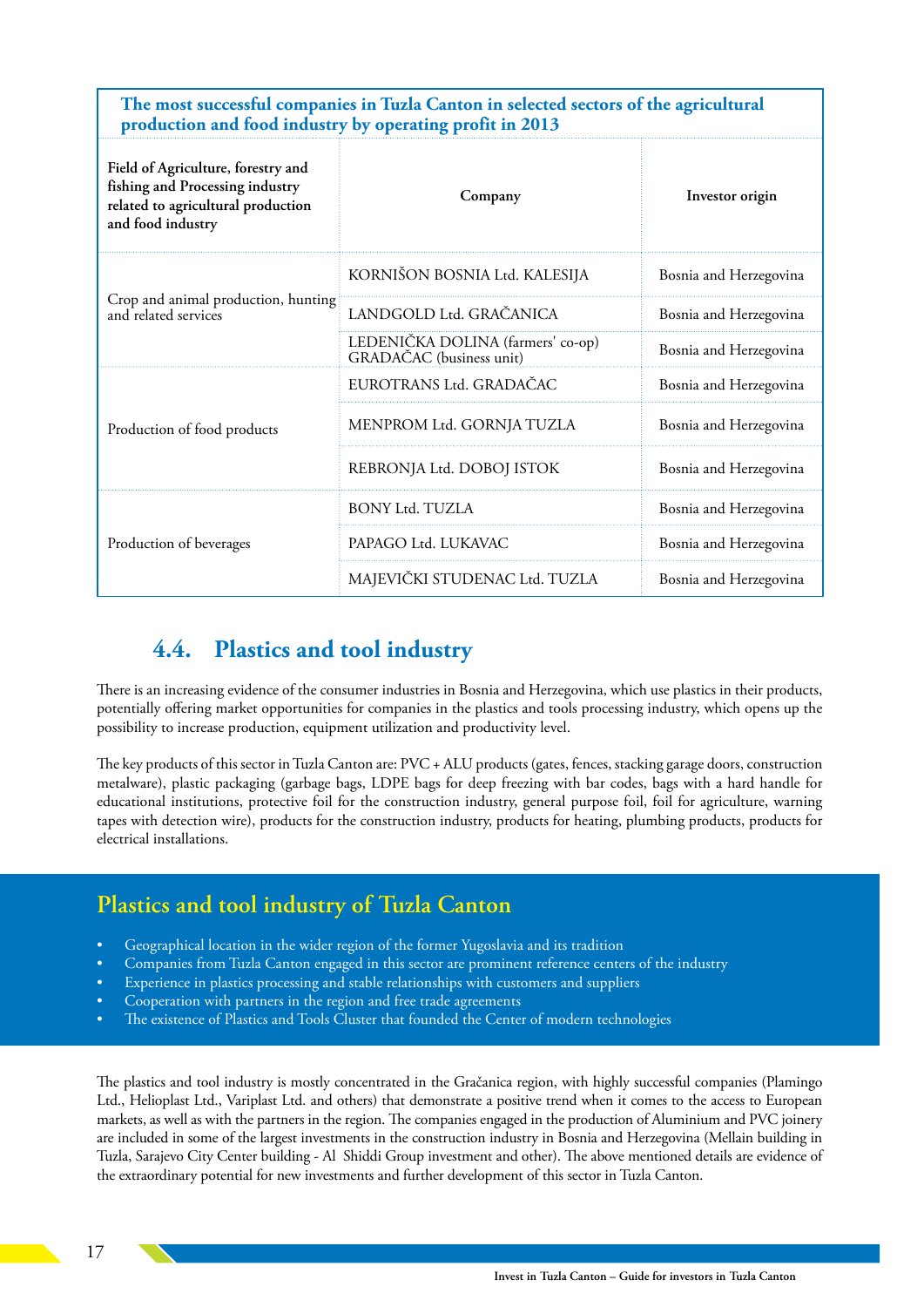**The most successful companies in Tuzla Canton in selected sectors of the agricultural production and food industry by operating profit in 2013**

| Field of Agriculture, forestry and fishing and Processing industry related to agricultural production and food industry | Company | Investor origin |
|---|---|---|
| Crop and animal production, hunting and related services | KORNIŠON BOSNIA Ltd. KALESIJA | Bosnia and Herzegovina |
| | LANDGOLD Ltd. GRAČANICA | Bosnia and Herzegovina |
| | LEDENIČKA DOLINA (farmers' co-op) GRADAČAC (business unit) | Bosnia and Herzegovina |
| Production of food products | EUROTRANS Ltd. GRADAČAC | Bosnia and Herzegovina |
| | MENPROM Ltd. GORNJA TUZLA | Bosnia and Herzegovina |
| | REBRONJA Ltd. DOBOJ ISTOK | Bosnia and Herzegovina |
| Production of beverages | BONY Ltd. TUZLA | Bosnia and Herzegovina |
| | PAPAGO Ltd. LUKAVAC | Bosnia and Herzegovina |
| | MAJEVIČKI STUDENAC Ltd. TUZLA | Bosnia and Herzegovina |

## 4.4. Plastics and tool industry

There is an increasing evidence of the consumer industries in Bosnia and Herzegovina, which use plastics in their products, potentially offering market opportunities for companies in the plastics and tools processing industry, which opens up the possibility to increase production, equipment utilization and productivity level.

The key products of this sector in Tuzla Canton are: PVC + ALU products (gates, fences, stacking garage doors, construction metalware), plastic packaging (garbage bags, LDPE bags for deep freezing with bar codes, bags with a hard handle for educational institutions, protective foil for the construction industry, general purpose foil, foil for agriculture, warning tapes with detection wire), products for the construction industry, products for heating, plumbing products, products for electrical installations.

### Plastics and tool industry of Tuzla Canton

- Geographical location in the wider region of the former Yugoslavia and its tradition
- Companies from Tuzla Canton engaged in this sector are prominent reference centers of the industry
- Experience in plastics processing and stable relationships with customers and suppliers
- Cooperation with partners in the region and free trade agreements
- The existence of Plastics and Tools Cluster that founded the Center of modern technologies

The plastics and tool industry is mostly concentrated in the Gračanica region, with highly successful companies (Plamingo Ltd., Helioplast Ltd., Variplast Ltd. and others) that demonstrate a positive trend when it comes to the access to European markets, as well as with the partners in the region. The companies engaged in the production of Aluminium and PVC joinery are included in some of the largest investments in the construction industry in Bosnia and Herzegovina (Mellain building in Tuzla, Sarajevo City Center building - Al Shiddi Group investment and other). The above mentioned details are evidence of the extraordinary potential for new investments and further development of this sector in Tuzla Canton.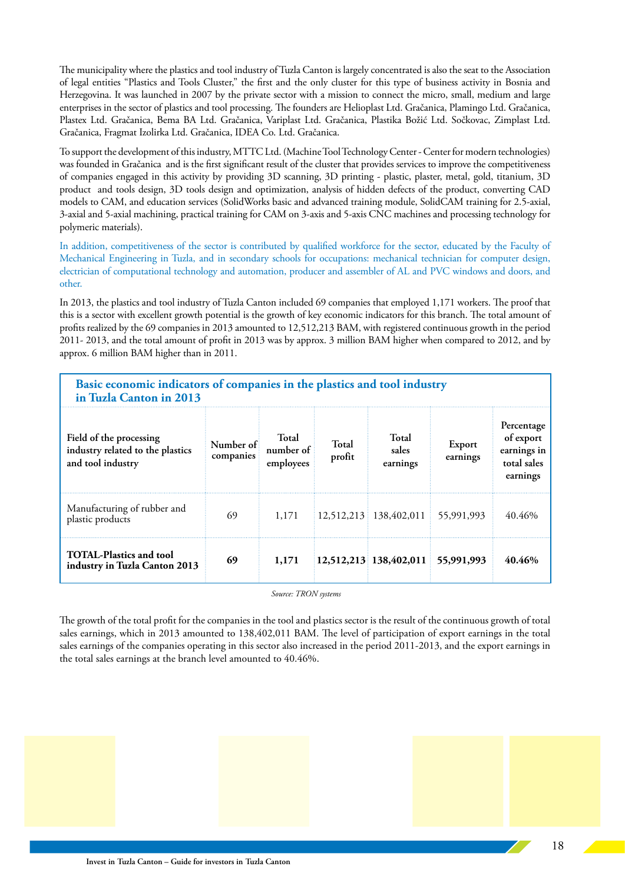The municipality where the plastics and tool industry of Tuzla Canton is largely concentrated is also the seat to the Association of legal entities "Plastics and Tools Cluster," the first and the only cluster for this type of business activity in Bosnia and Herzegovina. It was launched in 2007 by the private sector with a mission to connect the micro, small, medium and large enterprises in the sector of plastics and tool processing. The founders are Helioplast Ltd. Gračanica, Plamingo Ltd. Gračanica, Plastex Ltd. Gračanica, Bema BA Ltd. Gračanica, Variplast Ltd. Gračanica, Plastika Božić Ltd. Sočkovac, Zimplast Ltd. Gračanica, Fragmat Izolirka Ltd. Gračanica, IDEA Co. Ltd. Gračanica.

To support the development of this industry, MTTC Ltd. (Machine Tool Technology Center - Center for modern technologies) was founded in Gračanica and is the first significant result of the cluster that provides services to improve the competitiveness of companies engaged in this activity by providing 3D scanning, 3D printing - plastic, plaster, metal, gold, titanium, 3D product and tools design, 3D tools design and optimization, analysis of hidden defects of the product, converting CAD models to CAM, and education services (SolidWorks basic and advanced training module, SolidCAM training for 2.5-axial, 3-axial and 5-axial machining, practical training for CAM on 3-axis and 5-axis CNC machines and processing technology for polymeric materials).

In addition, competitiveness of the sector is contributed by qualified workforce for the sector, educated by the Faculty of Mechanical Engineering in Tuzla, and in secondary schools for occupations: mechanical technician for computer design, electrician of computational technology and automation, producer and assembler of AL and PVC windows and doors, and other.

In 2013, the plastics and tool industry of Tuzla Canton included 69 companies that employed 1,171 workers. The proof that this is a sector with excellent growth potential is the growth of key economic indicators for this branch. The total amount of profits realized by the 69 companies in 2013 amounted to 12,512,213 BAM, with registered continuous growth in the period 2011- 2013, and the total amount of profit in 2013 was by approx. 3 million BAM higher when compared to 2012, and by approx. 6 million BAM higher than in 2011.

**Basic economic indicators of companies in the plastics and tool industry in Tuzla Canton in 2013**

| Field of the processing industry related to the plastics and tool industry | Number of companies | Total number of employees | Total profit | Total sales earnings | Export earnings | Percentage of export earnings in total sales earnings |
|---|---|---|---|---|---|---|
| Manufacturing of rubber and plastic products | 69 | 1,171 | 12,512,213 | 138,402,011 | 55,991,993 | 40.46% |
| **TOTAL-Plastics and tool industry in Tuzla Canton 2013** | **69** | **1,171** | **12,512,213** | **138,402,011** | **55,991,993** | **40.46%** |

*Source: TRON systems*

The growth of the total profit for the companies in the tool and plastics sector is the result of the continuous growth of total sales earnings, which in 2013 amounted to 138,402,011 BAM. The level of participation of export earnings in the total sales earnings of the companies operating in this sector also increased in the period 2011-2013, and the export earnings in the total sales earnings at the branch level amounted to 40.46%.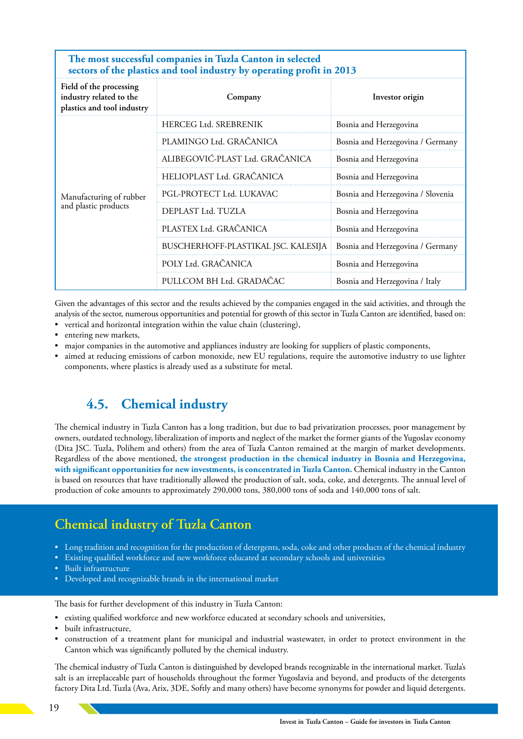**The most successful companies in Tuzla Canton in selected sectors of the plastics and tool industry by operating profit in 2013**

| Field of the processing industry related to the plastics and tool industry | Company | Investor origin |
|---|---|---|
| Manufacturing of rubber and plastic products | HERCEG Ltd. SREBRENIK | Bosnia and Herzegovina |
| | PLAMINGO Ltd. GRAČANICA | Bosnia and Herzegovina / Germany |
| | ALIBEGOVIĆ-PLAST Ltd. GRAČANICA | Bosnia and Herzegovina |
| | HELIOPLAST Ltd. GRAČANICA | Bosnia and Herzegovina |
| | PGL-PROTECT Ltd. LUKAVAC | Bosnia and Herzegovina / Slovenia |
| | DEPLAST Ltd. TUZLA | Bosnia and Herzegovina |
| | PLASTEX Ltd. GRAČANICA | Bosnia and Herzegovina |
| | BUSCHERHOFF-PLASTIKAL JSC. KALESIJA | Bosnia and Herzegovina / Germany |
| | POLY Ltd. GRAČANICA | Bosnia and Herzegovina |
| | PULLCOM BH Ltd. GRADAČAC | Bosnia and Herzegovina / Italy |

Given the advantages of this sector and the results achieved by the companies engaged in the said activities, and through the analysis of the sector, numerous opportunities and potential for growth of this sector in Tuzla Canton are identified, based on:

- vertical and horizontal integration within the value chain (clustering),
- entering new markets,
- major companies in the automotive and appliances industry are looking for suppliers of plastic components,
- aimed at reducing emissions of carbon monoxide, new EU regulations, require the automotive industry to use lighter components, where plastics is already used as a substitute for metal.

## 4.5. Chemical industry

The chemical industry in Tuzla Canton has a long tradition, but due to bad privatization processes, poor management by owners, outdated technology, liberalization of imports and neglect of the market the former giants of the Yugoslav economy (Dita JSC. Tuzla, Polihem and others) from the area of Tuzla Canton remained at the margin of market developments. Regardless of the above mentioned, **the strongest production in the chemical industry in Bosnia and Herzegovina, with significant opportunities for new investments, is concentrated in Tuzla Canton.** Chemical industry in the Canton is based on resources that have traditionally allowed the production of salt, soda, coke, and detergents. The annual level of production of coke amounts to approximately 290,000 tons, 380,000 tons of soda and 140,000 tons of salt.

### Chemical industry of Tuzla Canton

- Long tradition and recognition for the production of detergents, soda, coke and other products of the chemical industry
- Existing qualified workforce and new workforce educated at secondary schools and universities
- Built infrastructure
- Developed and recognizable brands in the international market

The basis for further development of this industry in Tuzla Canton:

- existing qualified workforce and new workforce educated at secondary schools and universities,
- built infrastructure,
- construction of a treatment plant for municipal and industrial wastewater, in order to protect environment in the Canton which was significantly polluted by the chemical industry.

The chemical industry of Tuzla Canton is distinguished by developed brands recognizable in the international market. Tuzla's salt is an irreplaceable part of households throughout the former Yugoslavia and beyond, and products of the detergents factory Dita Ltd. Tuzla (Ava, Arix, 3DE, Softly and many others) have become synonyms for powder and liquid detergents.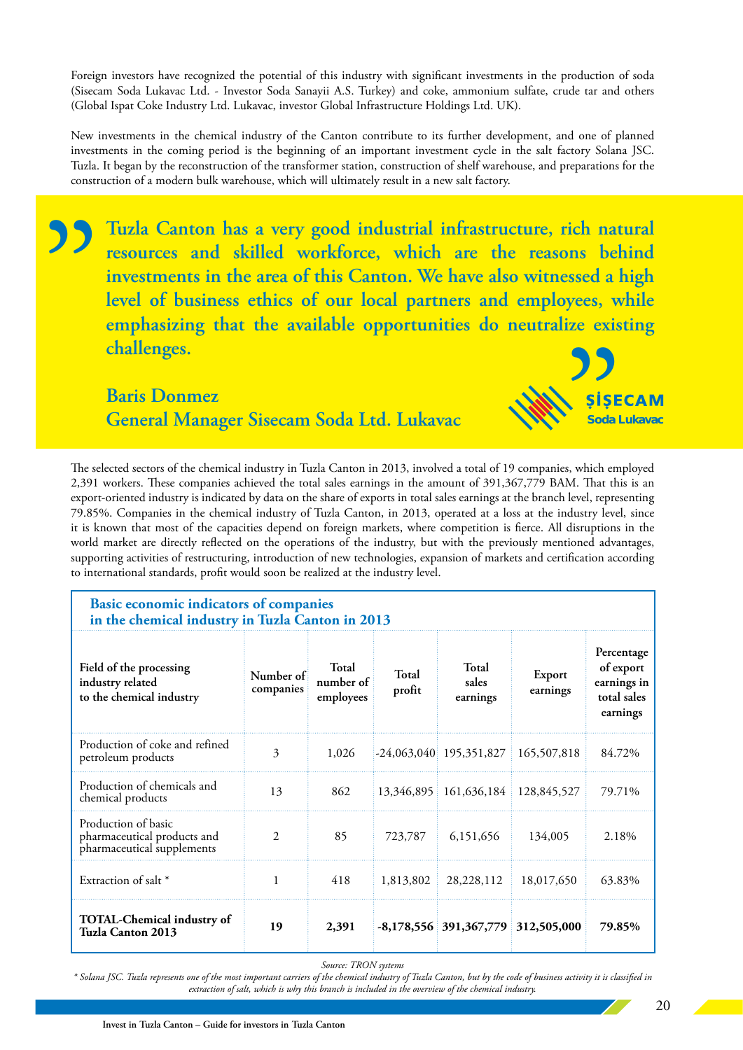Foreign investors have recognized the potential of this industry with significant investments in the production of soda (Sisecam Soda Lukavac Ltd. - Investor Soda Sanayii A.S. Turkey) and coke, ammonium sulfate, crude tar and others (Global Ispat Coke Industry Ltd. Lukavac, investor Global Infrastructure Holdings Ltd. UK).

New investments in the chemical industry of the Canton contribute to its further development, and one of planned investments in the coming period is the beginning of an important investment cycle in the salt factory Solana JSC. Tuzla. It began by the reconstruction of the transformer station, construction of shelf warehouse, and preparations for the construction of a modern bulk warehouse, which will ultimately result in a new salt factory.

> **Tuzla Canton has a very good industrial infrastructure, rich natural resources and skilled workforce, which are the reasons behind investments in the area of this Canton. We have also witnessed a high level of business ethics of our local partners and employees, while emphasizing that the available opportunities do neutralize existing challenges.**
>
> **Baris Donmez**
> **General Manager Sisecam Soda Ltd. Lukavac**

ŞİŞECAM Soda Lukavac

The selected sectors of the chemical industry in Tuzla Canton in 2013, involved a total of 19 companies, which employed 2,391 workers. These companies achieved the total sales earnings in the amount of 391,367,779 BAM. That this is an export-oriented industry is indicated by data on the share of exports in total sales earnings at the branch level, representing 79.85%. Companies in the chemical industry of Tuzla Canton, in 2013, operated at a loss at the industry level, since it is known that most of the capacities depend on foreign markets, where competition is fierce. All disruptions in the world market are directly reflected on the operations of the industry, but with the previously mentioned advantages, supporting activities of restructuring, introduction of new technologies, expansion of markets and certification according to international standards, profit would soon be realized at the industry level.

**Basic economic indicators of companies in the chemical industry in Tuzla Canton in 2013**

| Field of the processing industry related to the chemical industry | Number of companies | Total number of employees | Total profit | Total sales earnings | Export earnings | Percentage of export earnings in total sales earnings |
|---|---|---|---|---|---|---|
| Production of coke and refined petroleum products | 3 | 1,026 | -24,063,040 | 195,351,827 | 165,507,818 | 84.72% |
| Production of chemicals and chemical products | 13 | 862 | 13,346,895 | 161,636,184 | 128,845,527 | 79.71% |
| Production of basic pharmaceutical products and pharmaceutical supplements | 2 | 85 | 723,787 | 6,151,656 | 134,005 | 2.18% |
| Extraction of salt * | 1 | 418 | 1,813,802 | 28,228,112 | 18,017,650 | 63.83% |
| **TOTAL-Chemical industry of Tuzla Canton 2013** | **19** | **2,391** | **-8,178,556** | **391,367,779** | **312,505,000** | **79.85%** |

*Source: TRON systems*

*\* Solana JSC. Tuzla represents one of the most important carriers of the chemical industry of Tuzla Canton, but by the code of business activity it is classified in extraction of salt, which is why this branch is included in the overview of the chemical industry.*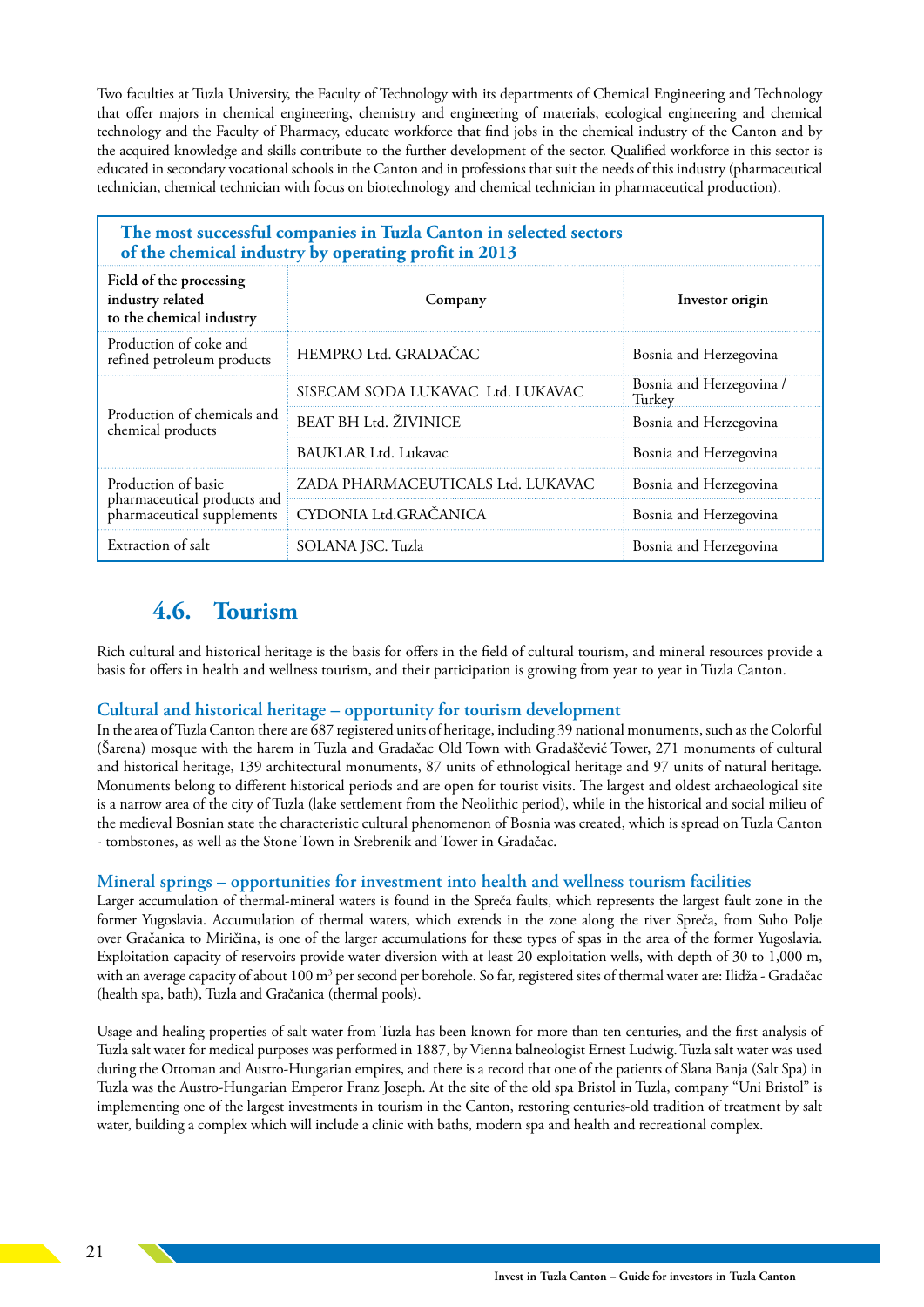Two faculties at Tuzla University, the Faculty of Technology with its departments of Chemical Engineering and Technology that offer majors in chemical engineering, chemistry and engineering of materials, ecological engineering and chemical technology and the Faculty of Pharmacy, educate workforce that find jobs in the chemical industry of the Canton and by the acquired knowledge and skills contribute to the further development of the sector. Qualified workforce in this sector is educated in secondary vocational schools in the Canton and in professions that suit the needs of this industry (pharmaceutical technician, chemical technician with focus on biotechnology and chemical technician in pharmaceutical production).

**The most successful companies in Tuzla Canton in selected sectors of the chemical industry by operating profit in 2013**

| Field of the processing industry related to the chemical industry | Company | Investor origin |
|---|---|---|
| Production of coke and refined petroleum products | HEMPRO Ltd. GRADAČAC | Bosnia and Herzegovina |
| Production of chemicals and chemical products | SISECAM SODA LUKAVAC Ltd. LUKAVAC | Bosnia and Herzegovina / Turkey |
| | BEAT BH Ltd. ŽIVINICE | Bosnia and Herzegovina |
| | BAUKLAR Ltd. Lukavac | Bosnia and Herzegovina |
| Production of basic pharmaceutical products and pharmaceutical supplements | ZADA PHARMACEUTICALS Ltd. LUKAVAC | Bosnia and Herzegovina |
| | CYDONIA Ltd.GRAČANICA | Bosnia and Herzegovina |
| Extraction of salt | SOLANA JSC. Tuzla | Bosnia and Herzegovina |

## 4.6. Tourism

Rich cultural and historical heritage is the basis for offers in the field of cultural tourism, and mineral resources provide a basis for offers in health and wellness tourism, and their participation is growing from year to year in Tuzla Canton.

### Cultural and historical heritage – opportunity for tourism development

In the area of Tuzla Canton there are 687 registered units of heritage, including 39 national monuments, such as the Colorful (Šarena) mosque with the harem in Tuzla and Gradačac Old Town with Gradaščević Tower, 271 monuments of cultural and historical heritage, 139 architectural monuments, 87 units of ethnological heritage and 97 units of natural heritage. Monuments belong to different historical periods and are open for tourist visits. The largest and oldest archaeological site is a narrow area of the city of Tuzla (lake settlement from the Neolithic period), while in the historical and social milieu of the medieval Bosnian state the characteristic cultural phenomenon of Bosnia was created, which is spread on Tuzla Canton - tombstones, as well as the Stone Town in Srebrenik and Tower in Gradačac.

### Mineral springs – opportunities for investment into health and wellness tourism facilities

Larger accumulation of thermal-mineral waters is found in the Spreča faults, which represents the largest fault zone in the former Yugoslavia. Accumulation of thermal waters, which extends in the zone along the river Spreča, from Suho Polje over Gračanica to Miričina, is one of the larger accumulations for these types of spas in the area of the former Yugoslavia. Exploitation capacity of reservoirs provide water diversion with at least 20 exploitation wells, with depth of 30 to 1,000 m, with an average capacity of about 100 $m^3$ per second per borehole. So far, registered sites of thermal water are: Ilidža - Gradačac (health spa, bath), Tuzla and Gračanica (thermal pools).

Usage and healing properties of salt water from Tuzla has been known for more than ten centuries, and the first analysis of Tuzla salt water for medical purposes was performed in 1887, by Vienna balneologist Ernest Ludwig. Tuzla salt water was used during the Ottoman and Austro-Hungarian empires, and there is a record that one of the patients of Slana Banja (Salt Spa) in Tuzla was the Austro-Hungarian Emperor Franz Joseph. At the site of the old spa Bristol in Tuzla, company "Uni Bristol" is implementing one of the largest investments in tourism in the Canton, restoring centuries-old tradition of treatment by salt water, building a complex which will include a clinic with baths, modern spa and health and recreational complex.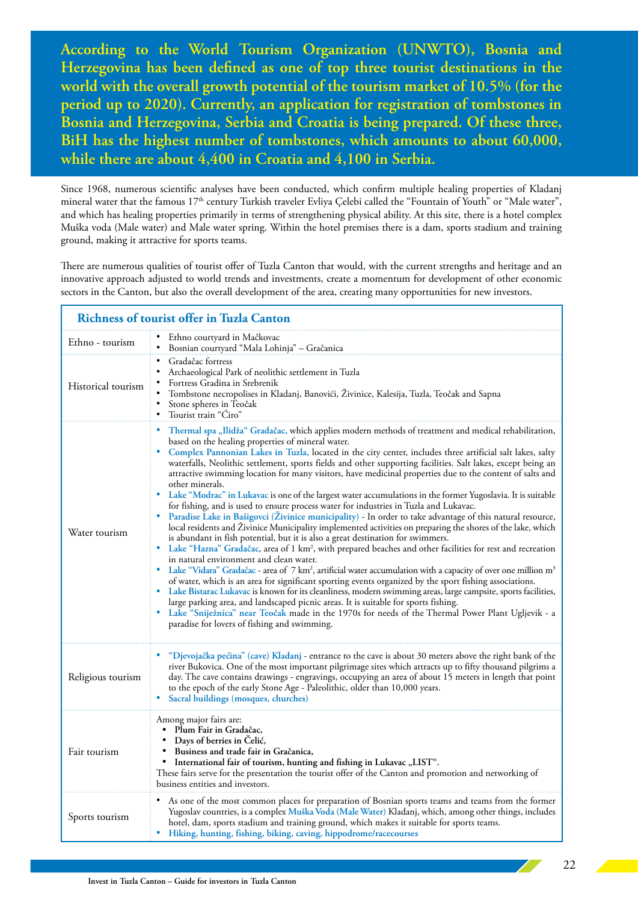**According to the World Tourism Organization (UNWTO), Bosnia and Herzegovina has been defined as one of top three tourist destinations in the world with the overall growth potential of the tourism market of 10.5% (for the period up to 2020). Currently, an application for registration of tombstones in Bosnia and Herzegovina, Serbia and Croatia is being prepared. Of these three, BiH has the highest number of tombstones, which amounts to about 60,000, while there are about 4,400 in Croatia and 4,100 in Serbia.**

Since 1968, numerous scientific analyses have been conducted, which confirm multiple healing properties of Kladanj mineral water that the famous 17th century Turkish traveler Evliya Çelebi called the "Fountain of Youth" or "Male water", and which has healing properties primarily in terms of strengthening physical ability. At this site, there is a hotel complex Muška voda (Male water) and Male water spring. Within the hotel premises there is a dam, sports stadium and training ground, making it attractive for sports teams.

There are numerous qualities of tourist offer of Tuzla Canton that would, with the current strengths and heritage and an innovative approach adjusted to world trends and investments, create a momentum for development of other economic sectors in the Canton, but also the overall development of the area, creating many opportunities for new investors.

## Richness of tourist offer in Tuzla Canton

| | |
|---|---|
| Ethno - tourism | • Ethno courtyard in Mačkovac<br>• Bosnian courtyard "Mala Lohinja" – Gračanica |
| Historical tourism | • Gradačac fortress<br>• Archaeological Park of neolithic settlement in Tuzla<br>• Fortress Gradina in Srebrenik<br>• Tombstone necropolises in Kladanj, Banovići, Živinice, Kalesija, Tuzla, Teočak and Sapna<br>• Stone spheres in Teočak<br>• Tourist train "Ćiro" |
| Water tourism | • **Thermal spa „Ilidža" Gradačac,** which applies modern methods of treatment and medical rehabilitation, based on the healing properties of mineral water.<br>• **Complex Pannonian Lakes in Tuzla,** located in the city center, includes three artificial salt lakes, salty waterfalls, Neolithic settlement, sports fields and other supporting facilities. Salt lakes, except being an attractive swimming location for many visitors, have medicinal properties due to the content of salts and other minerals.<br>• **Lake "Modrac" in Lukavac** is one of the largest water accumulations in the former Yugoslavia. It is suitable for fishing, and is used to ensure process water for industries in Tuzla and Lukavac.<br>• **Paradise Lake in Bašigovci (Živinice municipality)** - In order to take advantage of this natural resource, local residents and Živinice Municipality implemented activities on preparing the shores of the lake, which is abundant in fish potential, but it is also a great destination for swimmers.<br>• **Lake "Hazna" Gradačac**, area of 1 km², with prepared beaches and other facilities for rest and recreation in natural environment and clean water.<br>• **Lake "Vidara" Gradačac** - area of 7 km², artificial water accumulation with a capacity of over one million m³ of water, which is an area for significant sporting events organized by the sport fishing associations.<br>• **Lake Bistarac Lukavac** is known for its cleanliness, modern swimming areas, large campsite, sports facilities, large parking area, and landscaped picnic areas. It is suitable for sports fishing.<br>• **Lake "Sniježnica" near Teočak** made in the 1970s for needs of the Thermal Power Plant Ugljevik - a paradise for lovers of fishing and swimming. |
| Religious tourism | • **"Djevojačka pećina" (cave) Kladanj** - entrance to the cave is about 30 meters above the right bank of the river Bukovica. One of the most important pilgrimage sites which attracts up to fifty thousand pilgrims a day. The cave contains drawings - engravings, occupying an area of about 15 meters in length that point to the epoch of the early Stone Age - Paleolithic, older than 10,000 years.<br>• **Sacral buildings (mosques, churches)** |
| Fair tourism | Among major fairs are:<br>• **Plum Fair in Gradačac,**<br>• **Days of berries in Čelić,**<br>• **Business and trade fair in Gračanica,**<br>• **International fair of tourism, hunting and fishing in Lukavac „LIST".**<br>These fairs serve for the presentation the tourist offer of the Canton and promotion and networking of business entities and investors. |
| Sports tourism | • As one of the most common places for preparation of Bosnian sports teams and teams from the former Yugoslav countries, is a complex **Muška Voda (Male Water)** Kladanj, which, among other things, includes hotel, dam, sports stadium and training ground, which makes it suitable for sports teams.<br>• **Hiking, hunting, fishing, biking, caving, hippodrome/racecourses** |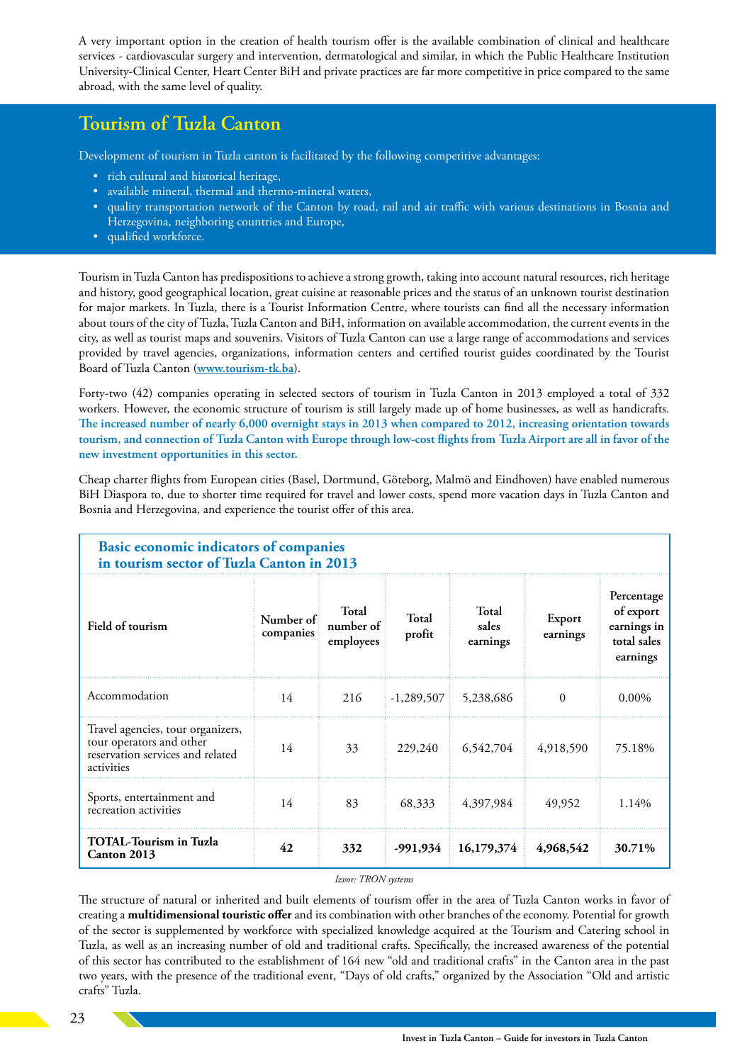A very important option in the creation of health tourism offer is the available combination of clinical and healthcare services - cardiovascular surgery and intervention, dermatological and similar, in which the Public Healthcare Institution University-Clinical Center, Heart Center BiH and private practices are far more competitive in price compared to the same abroad, with the same level of quality.

## Tourism of Tuzla Canton

Development of tourism in Tuzla canton is facilitated by the following competitive advantages:

- rich cultural and historical heritage,
- available mineral, thermal and thermo-mineral waters,
- quality transportation network of the Canton by road, rail and air traffic with various destinations in Bosnia and Herzegovina, neighboring countries and Europe,
- qualified workforce.

Tourism in Tuzla Canton has predispositions to achieve a strong growth, taking into account natural resources, rich heritage and history, good geographical location, great cuisine at reasonable prices and the status of an unknown tourist destination for major markets. In Tuzla, there is a Tourist Information Centre, where tourists can find all the necessary information about tours of the city of Tuzla, Tuzla Canton and BiH, information on available accommodation, the current events in the city, as well as tourist maps and souvenirs. Visitors of Tuzla Canton can use a large range of accommodations and services provided by travel agencies, organizations, information centers and certified tourist guides coordinated by the Tourist Board of Tuzla Canton (www.tourism-tk.ba).

Forty-two (42) companies operating in selected sectors of tourism in Tuzla Canton in 2013 employed a total of 332 workers. However, the economic structure of tourism is still largely made up of home businesses, as well as handicrafts. **The increased number of nearly 6,000 overnight stays in 2013 when compared to 2012, increasing orientation towards tourism, and connection of Tuzla Canton with Europe through low-cost flights from Tuzla Airport are all in favor of the new investment opportunities in this sector.**

Cheap charter flights from European cities (Basel, Dortmund, Göteborg, Malmö and Eindhoven) have enabled numerous BiH Diaspora to, due to shorter time required for travel and lower costs, spend more vacation days in Tuzla Canton and Bosnia and Herzegovina, and experience the tourist offer of this area.

**Basic economic indicators of companies in tourism sector of Tuzla Canton in 2013**

| Field of tourism | Number of companies | Total number of employees | Total profit | Total sales earnings | Export earnings | Percentage of export earnings in total sales earnings |
|---|---|---|---|---|---|---|
| Accommodation | 14 | 216 | -1,289,507 | 5,238,686 | 0 | 0.00% |
| Travel agencies, tour organizers, tour operators and other reservation services and related activities | 14 | 33 | 229,240 | 6,542,704 | 4,918,590 | 75.18% |
| Sports, entertainment and recreation activities | 14 | 83 | 68,333 | 4,397,984 | 49,952 | 1.14% |
| **TOTAL-Tourism in Tuzla Canton 2013** | **42** | **332** | **-991,934** | **16,179,374** | **4,968,542** | **30.71%** |

*Izvor: TRON systems*

The structure of natural or inherited and built elements of tourism offer in the area of Tuzla Canton works in favor of creating a **multidimensional touristic offer** and its combination with other branches of the economy. Potential for growth of the sector is supplemented by workforce with specialized knowledge acquired at the Tourism and Catering school in Tuzla, as well as an increasing number of old and traditional crafts. Specifically, the increased awareness of the potential of this sector has contributed to the establishment of 164 new "old and traditional crafts" in the Canton area in the past two years, with the presence of the traditional event, "Days of old crafts," organized by the Association "Old and artistic crafts" Tuzla.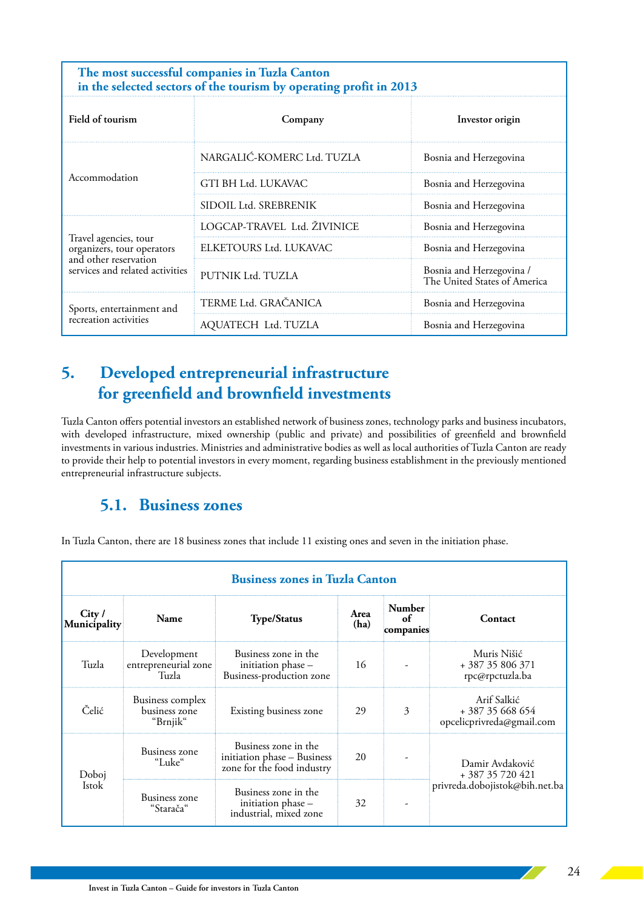**The most successful companies in Tuzla Canton in the selected sectors of the tourism by operating profit in 2013**

| Field of tourism | Company | Investor origin |
|---|---|---|
| Accommodation | NARGALIĆ-KOMERC Ltd. TUZLA | Bosnia and Herzegovina |
| | GTI BH Ltd. LUKAVAC | Bosnia and Herzegovina |
| | SIDOIL Ltd. SREBRENIK | Bosnia and Herzegovina |
| Travel agencies, tour organizers, tour operators and other reservation services and related activities | LOGCAP-TRAVEL Ltd. ŽIVINICE | Bosnia and Herzegovina |
| | ELKETOURS Ltd. LUKAVAC | Bosnia and Herzegovina |
| | PUTNIK Ltd. TUZLA | Bosnia and Herzegovina / The United States of America |
| Sports, entertainment and recreation activities | TERME Ltd. GRAČANICA | Bosnia and Herzegovina |
| | AQUATECH Ltd. TUZLA | Bosnia and Herzegovina |

# 5. Developed entrepreneurial infrastructure for greenfield and brownfield investments

Tuzla Canton offers potential investors an established network of business zones, technology parks and business incubators, with developed infrastructure, mixed ownership (public and private) and possibilities of greenfield and brownfield investments in various industries. Ministries and administrative bodies as well as local authorities of Tuzla Canton are ready to provide their help to potential investors in every moment, regarding business establishment in the previously mentioned entrepreneurial infrastructure subjects.

## 5.1. Business zones

In Tuzla Canton, there are 18 business zones that include 11 existing ones and seven in the initiation phase.

**Business zones in Tuzla Canton**

| City / Municipality | Name | Type/Status | Area (ha) | Number of companies | Contact |
|---|---|---|---|---|---|
| Tuzla | Development entrepreneurial zone Tuzla | Business zone in the initiation phase – Business-production zone | 16 | - | Muris Nišić + 387 35 806 371 rpc@rpctuzla.ba |
| Čelić | Business complex business zone “Brnjik“ | Existing business zone | 29 | 3 | Arif Salkić + 387 35 668 654 opcelicprivreda@gmail.com |
| Doboj Istok | Business zone “Luke“ | Business zone in the initiation phase – Business zone for the food industry | 20 | - | Damir Avdaković + 387 35 720 421 privreda.dobojistok@bih.net.ba |
| | Business zone “Starača“ | Business zone in the initiation phase – industrial, mixed zone | 32 | - | |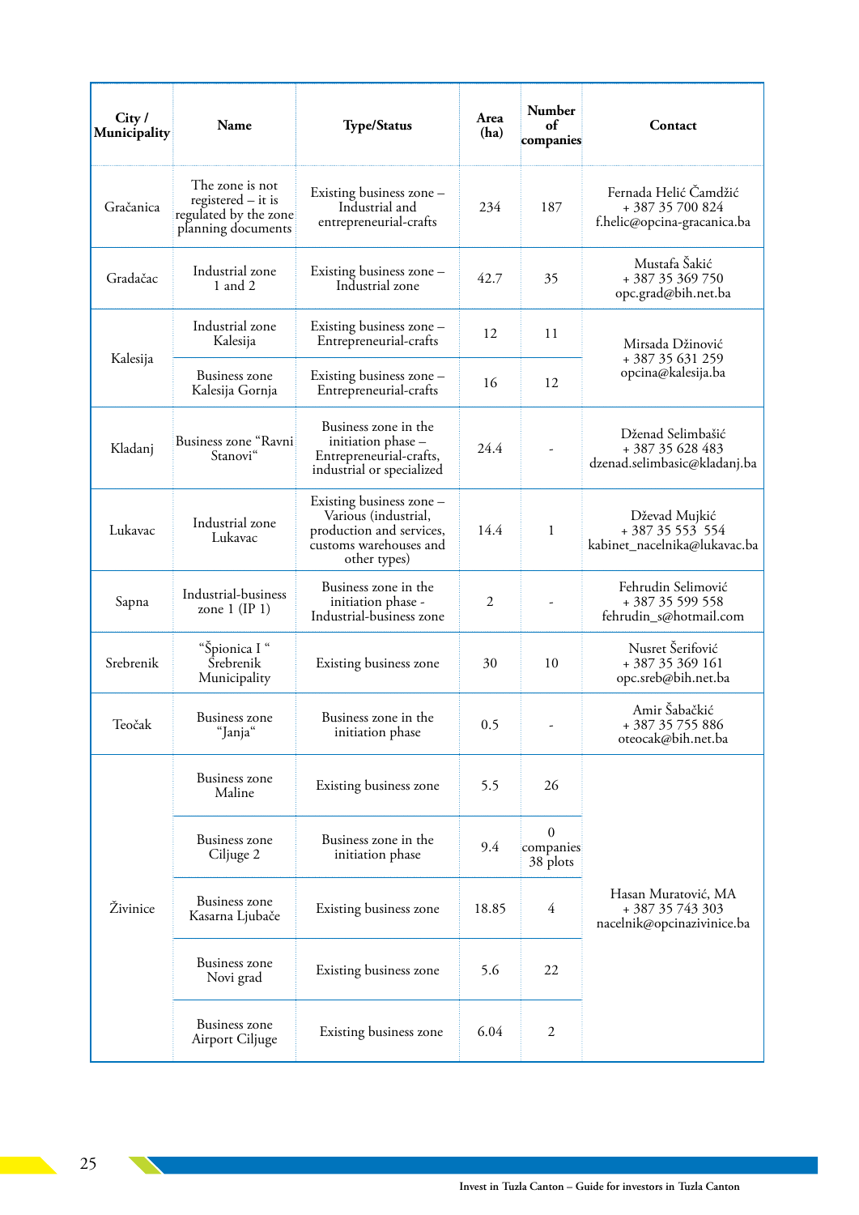| City / Municipality | Name | Type/Status | Area (ha) | Number of companies | Contact |
|---|---|---|---|---|---|
| Gračanica | The zone is not registered – it is regulated by the zone planning documents | Existing business zone – Industrial and entrepreneurial-crafts | 234 | 187 | Fernada Helić Čamdžić + 387 35 700 824 f.helic@opcina-gracanica.ba |
| Gradačac | Industrial zone 1 and 2 | Existing business zone – Industrial zone | 42.7 | 35 | Mustafa Šakić + 387 35 369 750 opc.grad@bih.net.ba |
| Kalesija | Industrial zone Kalesija | Existing business zone – Entrepreneurial-crafts | 12 | 11 | Mirsada Džinović + 387 35 631 259 opcina@kalesija.ba |
| | Business zone Kalesija Gornja | Existing business zone – Entrepreneurial-crafts | 16 | 12 | |
| Kladanj | Business zone "Ravni Stanovi" | Business zone in the initiation phase – Entrepreneurial-crafts, industrial or specialized | 24.4 | - | Dženad Selimbašić + 387 35 628 483 dzenad.selimbasic@kladanj.ba |
| Lukavac | Industrial zone Lukavac | Existing business zone – Various (industrial, production and services, customs warehouses and other types) | 14.4 | 1 | Dževad Mujkić + 387 35 553 554 kabinet_nacelnika@lukavac.ba |
| Sapna | Industrial-business zone 1 (IP 1) | Business zone in the initiation phase - Industrial-business zone | 2 | - | Fehrudin Selimović + 387 35 599 558 fehrudin_s@hotmail.com |
| Srebrenik | "Špionica I" Srebrenik Municipality | Existing business zone | 30 | 10 | Nusret Šerifović + 387 35 369 161 opc.sreb@bih.net.ba |
| Teočak | Business zone "Janja" | Business zone in the initiation phase | 0.5 | - | Amir Šabačkić + 387 35 755 886 oteocak@bih.net.ba |
| Živinice | Business zone Maline | Existing business zone | 5.5 | 26 | Hasan Muratović, MA + 387 35 743 303 nacelnik@opcinazivinice.ba |
| | Business zone Ciljuge 2 | Business zone in the initiation phase | 9.4 | 0 companies 38 plots | |
| | Business zone Kasarna Ljubače | Existing business zone | 18.85 | 4 | |
| | Business zone Novi grad | Existing business zone | 5.6 | 22 | |
| | Business zone Airport Ciljuge | Existing business zone | 6.04 | 2 | |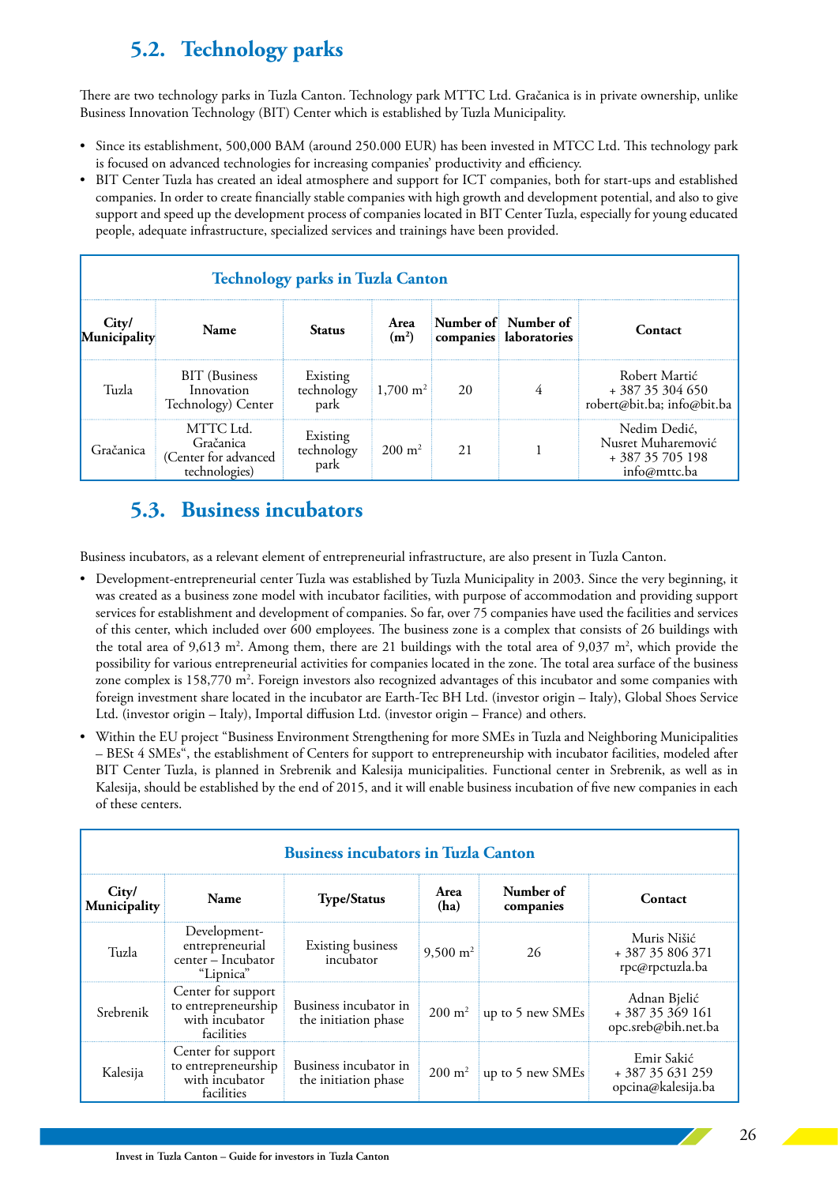## 5.2. Technology parks

There are two technology parks in Tuzla Canton. Technology park MTTC Ltd. Gračanica is in private ownership, unlike Business Innovation Technology (BIT) Center which is established by Tuzla Municipality.

- Since its establishment, 500,000 BAM (around 250.000 EUR) has been invested in MTCC Ltd. This technology park is focused on advanced technologies for increasing companies' productivity and efficiency.
- BIT Center Tuzla has created an ideal atmosphere and support for ICT companies, both for start-ups and established companies. In order to create financially stable companies with high growth and development potential, and also to give support and speed up the development process of companies located in BIT Center Tuzla, especially for young educated people, adequate infrastructure, specialized services and trainings have been provided.

**Technology parks in Tuzla Canton**

| City/ Municipality | Name | Status | Area ($m^2$) | Number of companies | Number of laboratories | Contact |
|---|---|---|---|---|---|---|
| Tuzla | BIT (Business Innovation Technology) Center | Existing technology park | 1,700 $m^2$ | 20 | 4 | Robert Martić + 387 35 304 650 robert@bit.ba; info@bit.ba |
| Gračanica | MTTC Ltd. Gračanica (Center for advanced technologies) | Existing technology park | 200 $m^2$ | 21 | 1 | Nedim Dedić, Nusret Muharemović + 387 35 705 198 info@mttc.ba |

## 5.3. Business incubators

Business incubators, as a relevant element of entrepreneurial infrastructure, are also present in Tuzla Canton.

- Development-entrepreneurial center Tuzla was established by Tuzla Municipality in 2003. Since the very beginning, it was created as a business zone model with incubator facilities, with purpose of accommodation and providing support services for establishment and development of companies. So far, over 75 companies have used the facilities and services of this center, which included over 600 employees. The business zone is a complex that consists of 26 buildings with the total area of 9,613 $m^2$. Among them, there are 21 buildings with the total area of 9,037 $m^2$, which provide the possibility for various entrepreneurial activities for companies located in the zone. The total area surface of the business zone complex is 158,770 $m^2$. Foreign investors also recognized advantages of this incubator and some companies with foreign investment share located in the incubator are Earth-Tec BH Ltd. (investor origin – Italy), Global Shoes Service Ltd. (investor origin – Italy), Importal diffusion Ltd. (investor origin – France) and others.
- Within the EU project "Business Environment Strengthening for more SMEs in Tuzla and Neighboring Municipalities – BESt 4 SMEs", the establishment of Centers for support to entrepreneurship with incubator facilities, modeled after BIT Center Tuzla, is planned in Srebrenik and Kalesija municipalities. Functional center in Srebrenik, as well as in Kalesija, should be established by the end of 2015, and it will enable business incubation of five new companies in each of these centers.

**Business incubators in Tuzla Canton**

| City/ Municipality | Name | Type/Status | Area (ha) | Number of companies | Contact |
|---|---|---|---|---|---|
| Tuzla | Development-entrepreneurial center – Incubator "Lipnica" | Existing business incubator | 9,500 $m^2$ | 26 | Muris Nišić + 387 35 806 371 rpc@rpctuzla.ba |
| Srebrenik | Center for support to entrepreneurship with incubator facilities | Business incubator in the initiation phase | 200 $m^2$ | up to 5 new SMEs | Adnan Bjelić + 387 35 369 161 opc.sreb@bih.net.ba |
| Kalesija | Center for support to entrepreneurship with incubator facilities | Business incubator in the initiation phase | 200 $m^2$ | up to 5 new SMEs | Emir Sakić + 387 35 631 259 opcina@kalesija.ba |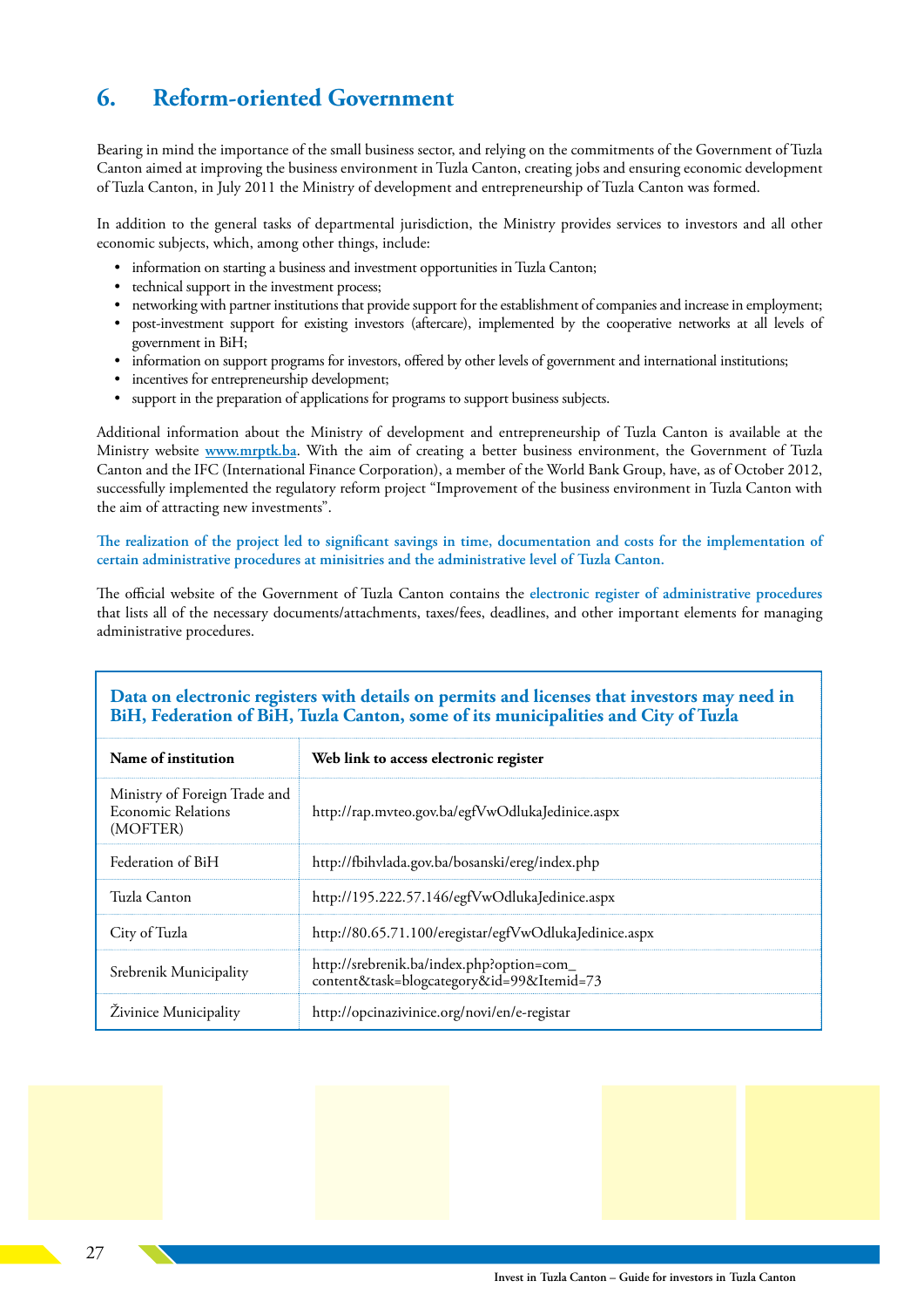## 6. Reform-oriented Government

Bearing in mind the importance of the small business sector, and relying on the commitments of the Government of Tuzla Canton aimed at improving the business environment in Tuzla Canton, creating jobs and ensuring economic development of Tuzla Canton, in July 2011 the Ministry of development and entrepreneurship of Tuzla Canton was formed.

In addition to the general tasks of departmental jurisdiction, the Ministry provides services to investors and all other economic subjects, which, among other things, include:

- information on starting a business and investment opportunities in Tuzla Canton;
- technical support in the investment process;
- networking with partner institutions that provide support for the establishment of companies and increase in employment;
- post-investment support for existing investors (aftercare), implemented by the cooperative networks at all levels of government in BiH;
- information on support programs for investors, offered by other levels of government and international institutions;
- incentives for entrepreneurship development;
- support in the preparation of applications for programs to support business subjects.

Additional information about the Ministry of development and entrepreneurship of Tuzla Canton is available at the Ministry website **www.mrptk.ba**. With the aim of creating a better business environment, the Government of Tuzla Canton and the IFC (International Finance Corporation), a member of the World Bank Group, have, as of October 2012, successfully implemented the regulatory reform project "Improvement of the business environment in Tuzla Canton with the aim of attracting new investments".

**The realization of the project led to significant savings in time, documentation and costs for the implementation of certain administrative procedures at minisitries and the administrative level of Tuzla Canton.**

The official website of the Government of Tuzla Canton contains the **electronic register of administrative procedures** that lists all of the necessary documents/attachments, taxes/fees, deadlines, and other important elements for managing administrative procedures.

**Data on electronic registers with details on permits and licenses that investors may need in BiH, Federation of BiH, Tuzla Canton, some of its municipalities and City of Tuzla**

| Name of institution | Web link to access electronic register |
|---|---|
| Ministry of Foreign Trade and Economic Relations (MOFTER) | http://rap.mvteo.gov.ba/egfVwOdlukaJedinice.aspx |
| Federation of BiH | http://fbihvlada.gov.ba/bosanski/ereg/index.php |
| Tuzla Canton | http://195.222.57.146/egfVwOdlukaJedinice.aspx |
| City of Tuzla | http://80.65.71.100/eregistar/egfVwOdlukaJedinice.aspx |
| Srebrenik Municipality | http://srebrenik.ba/index.php?option=com_content&task=blogcategory&id=99&Itemid=73 |
| Živinice Municipality | http://opcinazivinice.org/novi/en/e-registar |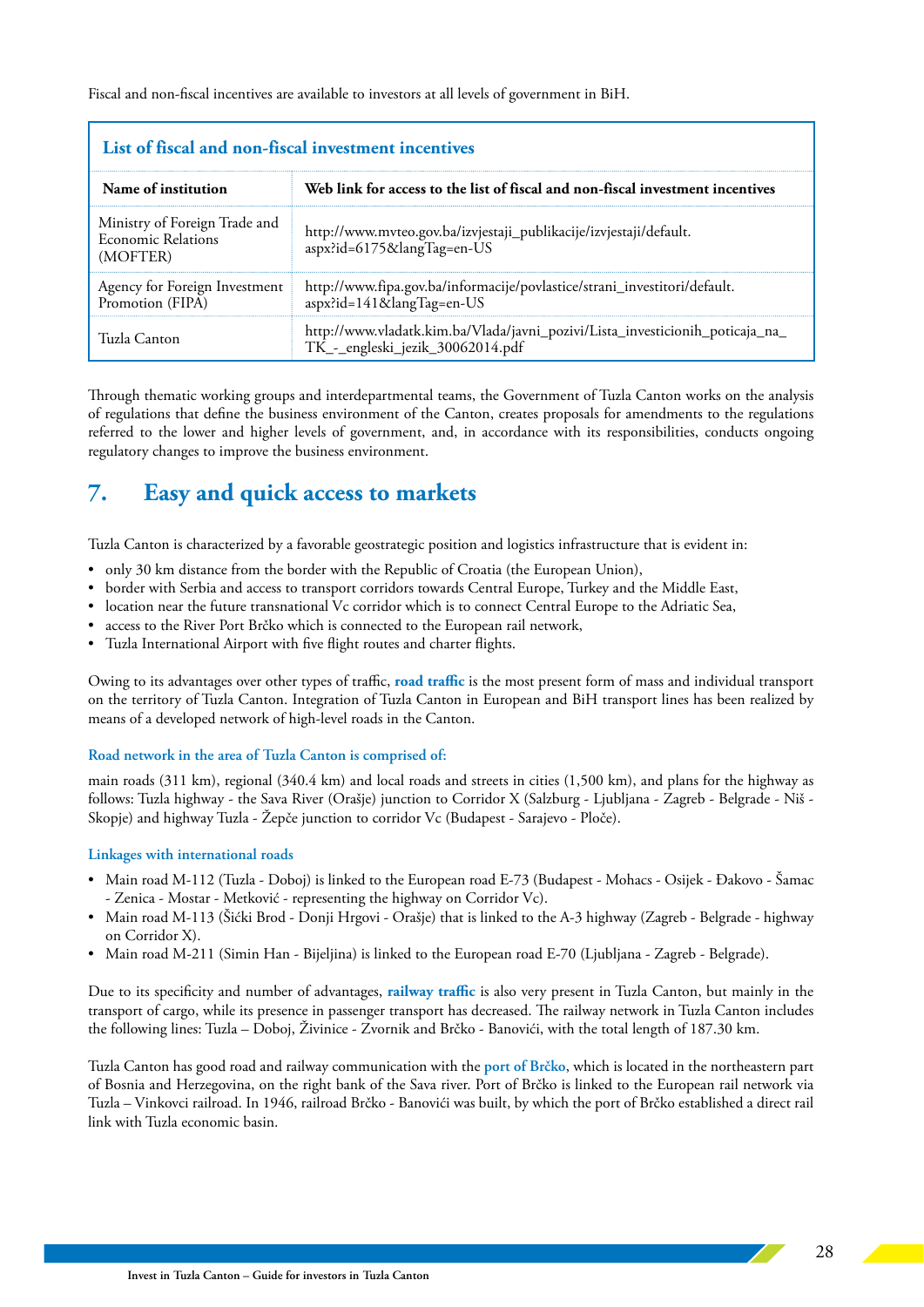Fiscal and non-fiscal incentives are available to investors at all levels of government in BiH.

| List of fiscal and non-fiscal investment incentives | |
|---|---|
| **Name of institution** | **Web link for access to the list of fiscal and non-fiscal investment incentives** |
| Ministry of Foreign Trade and Economic Relations (MOFTER) | http://www.mvteo.gov.ba/izvjestaji_publikacije/izvjestaji/default.aspx?id=6175&langTag=en-US |
| Agency for Foreign Investment Promotion (FIPA) | http://www.fipa.gov.ba/informacije/povlastice/strani_investitori/default.aspx?id=141&langTag=en-US |
| Tuzla Canton | http://www.vladatk.kim.ba/Vlada/javni_pozivi/Lista_investicionih_poticaja_na_TK_-_engleski_jezik_30062014.pdf |

Through thematic working groups and interdepartmental teams, the Government of Tuzla Canton works on the analysis of regulations that define the business environment of the Canton, creates proposals for amendments to the regulations referred to the lower and higher levels of government, and, in accordance with its responsibilities, conducts ongoing regulatory changes to improve the business environment.

## 7. Easy and quick access to markets

Tuzla Canton is characterized by a favorable geostrategic position and logistics infrastructure that is evident in:

- only 30 km distance from the border with the Republic of Croatia (the European Union),
- border with Serbia and access to transport corridors towards Central Europe, Turkey and the Middle East,
- location near the future transnational Vc corridor which is to connect Central Europe to the Adriatic Sea,
- access to the River Port Brčko which is connected to the European rail network,
- Tuzla International Airport with five flight routes and charter flights.

Owing to its advantages over other types of traffic, **road traffic** is the most present form of mass and individual transport on the territory of Tuzla Canton. Integration of Tuzla Canton in European and BiH transport lines has been realized by means of a developed network of high-level roads in the Canton.

### Road network in the area of Tuzla Canton is comprised of:

main roads (311 km), regional (340.4 km) and local roads and streets in cities (1,500 km), and plans for the highway as follows: Tuzla highway - the Sava River (Orašje) junction to Corridor X (Salzburg - Ljubljana - Zagreb - Belgrade - Niš - Skopje) and highway Tuzla - Žepče junction to corridor Vc (Budapest - Sarajevo - Ploče).

### Linkages with international roads

- Main road M-112 (Tuzla - Doboj) is linked to the European road E-73 (Budapest - Mohacs - Osijek - Đakovo - Šamac - Zenica - Mostar - Metković - representing the highway on Corridor Vc).
- Main road M-113 (Šićki Brod - Donji Hrgovi - Orašje) that is linked to the A-3 highway (Zagreb - Belgrade - highway on Corridor X).
- Main road M-211 (Simin Han - Bijeljina) is linked to the European road E-70 (Ljubljana - Zagreb - Belgrade).

Due to its specificity and number of advantages, **railway traffic** is also very present in Tuzla Canton, but mainly in the transport of cargo, while its presence in passenger transport has decreased. The railway network in Tuzla Canton includes the following lines: Tuzla – Doboj, Živinice - Zvornik and Brčko - Banovići, with the total length of 187.30 km.

Tuzla Canton has good road and railway communication with the **port of Brčko**, which is located in the northeastern part of Bosnia and Herzegovina, on the right bank of the Sava river. Port of Brčko is linked to the European rail network via Tuzla – Vinkovci railroad. In 1946, railroad Brčko - Banovići was built, by which the port of Brčko established a direct rail link with Tuzla economic basin.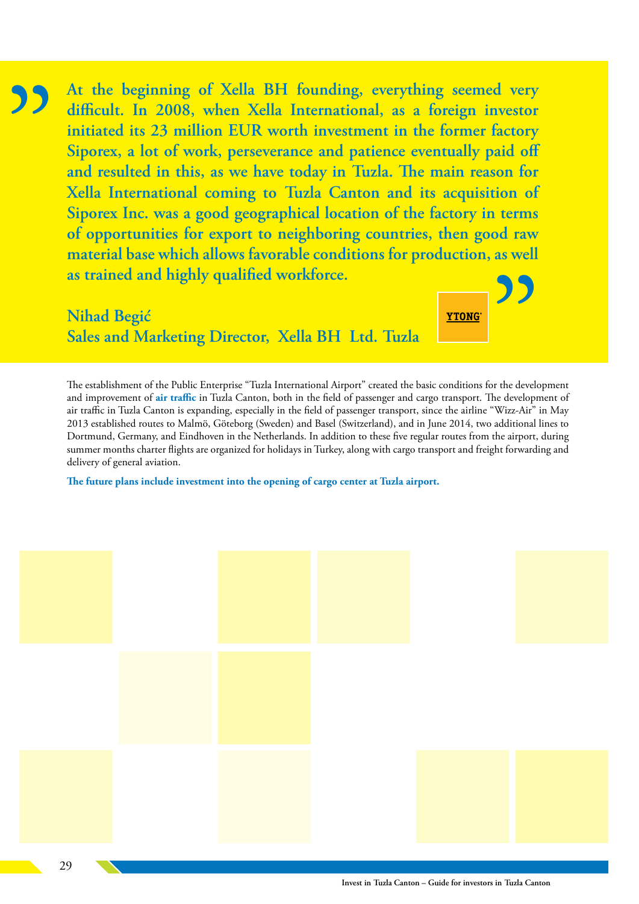> **At the beginning of Xella BH founding, everything seemed very difficult. In 2008, when Xella International, as a foreign investor initiated its 23 million EUR worth investment in the former factory Siporex, a lot of work, perseverance and patience eventually paid off and resulted in this, as we have today in Tuzla. The main reason for Xella International coming to Tuzla Canton and its acquisition of Siporex Inc. was a good geographical location of the factory in terms of opportunities for export to neighboring countries, then good raw material base which allows favorable conditions for production, as well as trained and highly qualified workforce.**
>
> **Nihad Begić**
> **Sales and Marketing Director, Xella BH Ltd. Tuzla**

YTONG

The establishment of the Public Enterprise “Tuzla International Airport” created the basic conditions for the development and improvement of **air traffic** in Tuzla Canton, both in the field of passenger and cargo transport. The development of air traffic in Tuzla Canton is expanding, especially in the field of passenger transport, since the airline “Wizz-Air” in May 2013 established routes to Malmö, Göteborg (Sweden) and Basel (Switzerland), and in June 2014, two additional lines to Dortmund, Germany, and Eindhoven in the Netherlands. In addition to these five regular routes from the airport, during summer months charter flights are organized for holidays in Turkey, along with cargo transport and freight forwarding and delivery of general aviation.

**The future plans include investment into the opening of cargo center at Tuzla airport.**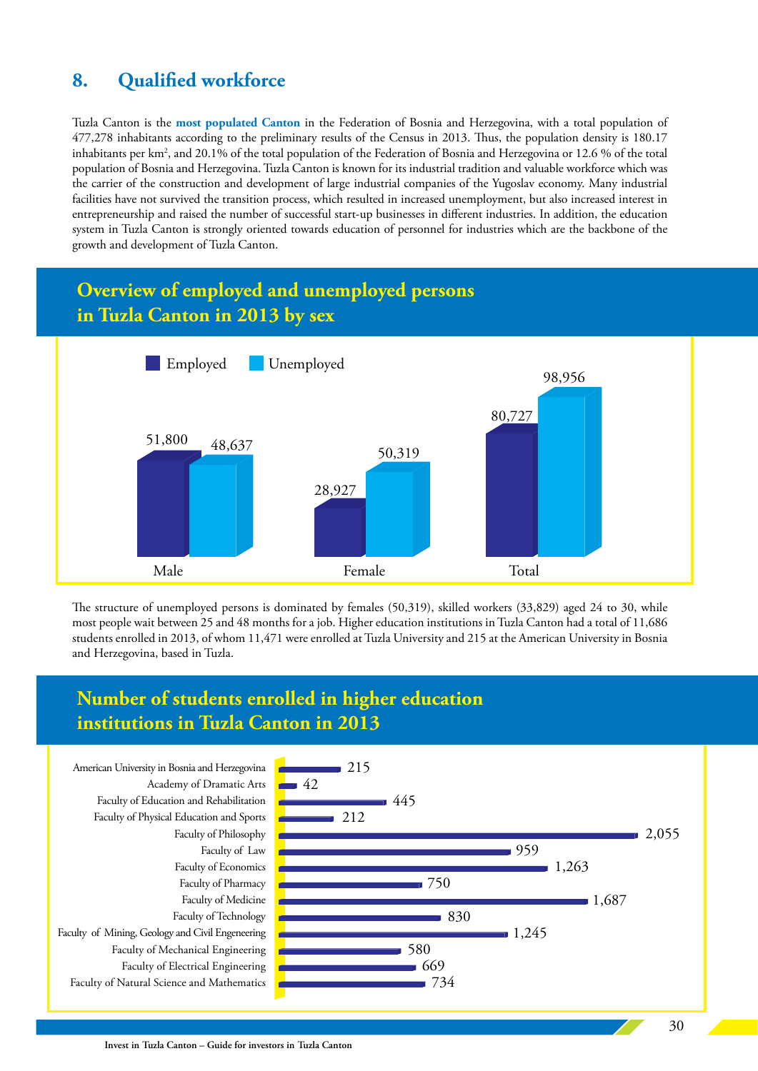## 8. Qualified workforce

Tuzla Canton is the **most populated Canton** in the Federation of Bosnia and Herzegovina, with a total population of 477,278 inhabitants according to the preliminary results of the Census in 2013. Thus, the population density is 180.17 inhabitants per km², and 20.1% of the total population of the Federation of Bosnia and Herzegovina or 12.6 % of the total population of Bosnia and Herzegovina. Tuzla Canton is known for its industrial tradition and valuable workforce which was the carrier of the construction and development of large industrial companies of the Yugoslav economy. Many industrial facilities have not survived the transition process, which resulted in increased unemployment, but also increased interest in entrepreneurship and raised the number of successful start-up businesses in different industries. In addition, the education system in Tuzla Canton is strongly oriented towards education of personnel for industries which are the backbone of the growth and development of Tuzla Canton.

### Overview of employed and unemployed persons in Tuzla Canton in 2013 by sex

| | Employed | Unemployed |
|---|---|---|
| Male | 51,800 | 48,637 |
| Female | 28,927 | 50,319 |
| Total | 80,727 | 98,956 |

The structure of unemployed persons is dominated by females (50,319), skilled workers (33,829) aged 24 to 30, while most people wait between 25 and 48 months for a job. Higher education institutions in Tuzla Canton had a total of 11,686 students enrolled in 2013, of whom 11,471 were enrolled at Tuzla University and 215 at the American University in Bosnia and Herzegovina, based in Tuzla.

### Number of students enrolled in higher education institutions in Tuzla Canton in 2013

| Institution | Number of students |
|---|---|
| American University in Bosnia and Herzegovina | 215 |
| Academy of Dramatic Arts | 42 |
| Faculty of Education and Rehabilitation | 445 |
| Faculty of Physical Education and Sports | 212 |
| Faculty of Philosophy | 2,055 |
| Faculty of Law | 959 |
| Faculty of Economics | 1,263 |
| Faculty of Pharmacy | 750 |
| Faculty of Medicine | 1,687 |
| Faculty of Technology | 830 |
| Faculty of Mining, Geology and Civil Engeneering | 1,245 |
| Faculty of Mechanical Engineering | 580 |
| Faculty of Electrical Engineering | 669 |
| Faculty of Natural Science and Mathematics | 734 |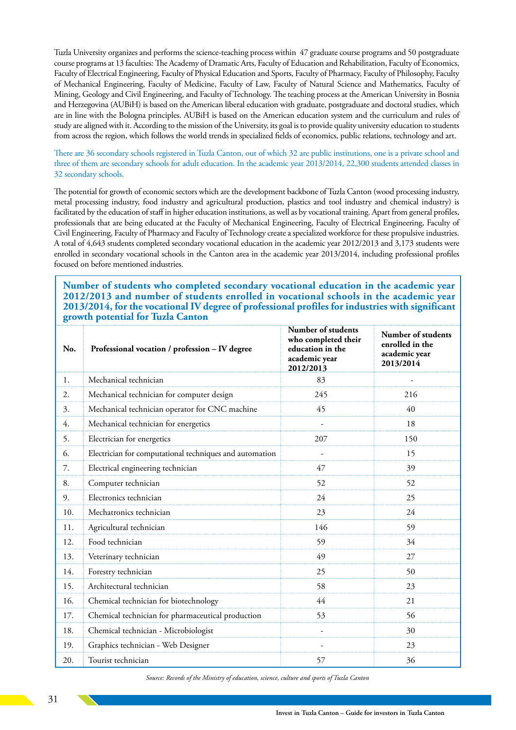Tuzla University organizes and performs the science-teaching process within 47 graduate course programs and 50 postgraduate course programs at 13 faculties: The Academy of Dramatic Arts, Faculty of Education and Rehabilitation, Faculty of Economics, Faculty of Electrical Engineering, Faculty of Physical Education and Sports, Faculty of Pharmacy, Faculty of Philosophy, Faculty of Mechanical Engineering, Faculty of Medicine, Faculty of Law, Faculty of Natural Science and Mathematics, Faculty of Mining, Geology and Civil Engineering, and Faculty of Technology. The teaching process at the American University in Bosnia and Herzegovina (AUBiH) is based on the American liberal education with graduate, postgraduate and doctoral studies, which are in line with the Bologna principles. AUBiH is based on the American education system and the curriculum and rules of study are aligned with it. According to the mission of the University, its goal is to provide quality university education to students from across the region, which follows the world trends in specialized fields of economics, public relations, technology and art.

There are 36 secondary schools registered in Tuzla Canton, out of which 32 are public institutions, one is a private school and three of them are secondary schools for adult education. In the academic year 2013/2014, 22,300 students attended classes in 32 secondary schools.

The potential for growth of economic sectors which are the development backbone of Tuzla Canton (wood processing industry, metal processing industry, food industry and agricultural production, plastics and tool industry and chemical industry) is facilitated by the education of staff in higher education institutions, as well as by vocational training. Apart from general profiles, professionals that are being educated at the Faculty of Mechanical Engineering, Faculty of Electrical Engineering, Faculty of Civil Engineering, Faculty of Pharmacy and Faculty of Technology create a specialized workforce for these propulsive industries. A total of 4,643 students completed secondary vocational education in the academic year 2012/2013 and 3,173 students were enrolled in secondary vocational schools in the Canton area in the academic year 2013/2014, including professional profiles focused on before mentioned industries.

**Number of students who completed secondary vocational education in the academic year 2012/2013 and number of students enrolled in vocational schools in the academic year 2013/2014, for the vocational IV degree of professional profiles for industries with significant growth potential for Tuzla Canton**

| No. | Professional vocation / profession – IV degree | Number of students who completed their education in the academic year 2012/2013 | Number of students enrolled in the academic year 2013/2014 |
|---|---|---|---|
| 1. | Mechanical technician | 83 | - |
| 2. | Mechanical technician for computer design | 245 | 216 |
| 3. | Mechanical technician operator for CNC machine | 45 | 40 |
| 4. | Mechanical technician for energetics | - | 18 |
| 5. | Electrician for energetics | 207 | 150 |
| 6. | Electrician for computational techniques and automation | - | 15 |
| 7. | Electrical engineering technician | 47 | 39 |
| 8. | Computer technician | 52 | 52 |
| 9. | Electronics technician | 24 | 25 |
| 10. | Mechatronics technician | 23 | 24 |
| 11. | Agricultural technician | 146 | 59 |
| 12. | Food technician | 59 | 34 |
| 13. | Veterinary technician | 49 | 27 |
| 14. | Forestry technician | 25 | 50 |
| 15. | Architectural technician | 58 | 23 |
| 16. | Chemical technician for biotechnology | 44 | 21 |
| 17. | Chemical technician for pharmaceutical production | 53 | 56 |
| 18. | Chemical technician - Microbiologist | - | 30 |
| 19. | Graphics technician - Web Designer | - | 23 |
| 20. | Tourist technician | 57 | 36 |

*Source: Records of the Ministry of education, science, culture and sports of Tuzla Canton*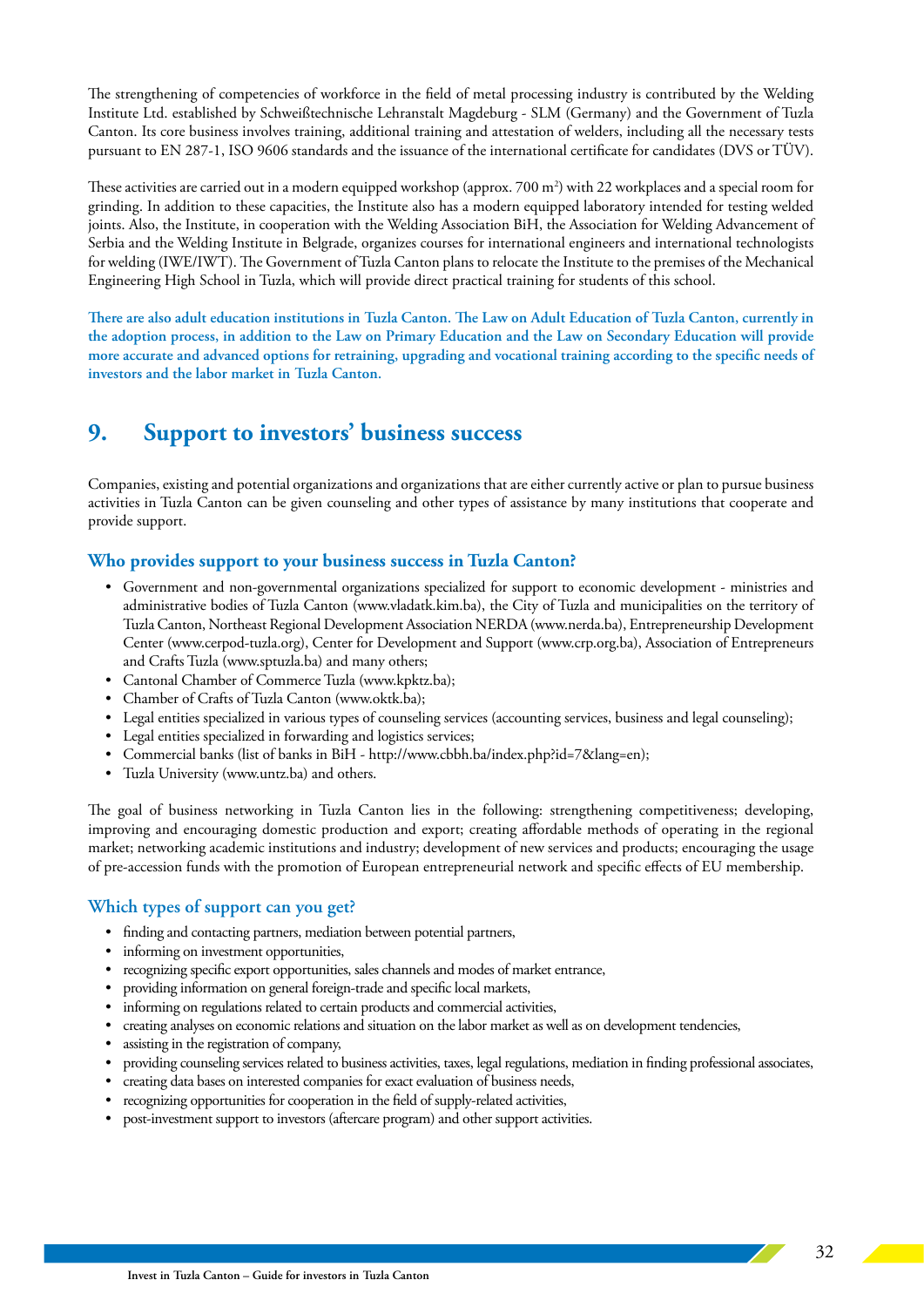The strengthening of competencies of workforce in the field of metal processing industry is contributed by the Welding Institute Ltd. established by Schweißtechnische Lehranstalt Magdeburg - SLM (Germany) and the Government of Tuzla Canton. Its core business involves training, additional training and attestation of welders, including all the necessary tests pursuant to EN 287-1, ISO 9606 standards and the issuance of the international certificate for candidates (DVS or TÜV).

These activities are carried out in a modern equipped workshop (approx. 700 m$^2$) with 22 workplaces and a special room for grinding. In addition to these capacities, the Institute also has a modern equipped laboratory intended for testing welded joints. Also, the Institute, in cooperation with the Welding Association BiH, the Association for Welding Advancement of Serbia and the Welding Institute in Belgrade, organizes courses for international engineers and international technologists for welding (IWE/IWT). The Government of Tuzla Canton plans to relocate the Institute to the premises of the Mechanical Engineering High School in Tuzla, which will provide direct practical training for students of this school.

**There are also adult education institutions in Tuzla Canton. The Law on Adult Education of Tuzla Canton, currently in the adoption process, in addition to the Law on Primary Education and the Law on Secondary Education will provide more accurate and advanced options for retraining, upgrading and vocational training according to the specific needs of investors and the labor market in Tuzla Canton.**

# 9. Support to investors' business success

Companies, existing and potential organizations and organizations that are either currently active or plan to pursue business activities in Tuzla Canton can be given counseling and other types of assistance by many institutions that cooperate and provide support.

## Who provides support to your business success in Tuzla Canton?

- Government and non-governmental organizations specialized for support to economic development - ministries and administrative bodies of Tuzla Canton (www.vladatk.kim.ba), the City of Tuzla and municipalities on the territory of Tuzla Canton, Northeast Regional Development Association NERDA (www.nerda.ba), Entrepreneurship Development Center (www.cerpod-tuzla.org), Center for Development and Support (www.crp.org.ba), Association of Entrepreneurs and Crafts Tuzla (www.sptuzla.ba) and many others;
- Cantonal Chamber of Commerce Tuzla (www.kpktz.ba);
- Chamber of Crafts of Tuzla Canton (www.oktk.ba);
- Legal entities specialized in various types of counseling services (accounting services, business and legal counseling);
- Legal entities specialized in forwarding and logistics services;
- Commercial banks (list of banks in BiH - http://www.cbbh.ba/index.php?id=7&lang=en);
- Tuzla University (www.untz.ba) and others.

The goal of business networking in Tuzla Canton lies in the following: strengthening competitiveness; developing, improving and encouraging domestic production and export; creating affordable methods of operating in the regional market; networking academic institutions and industry; development of new services and products; encouraging the usage of pre-accession funds with the promotion of European entrepreneurial network and specific effects of EU membership.

## Which types of support can you get?

- finding and contacting partners, mediation between potential partners,
- informing on investment opportunities,
- recognizing specific export opportunities, sales channels and modes of market entrance,
- providing information on general foreign-trade and specific local markets,
- informing on regulations related to certain products and commercial activities,
- creating analyses on economic relations and situation on the labor market as well as on development tendencies,
- assisting in the registration of company,
- providing counseling services related to business activities, taxes, legal regulations, mediation in finding professional associates,
- creating data bases on interested companies for exact evaluation of business needs,
- recognizing opportunities for cooperation in the field of supply-related activities,
- post-investment support to investors (aftercare program) and other support activities.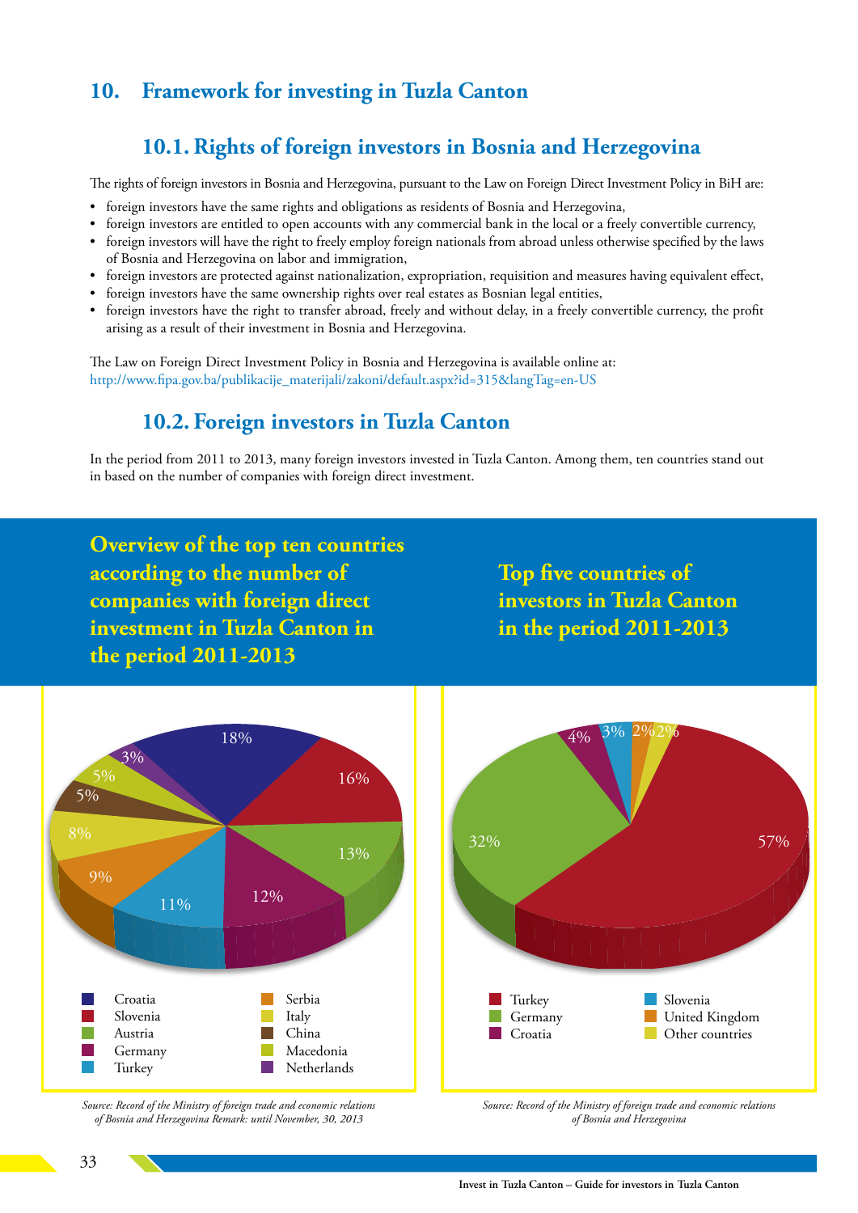## 10. Framework for investing in Tuzla Canton

### 10.1. Rights of foreign investors in Bosnia and Herzegovina

The rights of foreign investors in Bosnia and Herzegovina, pursuant to the Law on Foreign Direct Investment Policy in BiH are:

- foreign investors have the same rights and obligations as residents of Bosnia and Herzegovina,
- foreign investors are entitled to open accounts with any commercial bank in the local or a freely convertible currency,
- foreign investors will have the right to freely employ foreign nationals from abroad unless otherwise specified by the laws of Bosnia and Herzegovina on labor and immigration,
- foreign investors are protected against nationalization, expropriation, requisition and measures having equivalent effect,
- foreign investors have the same ownership rights over real estates as Bosnian legal entities,
- foreign investors have the right to transfer abroad, freely and without delay, in a freely convertible currency, the profit arising as a result of their investment in Bosnia and Herzegovina.

The Law on Foreign Direct Investment Policy in Bosnia and Herzegovina is available online at:
http://www.fipa.gov.ba/publikacije_materijali/zakoni/default.aspx?id=315&langTag=en-US

### 10.2. Foreign investors in Tuzla Canton

In the period from 2011 to 2013, many foreign investors invested in Tuzla Canton. Among them, ten countries stand out in based on the number of companies with foreign direct investment.

**Overview of the top ten countries according to the number of companies with foreign direct investment in Tuzla Canton in the period 2011-2013**

| Country | Share |
|---|---|
| Croatia | 18% |
| Slovenia | 16% |
| Austria | 13% |
| Germany | 12% |
| Turkey | 11% |
| Serbia | 9% |
| Italy | 8% |
| China | 5% |
| Macedonia | 5% |
| Netherlands | 3% |

*Source: Record of the Ministry of foreign trade and economic relations of Bosnia and Herzegovina Remark: until November, 30, 2013*

**Top five countries of investors in Tuzla Canton in the period 2011-2013**

| Country | Share |
|---|---|
| Turkey | 57% |
| Germany | 32% |
| Croatia | 4% |
| Slovenia | 3% |
| United Kingdom | 2% |
| Other countries | 2% |

*Source: Record of the Ministry of foreign trade and economic relations of Bosnia and Herzegovina*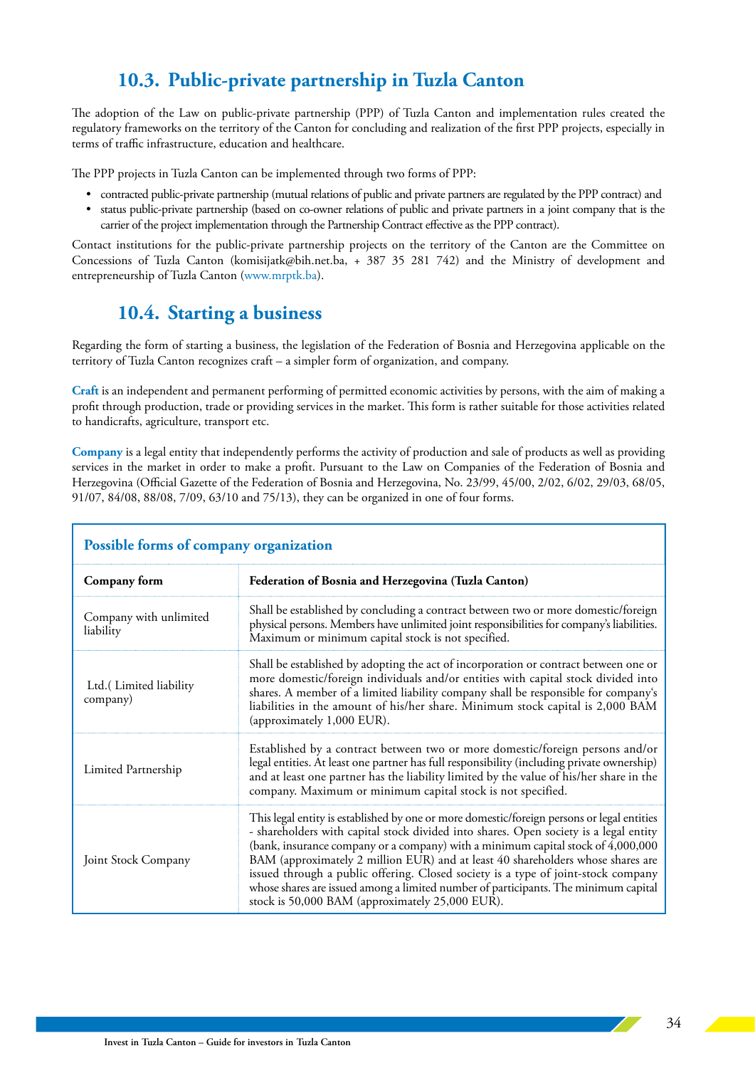## 10.3. Public-private partnership in Tuzla Canton

The adoption of the Law on public-private partnership (PPP) of Tuzla Canton and implementation rules created the regulatory frameworks on the territory of the Canton for concluding and realization of the first PPP projects, especially in terms of traffic infrastructure, education and healthcare.

The PPP projects in Tuzla Canton can be implemented through two forms of PPP:

- contracted public-private partnership (mutual relations of public and private partners are regulated by the PPP contract) and
- status public-private partnership (based on co-owner relations of public and private partners in a joint company that is the carrier of the project implementation through the Partnership Contract effective as the PPP contract).

Contact institutions for the public-private partnership projects on the territory of the Canton are the Committee on Concessions of Tuzla Canton (komisijatk@bih.net.ba, + 387 35 281 742) and the Ministry of development and entrepreneurship of Tuzla Canton (www.mrptk.ba).

## 10.4. Starting a business

Regarding the form of starting a business, the legislation of the Federation of Bosnia and Herzegovina applicable on the territory of Tuzla Canton recognizes craft – a simpler form of organization, and company.

**Craft** is an independent and permanent performing of permitted economic activities by persons, with the aim of making a profit through production, trade or providing services in the market. This form is rather suitable for those activities related to handicrafts, agriculture, transport etc.

**Company** is a legal entity that independently performs the activity of production and sale of products as well as providing services in the market in order to make a profit. Pursuant to the Law on Companies of the Federation of Bosnia and Herzegovina (Official Gazette of the Federation of Bosnia and Herzegovina, No. 23/99, 45/00, 2/02, 6/02, 29/03, 68/05, 91/07, 84/08, 88/08, 7/09, 63/10 and 75/13), they can be organized in one of four forms.

**Possible forms of company organization**

| Company form | Federation of Bosnia and Herzegovina (Tuzla Canton) |
|---|---|
| Company with unlimited liability | Shall be established by concluding a contract between two or more domestic/foreign physical persons. Members have unlimited joint responsibilities for company's liabilities. Maximum or minimum capital stock is not specified. |
| Ltd.( Limited liability company) | Shall be established by adopting the act of incorporation or contract between one or more domestic/foreign individuals and/or entities with capital stock divided into shares. A member of a limited liability company shall be responsible for company's liabilities in the amount of his/her share. Minimum stock capital is 2,000 BAM (approximately 1,000 EUR). |
| Limited Partnership | Established by a contract between two or more domestic/foreign persons and/or legal entities. At least one partner has full responsibility (including private ownership) and at least one partner has the liability limited by the value of his/her share in the company. Maximum or minimum capital stock is not specified. |
| Joint Stock Company | This legal entity is established by one or more domestic/foreign persons or legal entities - shareholders with capital stock divided into shares. Open society is a legal entity (bank, insurance company or a company) with a minimum capital stock of 4,000,000 BAM (approximately 2 million EUR) and at least 40 shareholders whose shares are issued through a public offering. Closed society is a type of joint-stock company whose shares are issued among a limited number of participants. The minimum capital stock is 50,000 BAM (approximately 25,000 EUR). |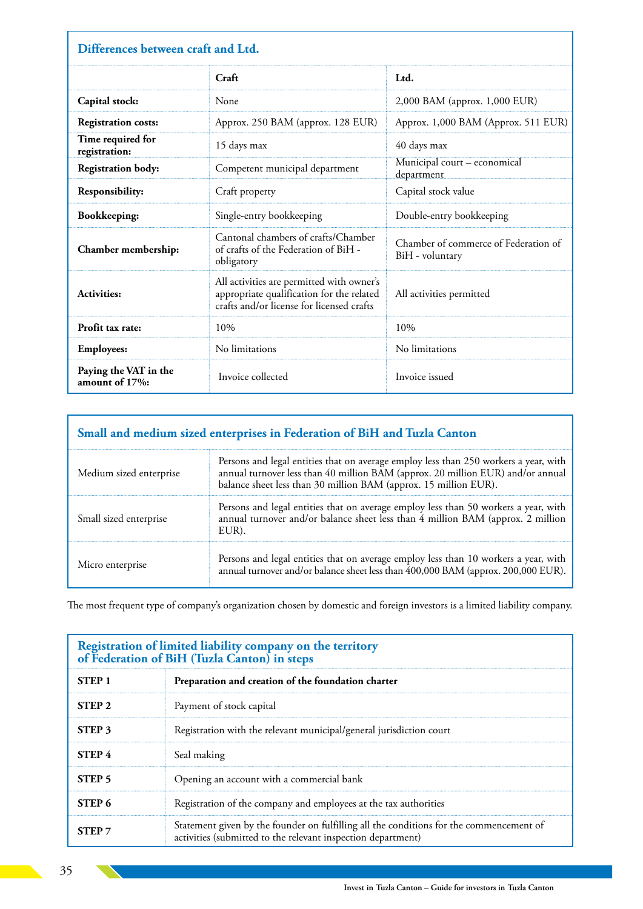**Differences between craft and Ltd.**

| | Craft | Ltd. |
|---|---|---|
| **Capital stock:** | None | 2,000 BAM (approx. 1,000 EUR) |
| **Registration costs:** | Approx. 250 BAM (approx. 128 EUR) | Approx. 1,000 BAM (Approx. 511 EUR) |
| **Time required for registration:** | 15 days max | 40 days max |
| **Registration body:** | Competent municipal department | Municipal court – economical department |
| **Responsibility:** | Craft property | Capital stock value |
| **Bookkeeping:** | Single-entry bookkeeping | Double-entry bookkeeping |
| **Chamber membership:** | Cantonal chambers of crafts/Chamber of crafts of the Federation of BiH - obligatory | Chamber of commerce of Federation of BiH - voluntary |
| **Activities:** | All activities are permitted with owner's appropriate qualification for the related crafts and/or license for licensed crafts | All activities permitted |
| **Profit tax rate:** | 10% | 10% |
| **Employees:** | No limitations | No limitations |
| **Paying the VAT in the amount of 17%:** | Invoice collected | Invoice issued |

**Small and medium sized enterprises in Federation of BiH and Tuzla Canton**

| | |
|---|---|
| Medium sized enterprise | Persons and legal entities that on average employ less than 250 workers a year, with annual turnover less than 40 million BAM (approx. 20 million EUR) and/or annual balance sheet less than 30 million BAM (approx. 15 million EUR). |
| Small sized enterprise | Persons and legal entities that on average employ less than 50 workers a year, with annual turnover and/or balance sheet less than 4 million BAM (approx. 2 million EUR). |
| Micro enterprise | Persons and legal entities that on average employ less than 10 workers a year, with annual turnover and/or balance sheet less than 400,000 BAM (approx. 200,000 EUR). |

The most frequent type of company's organization chosen by domestic and foreign investors is a limited liability company.

**Registration of limited liability company on the territory of Federation of BiH (Tuzla Canton) in steps**

| | |
|---|---|
| **STEP 1** | **Preparation and creation of the foundation charter** |
| **STEP 2** | Payment of stock capital |
| **STEP 3** | Registration with the relevant municipal/general jurisdiction court |
| **STEP 4** | Seal making |
| **STEP 5** | Opening an account with a commercial bank |
| **STEP 6** | Registration of the company and employees at the tax authorities |
| **STEP 7** | Statement given by the founder on fulfilling all the conditions for the commencement of activities (submitted to the relevant inspection department) |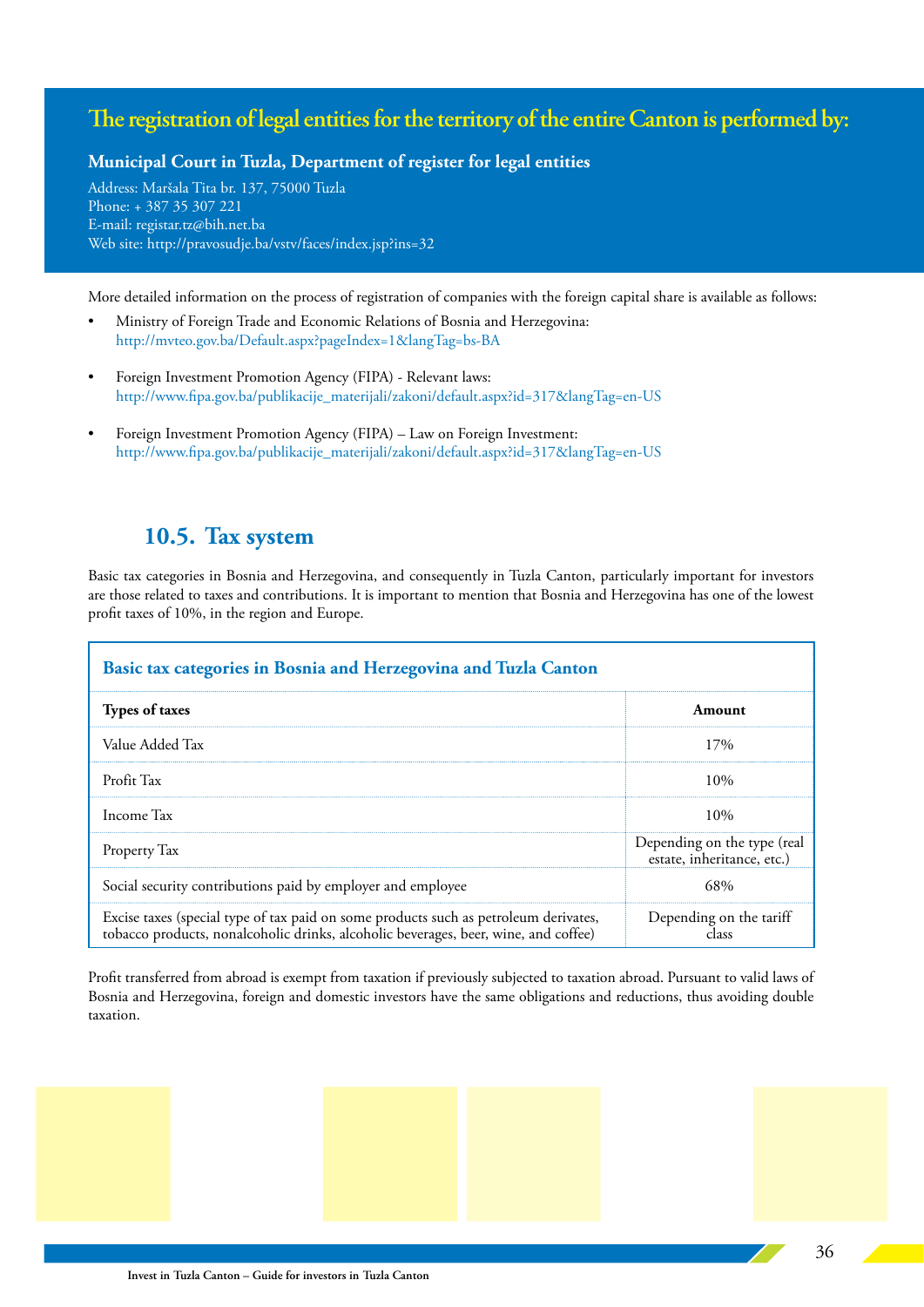## The registration of legal entities for the territory of the entire Canton is performed by:

**Municipal Court in Tuzla, Department of register for legal entities**

Address: Maršala Tita br. 137, 75000 Tuzla
Phone: + 387 35 307 221
E-mail: registar.tz@bih.net.ba
Web site: http://pravosudje.ba/vstv/faces/index.jsp?ins=32

More detailed information on the process of registration of companies with the foreign capital share is available as follows:

- Ministry of Foreign Trade and Economic Relations of Bosnia and Herzegovina: http://mvteo.gov.ba/Default.aspx?pageIndex=1&langTag=bs-BA
- Foreign Investment Promotion Agency (FIPA) - Relevant laws: http://www.fipa.gov.ba/publikacije_materijali/zakoni/default.aspx?id=317&langTag=en-US
- Foreign Investment Promotion Agency (FIPA) – Law on Foreign Investment: http://www.fipa.gov.ba/publikacije_materijali/zakoni/default.aspx?id=317&langTag=en-US

## 10.5. Tax system

Basic tax categories in Bosnia and Herzegovina, and consequently in Tuzla Canton, particularly important for investors are those related to taxes and contributions. It is important to mention that Bosnia and Herzegovina has one of the lowest profit taxes of 10%, in the region and Europe.

**Basic tax categories in Bosnia and Herzegovina and Tuzla Canton**

| Types of taxes | Amount |
|---|---|
| Value Added Tax | 17% |
| Profit Tax | 10% |
| Income Tax | 10% |
| Property Tax | Depending on the type (real estate, inheritance, etc.) |
| Social security contributions paid by employer and employee | 68% |
| Excise taxes (special type of tax paid on some products such as petroleum derivates, tobacco products, nonalcoholic drinks, alcoholic beverages, beer, wine, and coffee) | Depending on the tariff class |

Profit transferred from abroad is exempt from taxation if previously subjected to taxation abroad. Pursuant to valid laws of Bosnia and Herzegovina, foreign and domestic investors have the same obligations and reductions, thus avoiding double taxation.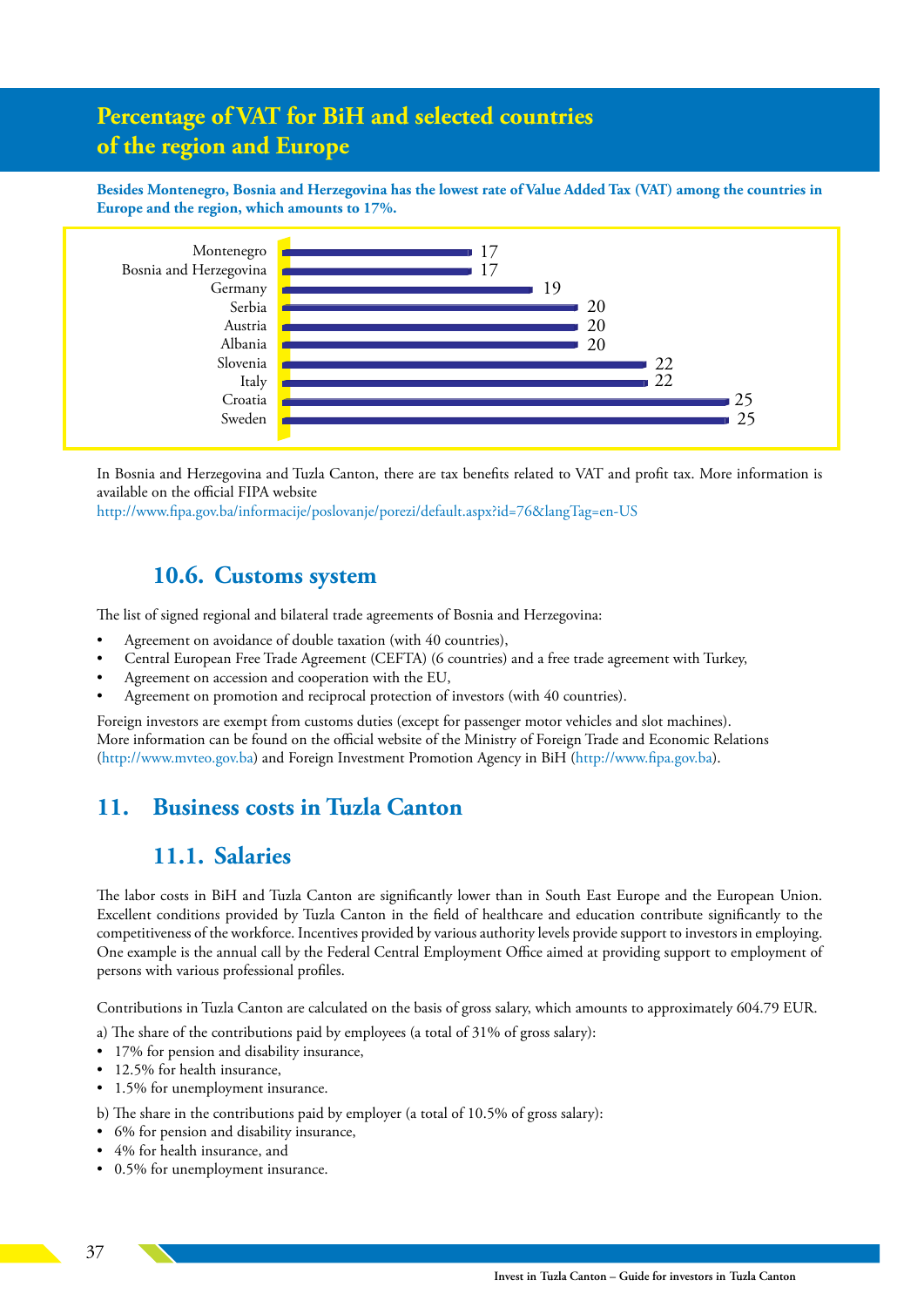## Percentage of VAT for BiH and selected countries of the region and Europe

**Besides Montenegro, Bosnia and Herzegovina has the lowest rate of Value Added Tax (VAT) among the countries in Europe and the region, which amounts to 17%.**

| Country | VAT (%) |
| --- | --- |
| Montenegro | 17 |
| Bosnia and Herzegovina | 17 |
| Germany | 19 |
| Serbia | 20 |
| Austria | 20 |
| Albania | 20 |
| Slovenia | 22 |
| Italy | 22 |
| Croatia | 25 |
| Sweden | 25 |

In Bosnia and Herzegovina and Tuzla Canton, there are tax benefits related to VAT and profit tax. More information is available on the official FIPA website
http://www.fipa.gov.ba/informacije/poslovanje/porezi/default.aspx?id=76&langTag=en-US

### 10.6. Customs system

The list of signed regional and bilateral trade agreements of Bosnia and Herzegovina:

- Agreement on avoidance of double taxation (with 40 countries),
- Central European Free Trade Agreement (CEFTA) (6 countries) and a free trade agreement with Turkey,
- Agreement on accession and cooperation with the EU,
- Agreement on promotion and reciprocal protection of investors (with 40 countries).

Foreign investors are exempt from customs duties (except for passenger motor vehicles and slot machines).
More information can be found on the official website of the Ministry of Foreign Trade and Economic Relations (http://www.mvteo.gov.ba) and Foreign Investment Promotion Agency in BiH (http://www.fipa.gov.ba).

## 11. Business costs in Tuzla Canton

### 11.1. Salaries

The labor costs in BiH and Tuzla Canton are significantly lower than in South East Europe and the European Union. Excellent conditions provided by Tuzla Canton in the field of healthcare and education contribute significantly to the competitiveness of the workforce. Incentives provided by various authority levels provide support to investors in employing. One example is the annual call by the Federal Central Employment Office aimed at providing support to employment of persons with various professional profiles.

Contributions in Tuzla Canton are calculated on the basis of gross salary, which amounts to approximately 604.79 EUR.

a) The share of the contributions paid by employees (a total of 31% of gross salary):
- 17% for pension and disability insurance,
- 12.5% for health insurance,
- 1.5% for unemployment insurance.

b) The share in the contributions paid by employer (a total of 10.5% of gross salary):
- 6% for pension and disability insurance,
- 4% for health insurance, and
- 0.5% for unemployment insurance.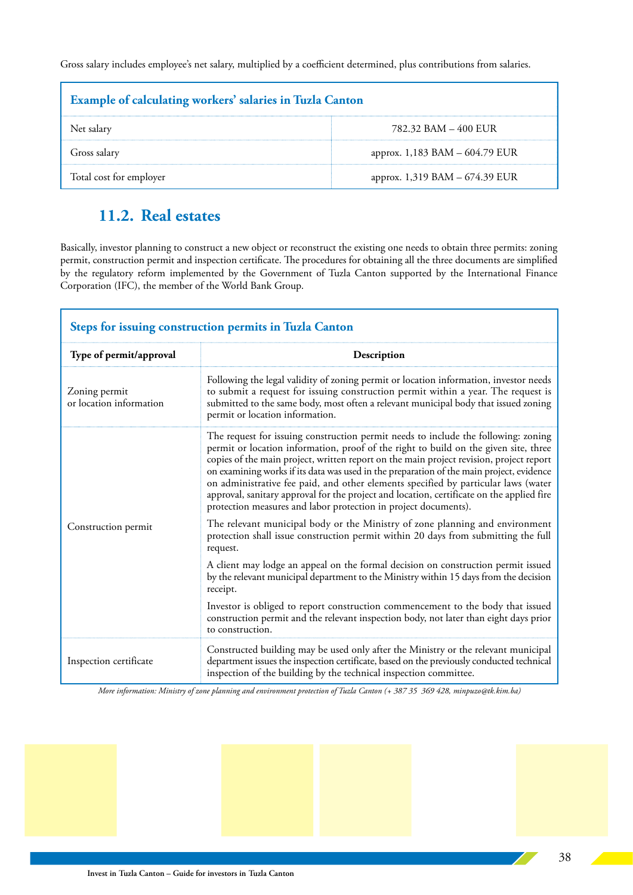Gross salary includes employee's net salary, multiplied by a coefficient determined, plus contributions from salaries.

| Example of calculating workers' salaries in Tuzla Canton | |
|---|---|
| Net salary | 782.32 BAM – 400 EUR |
| Gross salary | approx. 1,183 BAM – 604.79 EUR |
| Total cost for employer | approx. 1,319 BAM – 674.39 EUR |

## 11.2. Real estates

Basically, investor planning to construct a new object or reconstruct the existing one needs to obtain three permits: zoning permit, construction permit and inspection certificate. The procedures for obtaining all the three documents are simplified by the regulatory reform implemented by the Government of Tuzla Canton supported by the International Finance Corporation (IFC), the member of the World Bank Group.

**Steps for issuing construction permits in Tuzla Canton**

| Type of permit/approval | Description |
|---|---|
| Zoning permit or location information | Following the legal validity of zoning permit or location information, investor needs to submit a request for issuing construction permit within a year. The request is submitted to the same body, most often a relevant municipal body that issued zoning permit or location information. |
| Construction permit | The request for issuing construction permit needs to include the following: zoning permit or location information, proof of the right to build on the given site, three copies of the main project, written report on the main project revision, project report on examining works if its data was used in the preparation of the main project, evidence on administrative fee paid, and other elements specified by particular laws (water approval, sanitary approval for the project and location, certificate on the applied fire protection measures and labor protection in project documents).<br><br>The relevant municipal body or the Ministry of zone planning and environment protection shall issue construction permit within 20 days from submitting the full request.<br><br>A client may lodge an appeal on the formal decision on construction permit issued by the relevant municipal department to the Ministry within 15 days from the decision receipt.<br><br>Investor is obliged to report construction commencement to the body that issued construction permit and the relevant inspection body, not later than eight days prior to construction. |
| Inspection certificate | Constructed building may be used only after the Ministry or the relevant municipal department issues the inspection certificate, based on the previously conducted technical inspection of the building by the technical inspection committee. |

*More information: Ministry of zone planning and environment protection of Tuzla Canton (+ 387 35 369 428, minpuzo@tk.kim.ba)*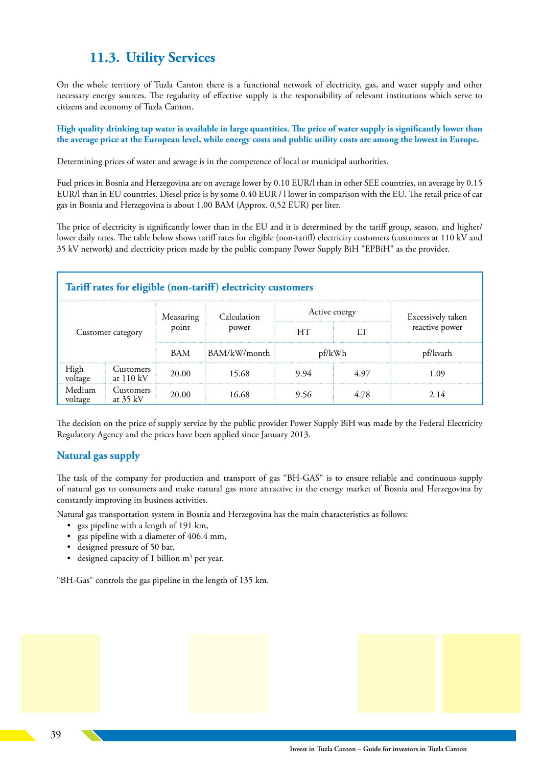## 11.3. Utility Services

On the whole territory of Tuzla Canton there is a functional network of electricity, gas, and water supply and other necessary energy sources. The regularity of effective supply is the responsibility of relevant institutions which serve to citizens and economy of Tuzla Canton.

**High quality drinking tap water is available in large quantities. The price of water supply is significantly lower than the average price at the European level, while energy costs and public utility costs are among the lowest in Europe.**

Determining prices of water and sewage is in the competence of local or municipal authorities.

Fuel prices in Bosnia and Herzegovina are on average lower by 0.10 EUR/l than in other SEE countries, on average by 0.15 EUR/l than in EU countries. Diesel price is by some 0.40 EUR / l lower in comparison with the EU. The retail price of car gas in Bosnia and Herzegovina is about 1,00 BAM (Approx. 0,52 EUR) per liter.

The price of electricity is significantly lower than in the EU and it is determined by the tariff group, season, and higher/ lower daily rates. The table below shows tariff rates for eligible (non-tariff) electricity customers (customers at 110 kV and 35 kV network) and electricity prices made by the public company Power Supply BiH "EPBiH" as the provider.

**Tariff rates for eligible (non-tariff) electricity customers**

| Customer category | | Measuring point | Calculation power | Active energy | | Excessively taken reactive power |
|---|---|---|---|---|---|---|
| | | | | HT | LT | |
| | | BAM | BAM/kW/month | pf/kWh | | pf/kvarh |
| High voltage | Customers at 110 kV | 20.00 | 15.68 | 9.94 | 4.97 | 1.09 |
| Medium voltage | Customers at 35 kV | 20.00 | 16.68 | 9.56 | 4.78 | 2.14 |

The decision on the price of supply service by the public provider Power Supply BiH was made by the Federal Electricity Regulatory Agency and the prices have been applied since January 2013.

### Natural gas supply

The task of the company for production and transport of gas "BH-GAS" is to ensure reliable and continuous supply of natural gas to consumers and make natural gas more attractive in the energy market of Bosnia and Herzegovina by constantly improving its business activities.

Natural gas transportation system in Bosnia and Herzegovina has the main characteristics as follows:

- gas pipeline with a length of 191 km,
- gas pipeline with a diameter of 406.4 mm,
- designed pressure of 50 bar,
- designed capacity of 1 billion $m^3$ per year.

"BH-Gas" controls the gas pipeline in the length of 135 km.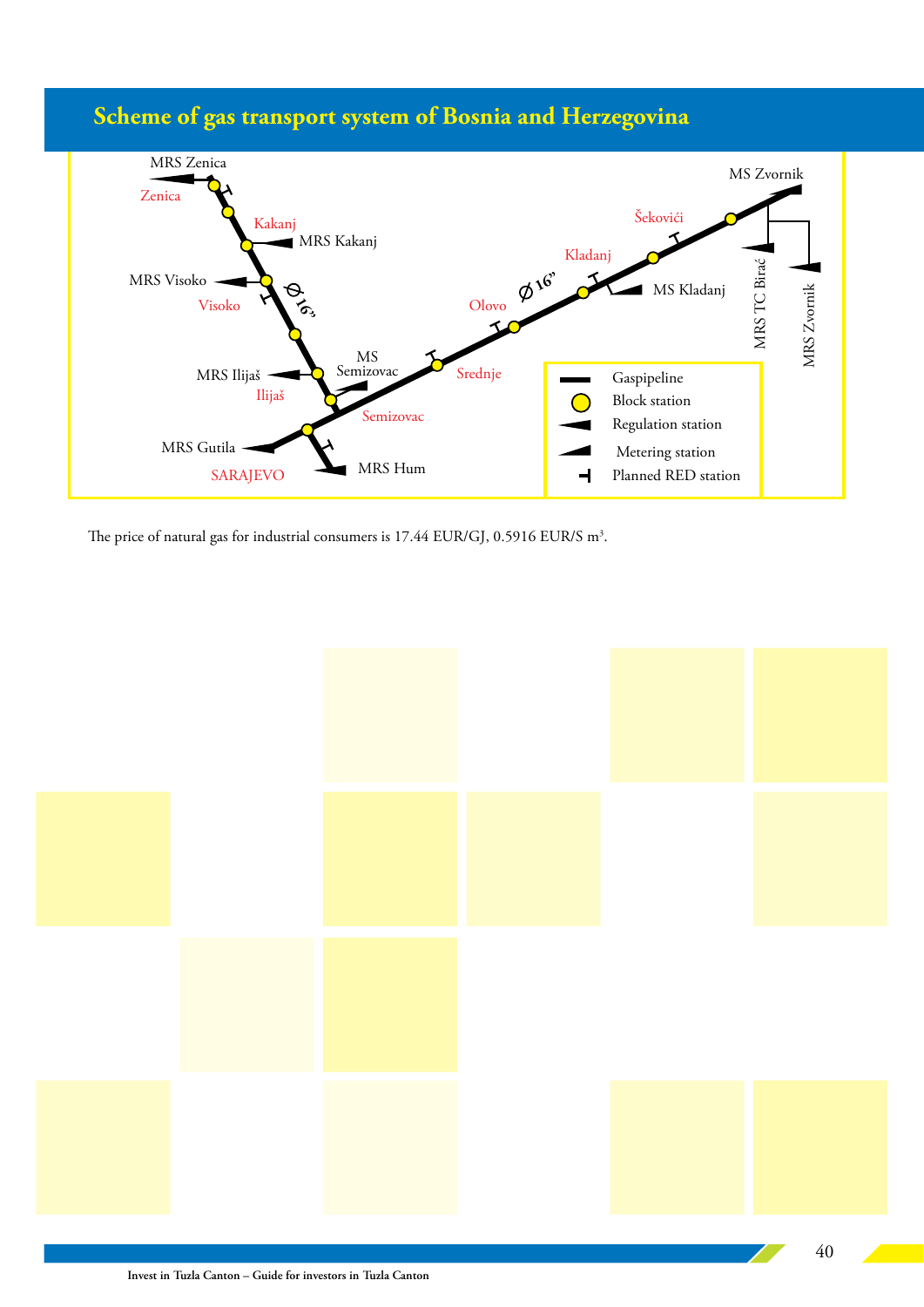## Scheme of gas transport system of Bosnia and Herzegovina

MRS Zenica

Zenica

Kakanj

MRS Kakanj

MRS Visoko

Visoko

Ø 16"

MRS Ilijaš

Ilijaš

MS Semizovac

Semizovac

MRS Gutila

SARAJEVO

MRS Hum

Srednje

Olovo

Ø 16"

Kladanj

MS Kladanj

Šekovići

MS Zvornik

MRS TC Birač

MRS Zvornik

Gaspipeline

Block station

Regulation station

Metering station

Planned RED station

The price of natural gas for industrial consumers is 17.44 EUR/GJ, 0.5916 EUR/S m$^3$.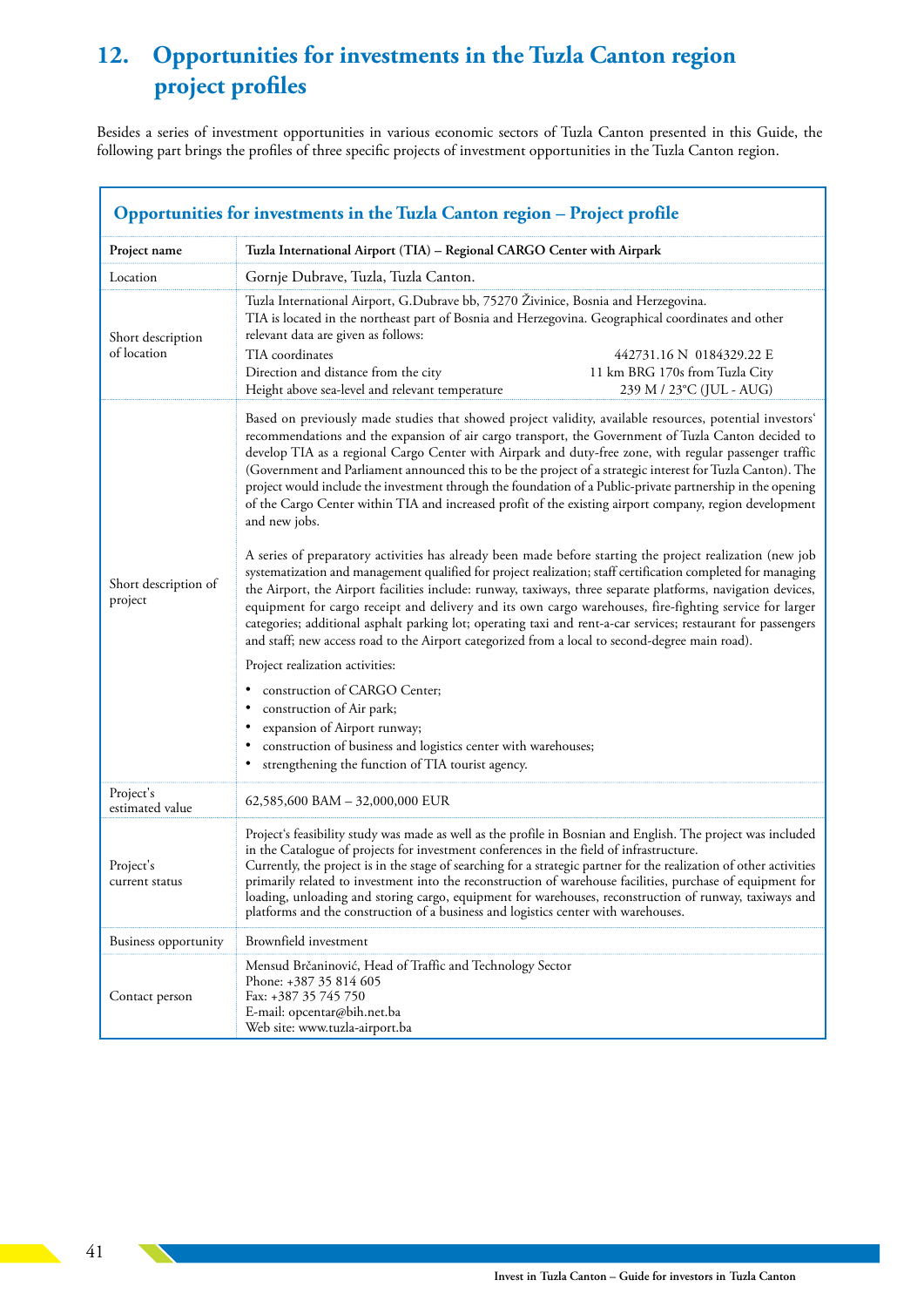## 12. Opportunities for investments in the Tuzla Canton region project profiles

Besides a series of investment opportunities in various economic sectors of Tuzla Canton presented in this Guide, the following part brings the profiles of three specific projects of investment opportunities in the Tuzla Canton region.

### Opportunities for investments in the Tuzla Canton region – Project profile

| Project name | **Tuzla International Airport (TIA) – Regional CARGO Center with Airpark** |
|---|---|
| Location | Gornje Dubrave, Tuzla, Tuzla Canton. |
| Short description of location | Tuzla International Airport, G.Dubrave bb, 75270 Živinice, Bosnia and Herzegovina.<br>TIA is located in the northeast part of Bosnia and Herzegovina. Geographical coordinates and other relevant data are given as follows:<br>TIA coordinates: 442731.16 N 0184329.22 E<br>Direction and distance from the city: 11 km BRG 170s from Tuzla City<br>Height above sea-level and relevant temperature: 239 M / 23°C (JUL - AUG) |
| Short description of project | Based on previously made studies that showed project validity, available resources, potential investors' recommendations and the expansion of air cargo transport, the Government of Tuzla Canton decided to develop TIA as a regional Cargo Center with Airpark and duty-free zone, with regular passenger traffic (Government and Parliament announced this to be the project of a strategic interest for Tuzla Canton). The project would include the investment through the foundation of a Public-private partnership in the opening of the Cargo Center within TIA and increased profit of the existing airport company, region development and new jobs.<br><br>A series of preparatory activities has already been made before starting the project realization (new job systematization and management qualified for project realization; staff certification completed for managing the Airport, the Airport facilities include: runway, taxiways, three separate platforms, navigation devices, equipment for cargo receipt and delivery and its own cargo warehouses, fire-fighting service for larger categories; additional asphalt parking lot; operating taxi and rent-a-car services; restaurant for passengers and staff; new access road to the Airport categorized from a local to second-degree main road).<br><br>Project realization activities:<br>• construction of CARGO Center;<br>• construction of Air park;<br>• expansion of Airport runway;<br>• construction of business and logistics center with warehouses;<br>• strengthening the function of TIA tourist agency. |
| Project's estimated value | 62,585,600 BAM – 32,000,000 EUR |
| Project's current status | Project's feasibility study was made as well as the profile in Bosnian and English. The project was included in the Catalogue of projects for investment conferences in the field of infrastructure.<br>Currently, the project is in the stage of searching for a strategic partner for the realization of other activities primarily related to investment into the reconstruction of warehouse facilities, purchase of equipment for loading, unloading and storing cargo, equipment for warehouses, reconstruction of runway, taxiways and platforms and the construction of a business and logistics center with warehouses. |
| Business opportunity | Brownfield investment |
| Contact person | Mensud Brčaninović, Head of Traffic and Technology Sector<br>Phone: +387 35 814 605<br>Fax: +387 35 745 750<br>E-mail: opcentar@bih.net.ba<br>Web site: www.tuzla-airport.ba |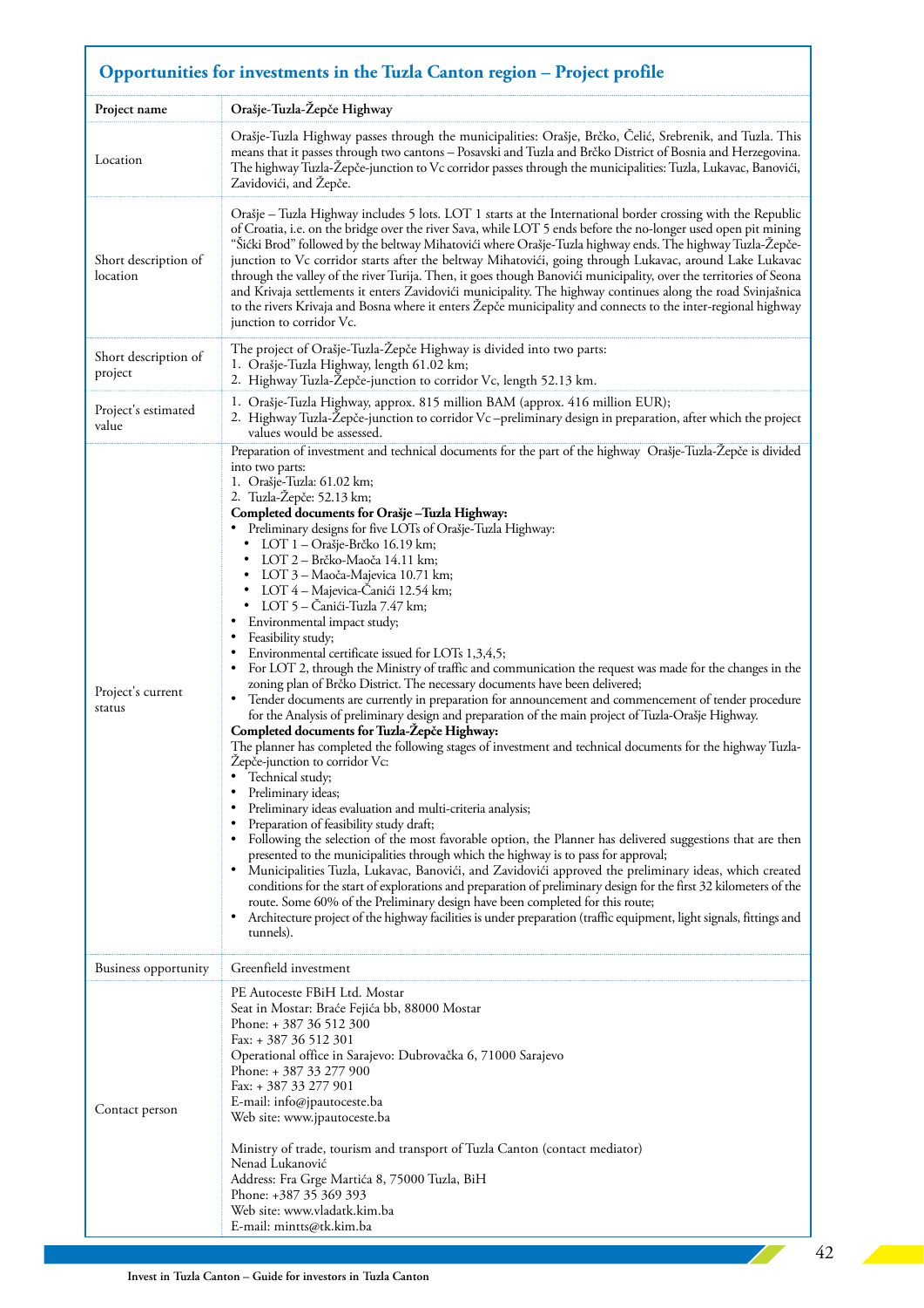## Opportunities for investments in the Tuzla Canton region – Project profile

| Project name | Orašje-Tuzla-Žepče Highway |
|---|---|
| Location | Orašje-Tuzla Highway passes through the municipalities: Orašje, Brčko, Čelić, Srebrenik, and Tuzla. This means that it passes through two cantons – Posavski and Tuzla and Brčko District of Bosnia and Herzegovina. The highway Tuzla-Žepče-junction to Vc corridor passes through the municipalities: Tuzla, Lukavac, Banovići, Zavidovići, and Žepče. |
| Short description of location | Orašje – Tuzla Highway includes 5 lots. LOT 1 starts at the International border crossing with the Republic of Croatia, i.e. on the bridge over the river Sava, while LOT 5 ends before the no-longer used open pit mining "Šićki Brod" followed by the beltway Mihatovići where Orašje-Tuzla highway ends. The highway Tuzla-Žepče-junction to Vc corridor starts after the beltway Mihatovići, going through Lukavac, around Lake Lukavac through the valley of the river Turija. Then, it goes though Banovići municipality, over the territories of Seona and Krivaja settlements it enters Zavidovići municipality. The highway continues along the road Svinjašnica to the rivers Krivaja and Bosna where it enters Žepče municipality and connects to the inter-regional highway junction to corridor Vc. |
| Short description of project | The project of Orašje-Tuzla-Žepče Highway is divided into two parts:<br>1. Orašje-Tuzla Highway, length 61.02 km;<br>2. Highway Tuzla-Žepče-junction to corridor Vc, length 52.13 km. |
| Project's estimated value | 1. Orašje-Tuzla Highway, approx. 815 million BAM (approx. 416 million EUR);<br>2. Highway Tuzla-Žepče-junction to corridor Vc –preliminary design in preparation, after which the project values would be assessed. |
| Project's current status | Preparation of investment and technical documents for the part of the highway Orašje-Tuzla-Žepče is divided into two parts:<br>1. Orašje-Tuzla: 61.02 km;<br>2. Tuzla-Žepče: 52.13 km;<br>**Completed documents for Orašje –Tuzla Highway:**<br>• Preliminary designs for five LOTs of Orašje-Tuzla Highway:<br>  • LOT 1 – Orašje-Brčko 16.19 km;<br>  • LOT 2 – Brčko-Maoča 14.11 km;<br>  • LOT 3 – Maoča-Majevica 10.71 km;<br>  • LOT 4 – Majevica-Čanići 12.54 km;<br>  • LOT 5 – Čanići-Tuzla 7.47 km;<br>• Environmental impact study;<br>• Feasibility study;<br>• Environmental certificate issued for LOTs 1,3,4,5;<br>• For LOT 2, through the Ministry of traffic and communication the request was made for the changes in the zoning plan of Brčko District. The necessary documents have been delivered;<br>• Tender documents are currently in preparation for announcement and commencement of tender procedure for the Analysis of preliminary design and preparation of the main project of Tuzla-Orašje Highway.<br>**Completed documents for Tuzla-Žepče Highway:**<br>The planner has completed the following stages of investment and technical documents for the highway Tuzla-Žepče-junction to corridor Vc:<br>• Technical study;<br>• Preliminary ideas;<br>• Preliminary ideas evaluation and multi-criteria analysis;<br>• Preparation of feasibility study draft;<br>• Following the selection of the most favorable option, the Planner has delivered suggestions that are then presented to the municipalities through which the highway is to pass for approval;<br>• Municipalities Tuzla, Lukavac, Banovići, and Zavidovići approved the preliminary ideas, which created conditions for the start of explorations and preparation of preliminary design for the first 32 kilometers of the route. Some 60% of the Preliminary design have been completed for this route;<br>• Architecture project of the highway facilities is under preparation (traffic equipment, light signals, fittings and tunnels). |
| Business opportunity | Greenfield investment |
| Contact person | PE Autoceste FBiH Ltd. Mostar<br>Seat in Mostar: Braće Fejića bb, 88000 Mostar<br>Phone: + 387 36 512 300<br>Fax: + 387 36 512 301<br>Operational office in Sarajevo: Dubrovačka 6, 71000 Sarajevo<br>Phone: + 387 33 277 900<br>Fax: + 387 33 277 901<br>E-mail: info@jpautoceste.ba<br>Web site: www.jpautoceste.ba<br><br>Ministry of trade, tourism and transport of Tuzla Canton (contact mediator)<br>Nenad Lukanović<br>Address: Fra Grge Martića 8, 75000 Tuzla, BiH<br>Phone: +387 35 369 393<br>Web site: www.vladatk.kim.ba<br>E-mail: mintts@tk.kim.ba |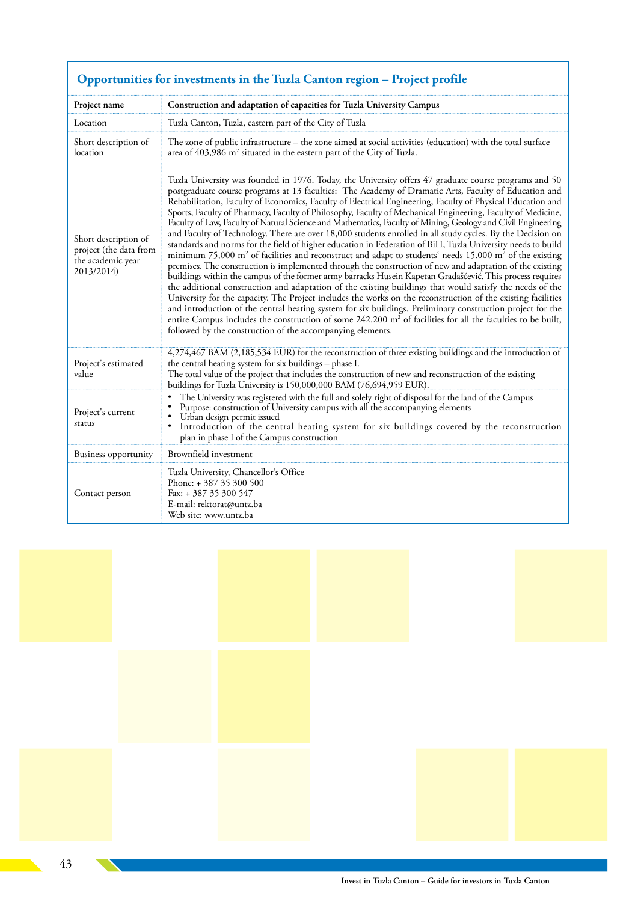## Opportunities for investments in the Tuzla Canton region – Project profile

| Project name | Construction and adaptation of capacities for Tuzla University Campus |
|---|---|
| Location | Tuzla Canton, Tuzla, eastern part of the City of Tuzla |
| Short description of location | The zone of public infrastructure – the zone aimed at social activities (education) with the total surface area of 403,986 m² situated in the eastern part of the City of Tuzla. |
| Short description of project (the data from the academic year 2013/2014) | Tuzla University was founded in 1976. Today, the University offers 47 graduate course programs and 50 postgraduate course programs at 13 faculties: The Academy of Dramatic Arts, Faculty of Education and Rehabilitation, Faculty of Economics, Faculty of Electrical Engineering, Faculty of Physical Education and Sports, Faculty of Pharmacy, Faculty of Philosophy, Faculty of Mechanical Engineering, Faculty of Medicine, Faculty of Law, Faculty of Natural Science and Mathematics, Faculty of Mining, Geology and Civil Engineering and Faculty of Technology. There are over 18,000 students enrolled in all study cycles. By the Decision on standards and norms for the field of higher education in Federation of BiH, Tuzla University needs to build minimum 75,000 m² of facilities and reconstruct and adapt to students' needs 15.000 m² of the existing premises. The construction is implemented through the construction of new and adaptation of the existing buildings within the campus of the former army barracks Husein Kapetan Gradaščević. This process requires the additional construction and adaptation of the existing buildings that would satisfy the needs of the University for the capacity. The Project includes the works on the reconstruction of the existing facilities and introduction of the central heating system for six buildings. Preliminary construction project for the entire Campus includes the construction of some 242.200 m² of facilities for all the faculties to be built, followed by the construction of the accompanying elements. |
| Project's estimated value | 4,274,467 BAM (2,185,534 EUR) for the reconstruction of three existing buildings and the introduction of the central heating system for six buildings – phase I.<br>The total value of the project that includes the construction of new and reconstruction of the existing buildings for Tuzla University is 150,000,000 BAM (76,694,959 EUR). |
| Project's current status | • The University was registered with the full and solely right of disposal for the land of the Campus<br>• Purpose: construction of University campus with all the accompanying elements<br>• Urban design permit issued<br>• Introduction of the central heating system for six buildings covered by the reconstruction plan in phase I of the Campus construction |
| Business opportunity | Brownfield investment |
| Contact person | Tuzla University, Chancellor's Office<br>Phone: + 387 35 300 500<br>Fax: + 387 35 300 547<br>E-mail: rektorat@untz.ba<br>Web site: www.untz.ba |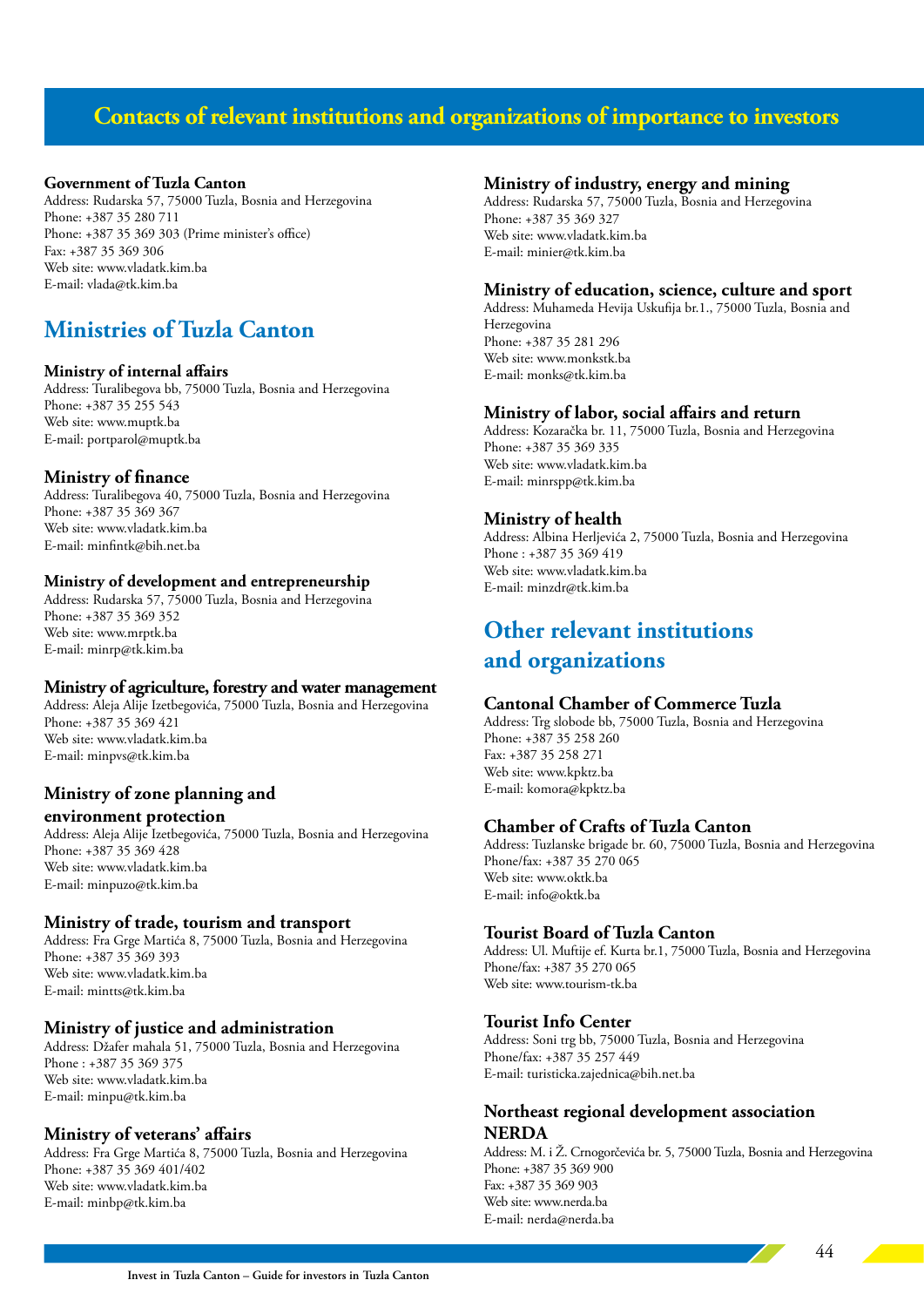# Contacts of relevant institutions and organizations of importance to investors

### Government of Tuzla Canton
Address: Rudarska 57, 75000 Tuzla, Bosnia and Herzegovina
Phone: +387 35 280 711
Phone: +387 35 369 303 (Prime minister's office)
Fax: +387 35 369 306
Web site: www.vladatk.kim.ba
E-mail: vlada@tk.kim.ba

## Ministries of Tuzla Canton

### Ministry of internal affairs
Address: Turalibegova bb, 75000 Tuzla, Bosnia and Herzegovina
Phone: +387 35 255 543
Web site: www.muptk.ba
E-mail: portparol@muptk.ba

### Ministry of finance
Address: Turalibegova 40, 75000 Tuzla, Bosnia and Herzegovina
Phone: +387 35 369 367
Web site: www.vladatk.kim.ba
E-mail: minfintk@bih.net.ba

### Ministry of development and entrepreneurship
Address: Rudarska 57, 75000 Tuzla, Bosnia and Herzegovina
Phone: +387 35 369 352
Web site: www.mrptk.ba
E-mail: minrp@tk.kim.ba

### Ministry of agriculture, forestry and water management
Address: Aleja Alije Izetbegovića, 75000 Tuzla, Bosnia and Herzegovina
Phone: +387 35 369 421
Web site: www.vladatk.kim.ba
E-mail: minpvs@tk.kim.ba

### Ministry of zone planning and environment protection
Address: Aleja Alije Izetbegovića, 75000 Tuzla, Bosnia and Herzegovina
Phone: +387 35 369 428
Web site: www.vladatk.kim.ba
E-mail: minpuzo@tk.kim.ba

### Ministry of trade, tourism and transport
Address: Fra Grge Martića 8, 75000 Tuzla, Bosnia and Herzegovina
Phone: +387 35 369 393
Web site: www.vladatk.kim.ba
E-mail: mintts@tk.kim.ba

### Ministry of justice and administration
Address: Džafer mahala 51, 75000 Tuzla, Bosnia and Herzegovina
Phone : +387 35 369 375
Web site: www.vladatk.kim.ba
E-mail: minpu@tk.kim.ba

### Ministry of veterans' affairs
Address: Fra Grge Martića 8, 75000 Tuzla, Bosnia and Herzegovina
Phone: +387 35 369 401/402
Web site: www.vladatk.kim.ba
E-mail: minbp@tk.kim.ba

### Ministry of industry, energy and mining
Address: Rudarska 57, 75000 Tuzla, Bosnia and Herzegovina
Phone: +387 35 369 327
Web site: www.vladatk.kim.ba
E-mail: minier@tk.kim.ba

### Ministry of education, science, culture and sport
Address: Muhameda Hevija Uskufija br.1., 75000 Tuzla, Bosnia and Herzegovina
Phone: +387 35 281 296
Web site: www.monkstk.ba
E-mail: monks@tk.kim.ba

### Ministry of labor, social affairs and return
Address: Kozaračka br. 11, 75000 Tuzla, Bosnia and Herzegovina
Phone: +387 35 369 335
Web site: www.vladatk.kim.ba
E-mail: minrspp@tk.kim.ba

### Ministry of health
Address: Albina Herljevića 2, 75000 Tuzla, Bosnia and Herzegovina
Phone : +387 35 369 419
Web site: www.vladatk.kim.ba
E-mail: minzdr@tk.kim.ba

## Other relevant institutions and organizations

### Cantonal Chamber of Commerce Tuzla
Address: Trg slobode bb, 75000 Tuzla, Bosnia and Herzegovina
Phone: +387 35 258 260
Fax: +387 35 258 271
Web site: www.kpktz.ba
E-mail: komora@kpktz.ba

### Chamber of Crafts of Tuzla Canton
Address: Tuzlanske brigade br. 60, 75000 Tuzla, Bosnia and Herzegovina
Phone/fax: +387 35 270 065
Web site: www.oktk.ba
E-mail: info@oktk.ba

### Tourist Board of Tuzla Canton
Address: Ul. Muftije ef. Kurta br.1, 75000 Tuzla, Bosnia and Herzegovina
Phone/fax: +387 35 270 065
Web site: www.tourism-tk.ba

### Tourist Info Center
Address: Soni trg bb, 75000 Tuzla, Bosnia and Herzegovina
Phone/fax: +387 35 257 449
E-mail: turisticka.zajednica@bih.net.ba

### Northeast regional development association NERDA
Address: M. i Ž. Crnogorčevića br. 5, 75000 Tuzla, Bosnia and Herzegovina
Phone: +387 35 369 900
Fax: +387 35 369 903
Web site: www.nerda.ba
E-mail: nerda@nerda.ba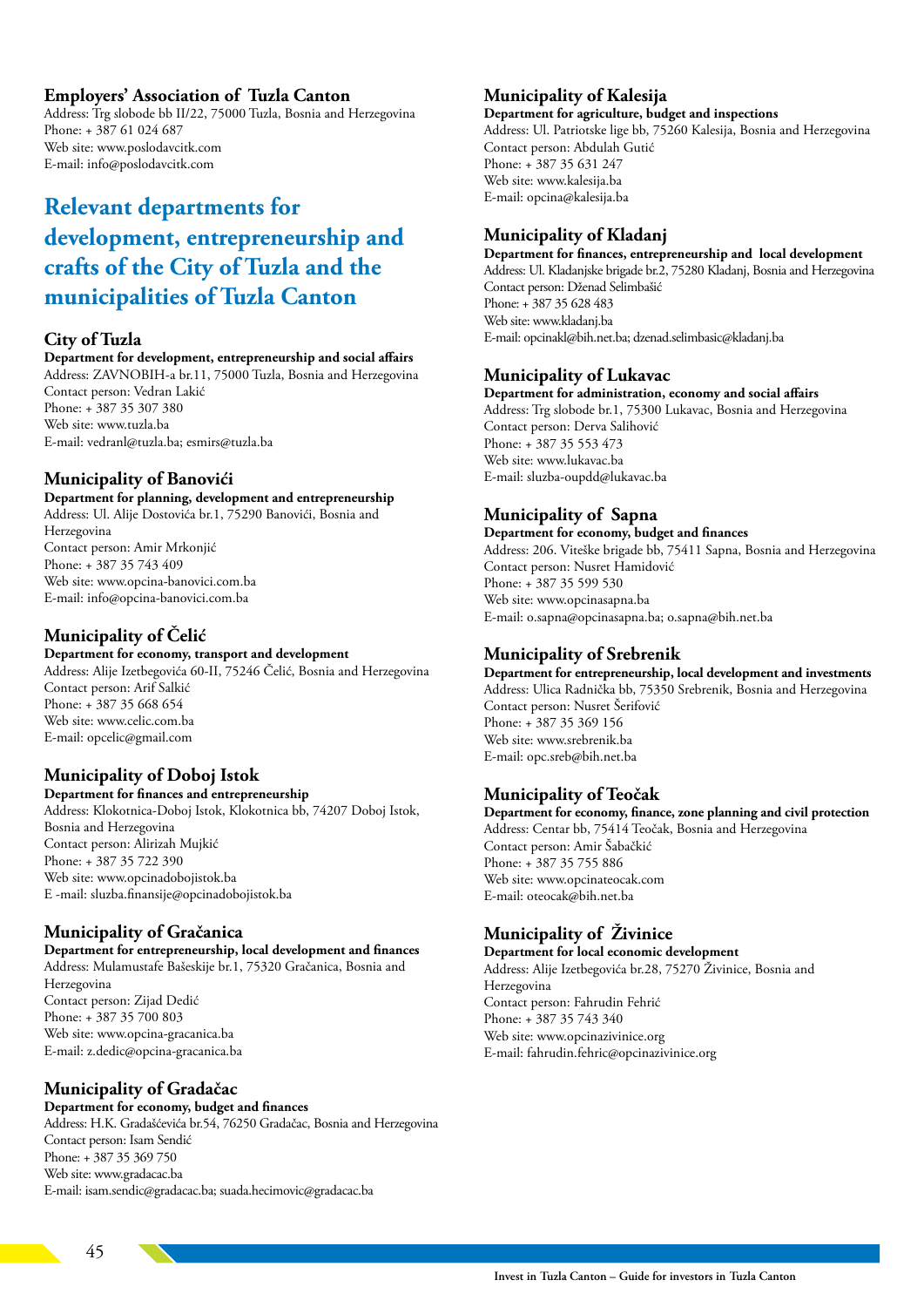### Employers' Association of Tuzla Canton

Address: Trg slobode bb II/22, 75000 Tuzla, Bosnia and Herzegovina
Phone: + 387 61 024 687
Web site: www.poslodavcitk.com
E-mail: info@poslodavcitk.com

## Relevant departments for development, entrepreneurship and crafts of the City of Tuzla and the municipalities of Tuzla Canton

### City of Tuzla

**Department for development, entrepreneurship and social affairs**
Address: ZAVNOBIH-a br.11, 75000 Tuzla, Bosnia and Herzegovina
Contact person: Vedran Lakić
Phone: + 387 35 307 380
Web site: www.tuzla.ba
E-mail: vedranl@tuzla.ba; esmirs@tuzla.ba

### Municipality of Banovići

**Department for planning, development and entrepreneurship**
Address: Ul. Alije Dostovića br.1, 75290 Banovići, Bosnia and Herzegovina
Contact person: Amir Mrkonjić
Phone: + 387 35 743 409
Web site: www.opcina-banovici.com.ba
E-mail: info@opcina-banovici.com.ba

### Municipality of Čelić

**Department for economy, transport and development**
Address: Alije Izetbegovića 60-II, 75246 Čelić, Bosnia and Herzegovina
Contact person: Arif Salkić
Phone: + 387 35 668 654
Web site: www.celic.com.ba
E-mail: opcelic@gmail.com

### Municipality of Doboj Istok

**Department for finances and entrepreneurship**
Address: Klokotnica-Doboj Istok, Klokotnica bb, 74207 Doboj Istok, Bosnia and Herzegovina
Contact person: Alirizah Mujkić
Phone: + 387 35 722 390
Web site: www.opcinadobojistok.ba
E -mail: sluzba.finansije@opcinadobojistok.ba

### Municipality of Gračanica

**Department for entrepreneurship, local development and finances**
Address: Mulamustafe Bašeskije br.1, 75320 Gračanica, Bosnia and Herzegovina
Contact person: Zijad Dedić
Phone: + 387 35 700 803
Web site: www.opcina-gracanica.ba
E-mail: z.dedic@opcina-gracanica.ba

### Municipality of Gradačac

**Department for economy, budget and finances**
Address: H.K. Gradašćevića br.54, 76250 Gradačac, Bosnia and Herzegovina
Contact person: Isam Sendić
Phone: + 387 35 369 750
Web site: www.gradacac.ba
E-mail: isam.sendic@gradacac.ba; suada.hecimovic@gradacac.ba

### Municipality of Kalesija

**Department for agriculture, budget and inspections**
Address: Ul. Patriotske lige bb, 75260 Kalesija, Bosnia and Herzegovina
Contact person: Abdulah Gutić
Phone: + 387 35 631 247
Web site: www.kalesija.ba
E-mail: opcina@kalesija.ba

### Municipality of Kladanj

**Department for finances, entrepreneurship and local development**
Address: Ul. Kladanjske brigade br.2, 75280 Kladanj, Bosnia and Herzegovina
Contact person: Dženad Selimbašić
Phone: + 387 35 628 483
Web site: www.kladanj.ba
E-mail: opcinakl@bih.net.ba; dzenad.selimbasic@kladanj.ba

### Municipality of Lukavac

**Department for administration, economy and social affairs**
Address: Trg slobode br.1, 75300 Lukavac, Bosnia and Herzegovina
Contact person: Derva Salihović
Phone: + 387 35 553 473
Web site: www.lukavac.ba
E-mail: sluzba-oupdd@lukavac.ba

### Municipality of Sapna

**Department for economy, budget and finances**
Address: 206. Viteške brigade bb, 75411 Sapna, Bosnia and Herzegovina
Contact person: Nusret Hamidović
Phone: + 387 35 599 530
Web site: www.opcinasapna.ba
E-mail: o.sapna@opcinasapna.ba; o.sapna@bih.net.ba

### Municipality of Srebrenik

**Department for entrepreneurship, local development and investments**
Address: Ulica Radnička bb, 75350 Srebrenik, Bosnia and Herzegovina
Contact person: Nusret Šerifović
Phone: + 387 35 369 156
Web site: www.srebrenik.ba
E-mail: opc.sreb@bih.net.ba

### Municipality of Teočak

**Department for economy, finance, zone planning and civil protection**
Address: Centar bb, 75414 Teočak, Bosnia and Herzegovina
Contact person: Amir Šabačkić
Phone: + 387 35 755 886
Web site: www.opcinateocak.com
E-mail: oteocak@bih.net.ba

### Municipality of Živinice

**Department for local economic development**
Address: Alije Izetbegovića br.28, 75270 Živinice, Bosnia and Herzegovina
Contact person: Fahrudin Fehrić
Phone: + 387 35 743 340
Web site: www.opcinazivinice.org
E-mail: fahrudin.fehric@opcinazivinice.org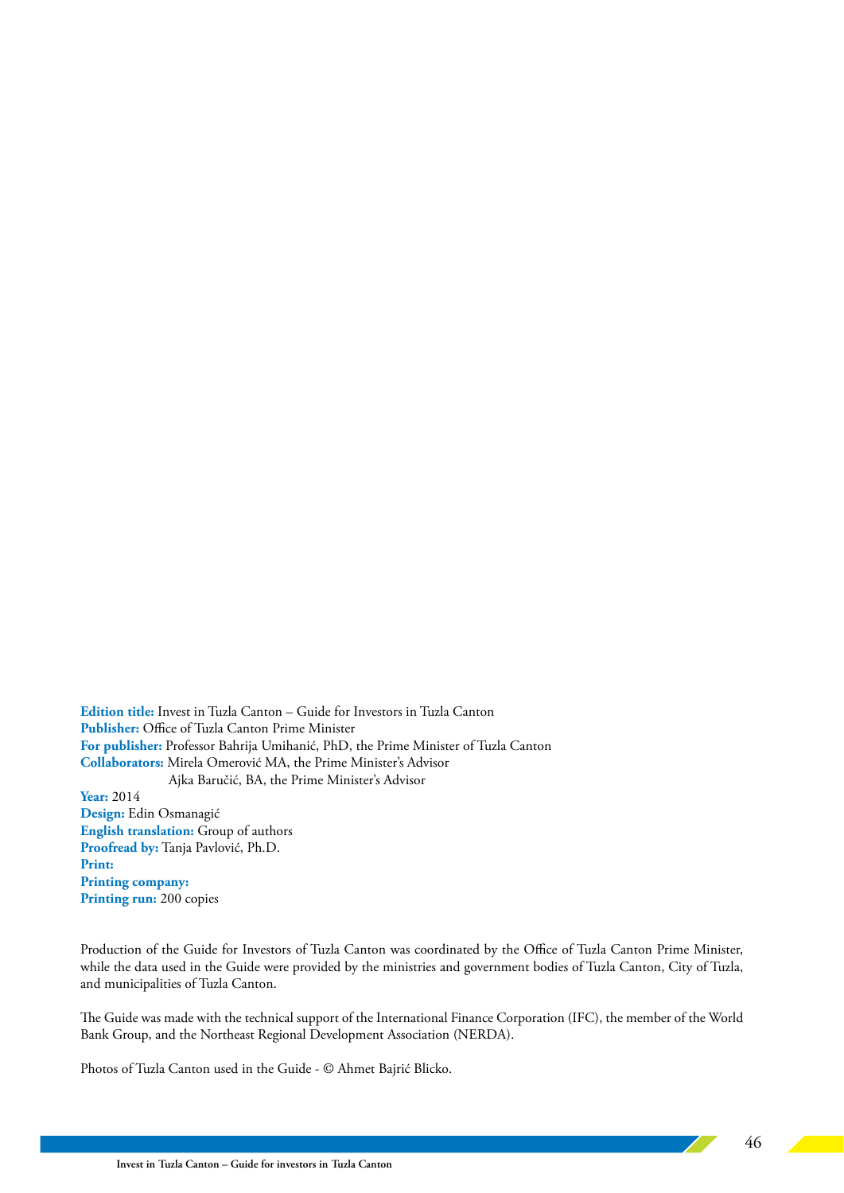**Edition title:** Invest in Tuzla Canton – Guide for Investors in Tuzla Canton
**Publisher:** Office of Tuzla Canton Prime Minister
**For publisher:** Professor Bahrija Umihanić, PhD, the Prime Minister of Tuzla Canton
**Collaborators:** Mirela Omerović MA, the Prime Minister's Advisor
Ajka Baručić, BA, the Prime Minister's Advisor
**Year:** 2014
**Design:** Edin Osmanagić
**English translation:** Group of authors
**Proofread by:** Tanja Pavlović, Ph.D.
**Print:**
**Printing company:**
**Printing run:** 200 copies

Production of the Guide for Investors of Tuzla Canton was coordinated by the Office of Tuzla Canton Prime Minister, while the data used in the Guide were provided by the ministries and government bodies of Tuzla Canton, City of Tuzla, and municipalities of Tuzla Canton.

The Guide was made with the technical support of the International Finance Corporation (IFC), the member of the World Bank Group, and the Northeast Regional Development Association (NERDA).

Photos of Tuzla Canton used in the Guide - © Ahmet Bajrić Blicko.